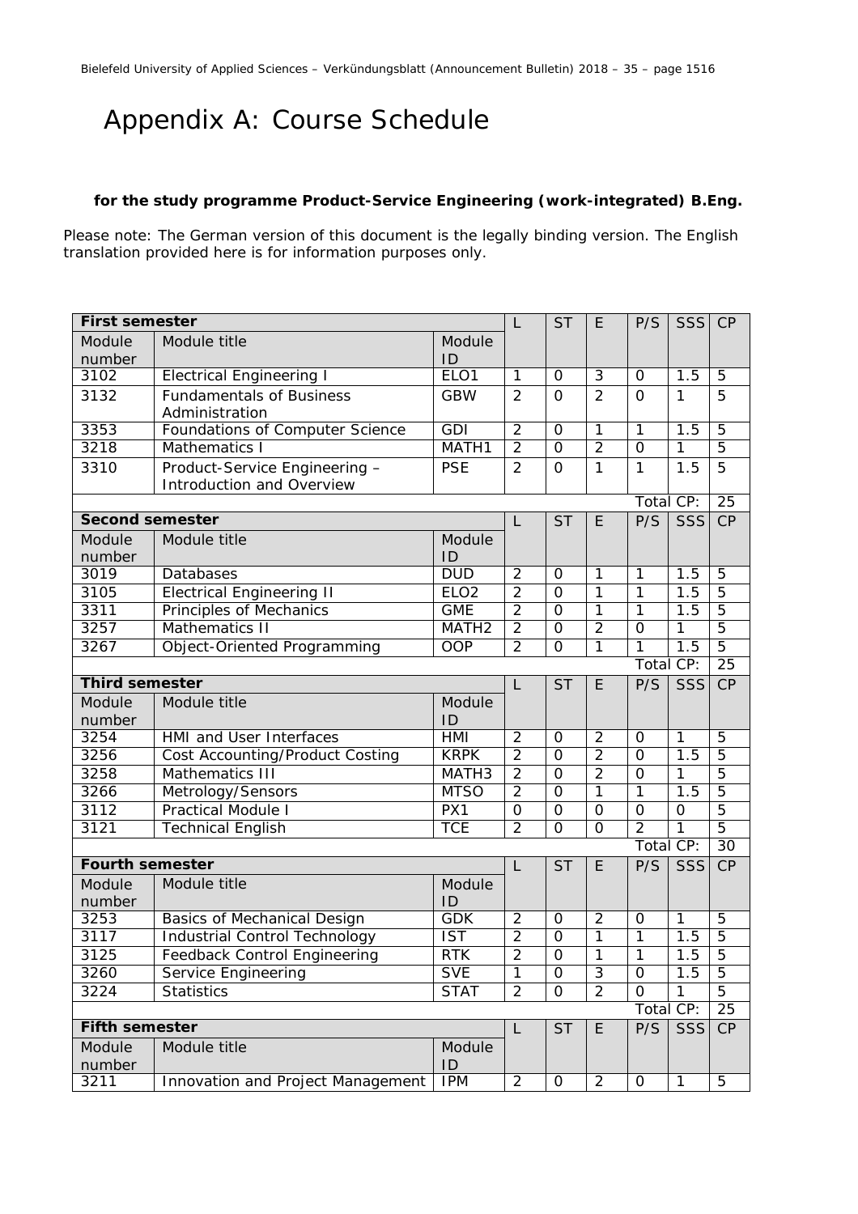# Appendix A: Course Schedule

**for the study programme Product-Service Engineering (work-integrated) B.Eng.**

Please note: The German version of this document is the legally binding version. The English translation provided here is for information purposes only.

| **First semester** | | | L | ST | E | P/S | SSS | CP |
|---|---|---|---|---|---|---|---|---|
| Module number | Module title | Module ID | | | | | | |
| 3102 | Electrical Engineering I | ELO1 | 1 | 0 | 3 | 0 | 1.5 | 5 |
| 3132 | Fundamentals of Business Administration | GBW | 2 | 0 | 2 | 0 | 1 | 5 |
| 3353 | Foundations of Computer Science | GDI | 2 | 0 | 1 | 1 | 1.5 | 5 |
| 3218 | Mathematics I | MATH1 | 2 | 0 | 2 | 0 | 1 | 5 |
| 3310 | Product-Service Engineering – Introduction and Overview | PSE | 2 | 0 | 1 | 1 | 1.5 | 5 |
| | | | | | | Total CP: | | 25 |
| **Second semester** | | | L | ST | E | P/S | SSS | CP |
| Module number | Module title | Module ID | | | | | | |
| 3019 | Databases | DUD | 2 | 0 | 1 | 1 | 1.5 | 5 |
| 3105 | Electrical Engineering II | ELO2 | 2 | 0 | 1 | 1 | 1.5 | 5 |
| 3311 | Principles of Mechanics | GME | 2 | 0 | 1 | 1 | 1.5 | 5 |
| 3257 | Mathematics II | MATH2 | 2 | 0 | 2 | 0 | 1 | 5 |
| 3267 | Object-Oriented Programming | OOP | 2 | 0 | 1 | 1 | 1.5 | 5 |
| | | | | | | Total CP: | | 25 |
| **Third semester** | | | L | ST | E | P/S | SSS | CP |
| Module number | Module title | Module ID | | | | | | |
| 3254 | HMI and User Interfaces | HMI | 2 | 0 | 2 | 0 | 1 | 5 |
| 3256 | Cost Accounting/Product Costing | KRPK | 2 | 0 | 2 | 0 | 1.5 | 5 |
| 3258 | Mathematics III | MATH3 | 2 | 0 | 2 | 0 | 1 | 5 |
| 3266 | Metrology/Sensors | MTSO | 2 | 0 | 1 | 1 | 1.5 | 5 |
| 3112 | Practical Module I | PX1 | 0 | 0 | 0 | 0 | 0 | 5 |
| 3121 | Technical English | TCE | 2 | 0 | 0 | 2 | 1 | 5 |
| | | | | | | Total CP: | | 30 |
| **Fourth semester** | | | L | ST | E | P/S | SSS | CP |
| Module number | Module title | Module ID | | | | | | |
| 3253 | Basics of Mechanical Design | GDK | 2 | 0 | 2 | 0 | 1 | 5 |
| 3117 | Industrial Control Technology | IST | 2 | 0 | 1 | 1 | 1.5 | 5 |
| 3125 | Feedback Control Engineering | RTK | 2 | 0 | 1 | 1 | 1.5 | 5 |
| 3260 | Service Engineering | SVE | 1 | 0 | 3 | 0 | 1.5 | 5 |
| 3224 | Statistics | STAT | 2 | 0 | 2 | 0 | 1 | 5 |
| | | | | | | Total CP: | | 25 |
| **Fifth semester** | | | L | ST | E | P/S | SSS | CP |
| Module number | Module title | Module ID | | | | | | |
| 3211 | Innovation and Project Management | IPM | 2 | 0 | 2 | 0 | 1 | 5 |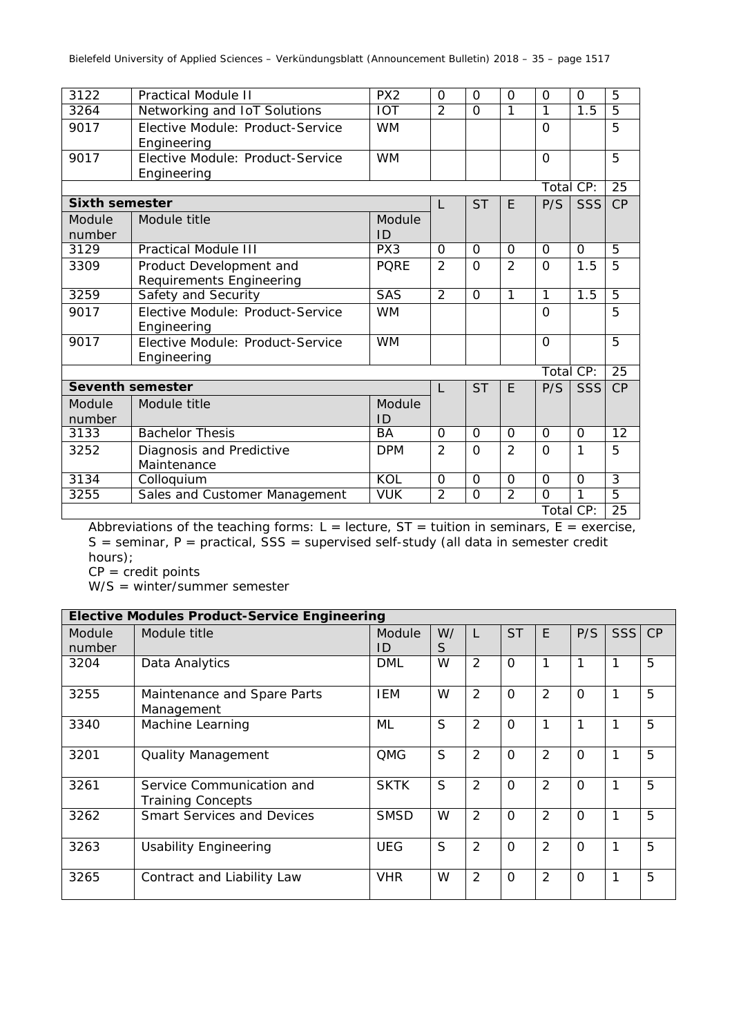| | | | | | | | | |
|---|---|---|---|---|---|---|---|---|
| 3122 | Practical Module II | PX2 | 0 | 0 | 0 | 0 | 0 | 5 |
| 3264 | Networking and IoT Solutions | IOT | 2 | 0 | 1 | 1 | 1.5 | 5 |
| 9017 | Elective Module: Product-Service Engineering | WM | | | | 0 | | 5 |
| 9017 | Elective Module: Product-Service Engineering | WM | | | | 0 | | 5 |
| | | | | | | Total CP: | | 25 |
| **Sixth semester** | | | L | ST | E | P/S | SSS | CP |
| Module number | Module title | Module ID | | | | | | |
| 3129 | Practical Module III | PX3 | 0 | 0 | 0 | 0 | 0 | 5 |
| 3309 | Product Development and Requirements Engineering | PQRE | 2 | 0 | 2 | 0 | 1.5 | 5 |
| 3259 | Safety and Security | SAS | 2 | 0 | 1 | 1 | 1.5 | 5 |
| 9017 | Elective Module: Product-Service Engineering | WM | | | | 0 | | 5 |
| 9017 | Elective Module: Product-Service Engineering | WM | | | | 0 | | 5 |
| | | | | | | Total CP: | | 25 |
| **Seventh semester** | | | L | ST | E | P/S | SSS | CP |
| Module number | Module title | Module ID | | | | | | |
| 3133 | Bachelor Thesis | BA | 0 | 0 | 0 | 0 | 0 | 12 |
| 3252 | Diagnosis and Predictive Maintenance | DPM | 2 | 0 | 2 | 0 | 1 | 5 |
| 3134 | Colloquium | KOL | 0 | 0 | 0 | 0 | 0 | 3 |
| 3255 | Sales and Customer Management | VUK | 2 | 0 | 2 | 0 | 1 | 5 |
| | | | | | | Total CP: | | 25 |

Abbreviations of the teaching forms: L = lecture, ST = tuition in seminars, E = exercise, S = seminar, P = practical, SSS = supervised self-study (all data in semester credit hours);
CP = credit points
W/S = winter/summer semester

| **Elective Modules Product-Service Engineering** | | | | | | | | | |
|---|---|---|---|---|---|---|---|---|---|
| Module number | Module title | Module ID | W/S | L | ST | E | P/S | SSS | CP |
| 3204 | Data Analytics | DML | W | 2 | 0 | 1 | 1 | 1 | 5 |
| 3255 | Maintenance and Spare Parts Management | IEM | W | 2 | 0 | 2 | 0 | 1 | 5 |
| 3340 | Machine Learning | ML | S | 2 | 0 | 1 | 1 | 1 | 5 |
| 3201 | Quality Management | QMG | S | 2 | 0 | 2 | 0 | 1 | 5 |
| 3261 | Service Communication and Training Concepts | SKTK | S | 2 | 0 | 2 | 0 | 1 | 5 |
| 3262 | Smart Services and Devices | SMSD | W | 2 | 0 | 2 | 0 | 1 | 5 |
| 3263 | Usability Engineering | UEG | S | 2 | 0 | 2 | 0 | 1 | 5 |
| 3265 | Contract and Liability Law | VHR | W | 2 | 0 | 2 | 0 | 1 | 5 |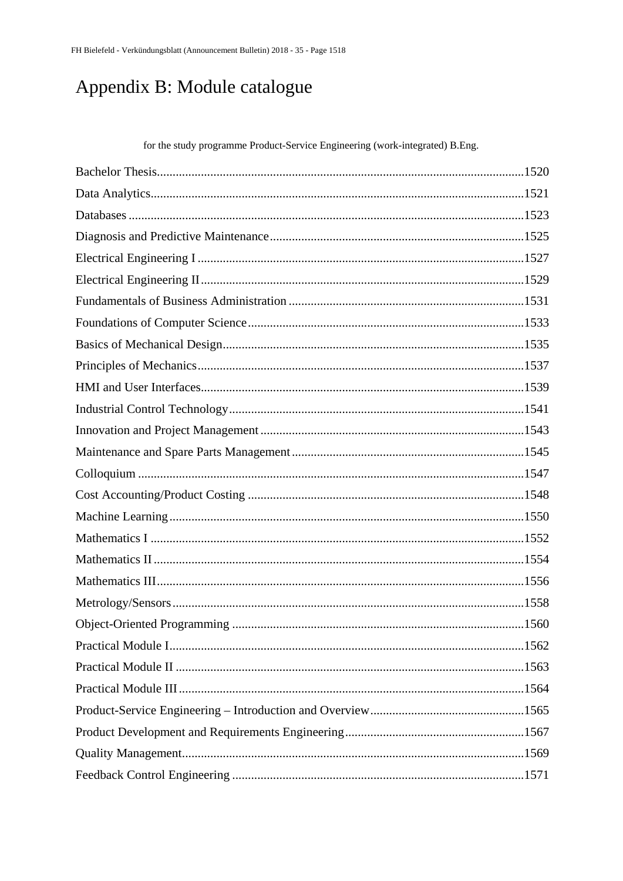# Appendix B: Module catalogue

for the study programme Product-Service Engineering (work-integrated) B.Eng.

Bachelor Thesis....................................................................................................................1520
Data Analytics.......................................................................................................................1521
Databases .............................................................................................................................1523
Diagnosis and Predictive Maintenance.................................................................................1525
Electrical Engineering I ........................................................................................................1527
Electrical Engineering II.......................................................................................................1529
Fundamentals of Business Administration ...........................................................................1531
Foundations of Computer Science........................................................................................1533
Basics of Mechanical Design................................................................................................1535
Principles of Mechanics........................................................................................................1537
HMI and User Interfaces......................................................................................................1539
Industrial Control Technology.............................................................................................1541
Innovation and Project Management ...................................................................................1543
Maintenance and Spare Parts Management.........................................................................1545
Colloquium ..........................................................................................................................1547
Cost Accounting/Product Costing .......................................................................................1548
Machine Learning................................................................................................................1550
Mathematics I ......................................................................................................................1552
Mathematics II .....................................................................................................................1554
Mathematics III....................................................................................................................1556
Metrology/Sensors...............................................................................................................1558
Object-Oriented Programming ............................................................................................1560
Practical Module I................................................................................................................1562
Practical Module II ..............................................................................................................1563
Practical Module III.............................................................................................................1564
Product-Service Engineering – Introduction and Overview.................................................1565
Product Development and Requirements Engineering.........................................................1567
Quality Management............................................................................................................1569
Feedback Control Engineering ............................................................................................1571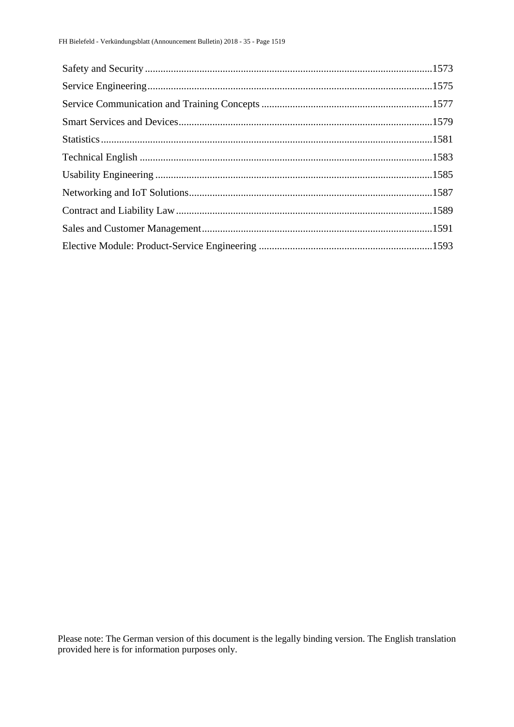Safety and Security .......... 1573
Service Engineering .......... 1575
Service Communication and Training Concepts .......... 1577
Smart Services and Devices .......... 1579
Statistics .......... 1581
Technical English .......... 1583
Usability Engineering .......... 1585
Networking and IoT Solutions .......... 1587
Contract and Liability Law .......... 1589
Sales and Customer Management .......... 1591
Elective Module: Product-Service Engineering .......... 1593

Please note: The German version of this document is the legally binding version. The English translation provided here is for information purposes only.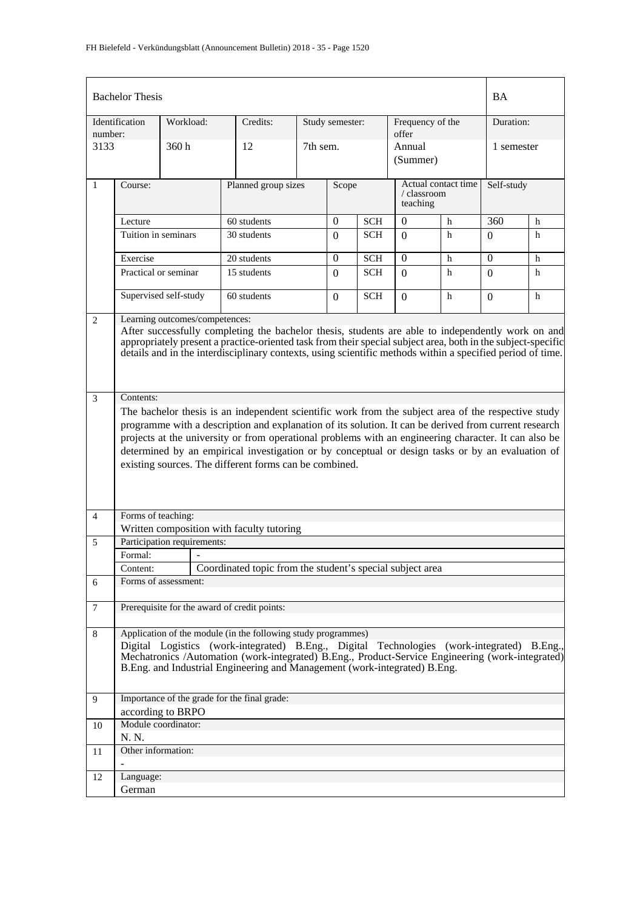| Bachelor Thesis | | | | | BA |
|---|---|---|---|---|---|
| Identification number: | Workload: | Credits: | Study semester: | Frequency of the offer | Duration: |
| 3133 | 360 h | 12 | 7th sem. | Annual (Summer) | 1 semester |

| | Course: | Planned group sizes | Scope | | Actual contact time / classroom teaching | | Self-study | |
|---|---|---|---|---|---|---|---|---|
| 1 | Lecture | 60 students | 0 | SCH | 0 | h | 360 | h |
| | Tuition in seminars | 30 students | 0 | SCH | 0 | h | 0 | h |
| | Exercise | 20 students | 0 | SCH | 0 | h | 0 | h |
| | Practical or seminar | 15 students | 0 | SCH | 0 | h | 0 | h |
| | Supervised self-study | 60 students | 0 | SCH | 0 | h | 0 | h |

**2 Learning outcomes/competences:**

After successfully completing the bachelor thesis, students are able to independently work on and appropriately present a practice-oriented task from their special subject area, both in the subject-specific details and in the interdisciplinary contexts, using scientific methods within a specified period of time.

**3 Contents:**

The bachelor thesis is an independent scientific work from the subject area of the respective study programme with a description and explanation of its solution. It can be derived from current research projects at the university or from operational problems with an engineering character. It can also be determined by an empirical investigation or by conceptual or design tasks or by an evaluation of existing sources. The different forms can be combined.

**4 Forms of teaching:**

Written composition with faculty tutoring

**5 Participation requirements:**

| | |
|---|---|
| Formal: | - |
| Content: | Coordinated topic from the student's special subject area |

**6 Forms of assessment:**

**7 Prerequisite for the award of credit points:**

**8 Application of the module (in the following study programmes)**

Digital Logistics (work-integrated) B.Eng., Digital Technologies (work-integrated) B.Eng., Mechatronics /Automation (work-integrated) B.Eng., Product-Service Engineering (work-integrated) B.Eng. and Industrial Engineering and Management (work-integrated) B.Eng.

**9 Importance of the grade for the final grade:**

according to BRPO

**10 Module coordinator:**

N. N.

**11 Other information:**

-

**12 Language:**

German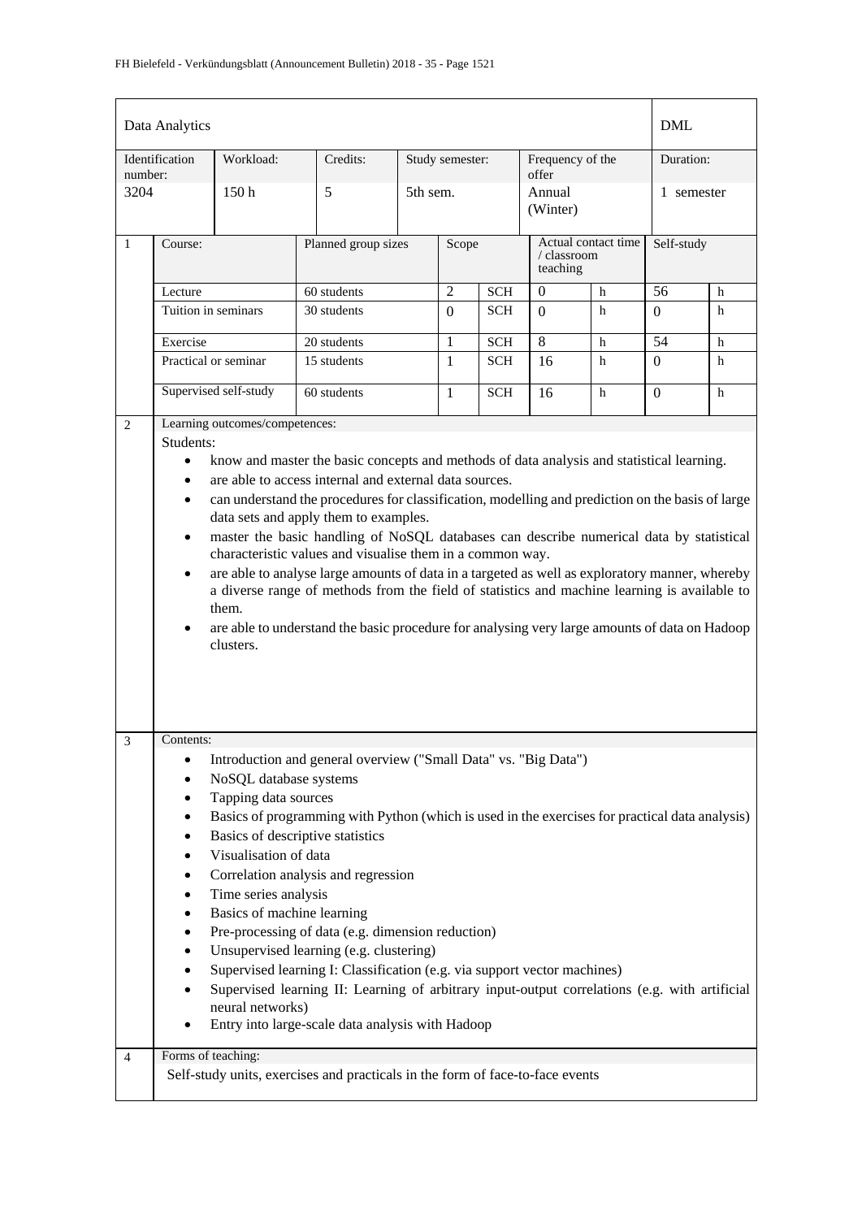| Data Analytics | | | | | | DML |
|---|---|---|---|---|---|---|
| Identification number: | Workload: | Credits: | Study semester: | Frequency of the offer | | Duration: |
| 3204 | 150 h | 5 | 5th sem. | Annual (Winter) | | 1 semester |

| 1 | Course: | Planned group sizes | Scope | | Actual contact time / classroom teaching | | Self-study | |
|---|---|---|---|---|---|---|---|---|
| | Lecture | 60 students | 2 | SCH | 0 | h | 56 | h |
| | Tuition in seminars | 30 students | 0 | SCH | 0 | h | 0 | h |
| | Exercise | 20 students | 1 | SCH | 8 | h | 54 | h |
| | Practical or seminar | 15 students | 1 | SCH | 16 | h | 0 | h |
| | Supervised self-study | 60 students | 1 | SCH | 16 | h | 0 | h |

**2 Learning outcomes/competences:**

Students:

- know and master the basic concepts and methods of data analysis and statistical learning.
- are able to access internal and external data sources.
- can understand the procedures for classification, modelling and prediction on the basis of large data sets and apply them to examples.
- master the basic handling of NoSQL databases can describe numerical data by statistical characteristic values and visualise them in a common way.
- are able to analyse large amounts of data in a targeted as well as exploratory manner, whereby a diverse range of methods from the field of statistics and machine learning is available to them.
- are able to understand the basic procedure for analysing very large amounts of data on Hadoop clusters.

**3 Contents:**

- Introduction and general overview ("Small Data" vs. "Big Data")
- NoSQL database systems
- Tapping data sources
- Basics of programming with Python (which is used in the exercises for practical data analysis)
- Basics of descriptive statistics
- Visualisation of data
- Correlation analysis and regression
- Time series analysis
- Basics of machine learning
- Pre-processing of data (e.g. dimension reduction)
- Unsupervised learning (e.g. clustering)
- Supervised learning I: Classification (e.g. via support vector machines)
- Supervised learning II: Learning of arbitrary input-output correlations (e.g. with artificial neural networks)
- Entry into large-scale data analysis with Hadoop

**4 Forms of teaching:**

Self-study units, exercises and practicals in the form of face-to-face events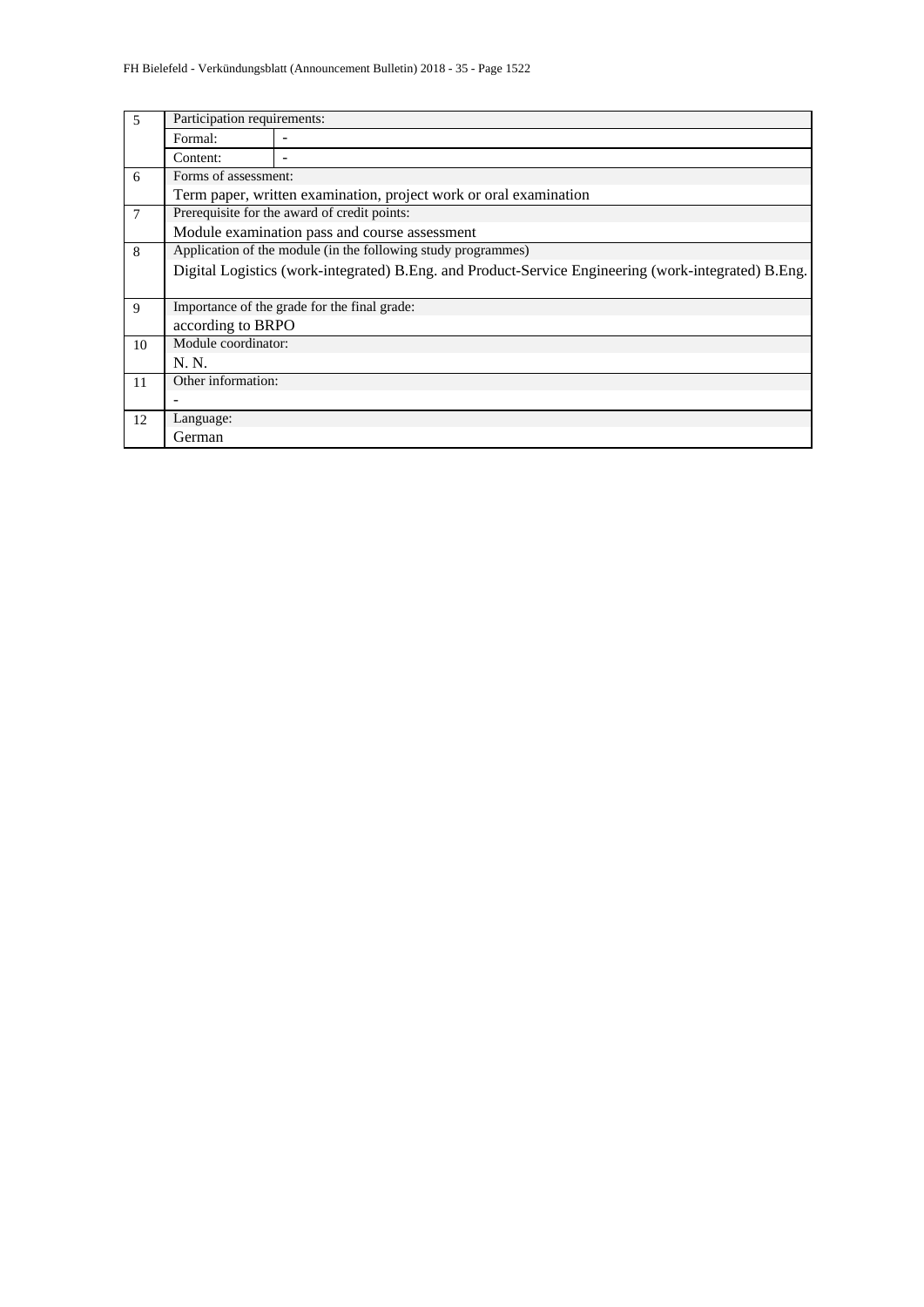| | | |
|---|---|---|
| 5 | Participation requirements: | |
| | Formal: | - |
| | Content: | - |
| 6 | Forms of assessment: | |
| | Term paper, written examination, project work or oral examination | |
| 7 | Prerequisite for the award of credit points: | |
| | Module examination pass and course assessment | |
| 8 | Application of the module (in the following study programmes) | |
| | Digital Logistics (work-integrated) B.Eng. and Product-Service Engineering (work-integrated) B.Eng. | |
| 9 | Importance of the grade for the final grade: | |
| | according to BRPO | |
| 10 | Module coordinator: | |
| | N. N. | |
| 11 | Other information: | |
| | - | |
| 12 | Language: | |
| | German | |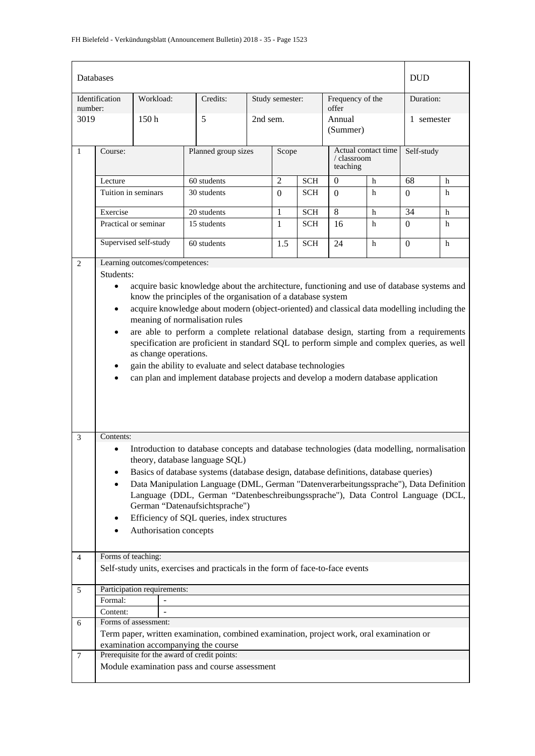| Databases | | | | | | DUD |
|---|---|---|---|---|---|---|
| Identification number: | Workload: | Credits: | Study semester: | Frequency of the offer | | Duration: |
| 3019 | 150 h | 5 | 2nd sem. | Annual (Summer) | | 1 semester |

| 1 | Course: | Planned group sizes | Scope | | Actual contact time / classroom teaching | | Self-study | |
|---|---|---|---|---|---|---|---|---|
| | Lecture | 60 students | 2 | SCH | 0 | h | 68 | h |
| | Tuition in seminars | 30 students | 0 | SCH | 0 | h | 0 | h |
| | Exercise | 20 students | 1 | SCH | 8 | h | 34 | h |
| | Practical or seminar | 15 students | 1 | SCH | 16 | h | 0 | h |
| | Supervised self-study | 60 students | 1.5 | SCH | 24 | h | 0 | h |

**2 Learning outcomes/competences:**

Students:

- acquire basic knowledge about the architecture, functioning and use of database systems and know the principles of the organisation of a database system
- acquire knowledge about modern (object-oriented) and classical data modelling including the meaning of normalisation rules
- are able to perform a complete relational database design, starting from a requirements specification are proficient in standard SQL to perform simple and complex queries, as well as change operations.
- gain the ability to evaluate and select database technologies
- can plan and implement database projects and develop a modern database application

**3 Contents:**

- Introduction to database concepts and database technologies (data modelling, normalisation theory, database language SQL)
- Basics of database systems (database design, database definitions, database queries)
- Data Manipulation Language (DML, German "Datenverarbeitungssprache"), Data Definition Language (DDL, German "Datenbeschreibungssprache"), Data Control Language (DCL, German "Datenaufsichtsprache")
- Efficiency of SQL queries, index structures
- Authorisation concepts

**4 Forms of teaching:**

Self-study units, exercises and practicals in the form of face-to-face events

**5 Participation requirements:**

| Formal: | - |
|---|---|
| Content: | - |

**6 Forms of assessment:**

Term paper, written examination, combined examination, project work, oral examination or examination accompanying the course

**7 Prerequisite for the award of credit points:**

Module examination pass and course assessment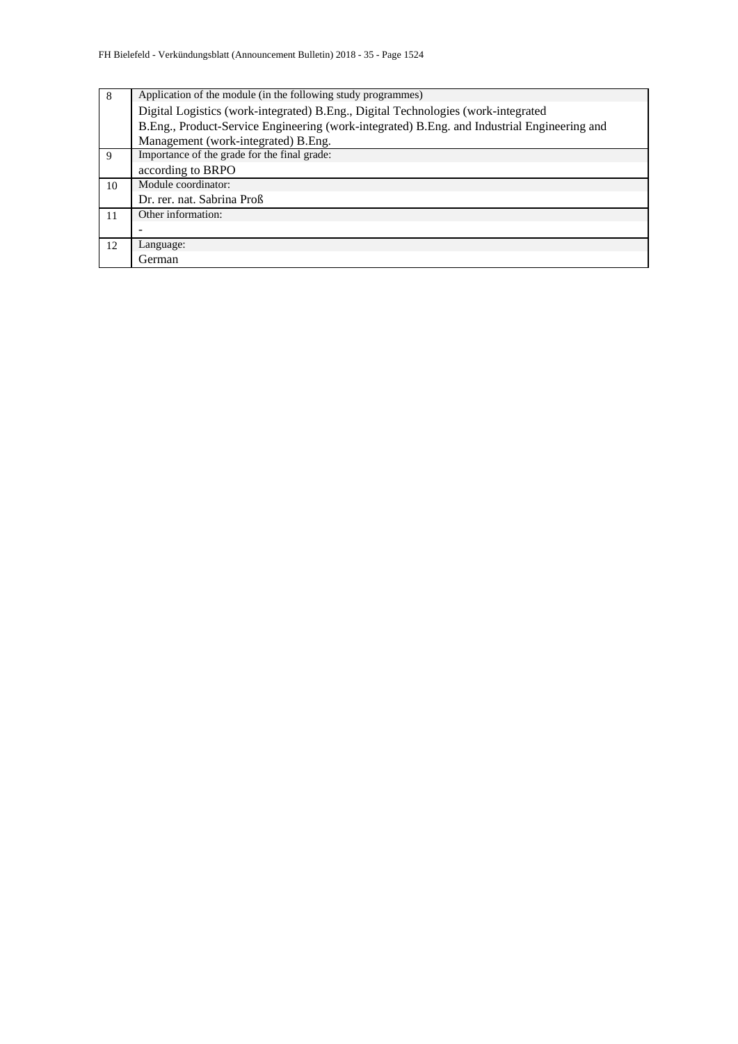| | |
|---|---|
| 8 | Application of the module (in the following study programmes) |
| | Digital Logistics (work-integrated) B.Eng., Digital Technologies (work-integrated B.Eng., Product-Service Engineering (work-integrated) B.Eng. and Industrial Engineering and Management (work-integrated) B.Eng. |
| 9 | Importance of the grade for the final grade: |
| | according to BRPO |
| 10 | Module coordinator: |
| | Dr. rer. nat. Sabrina Proß |
| 11 | Other information: |
| | - |
| 12 | Language: |
| | German |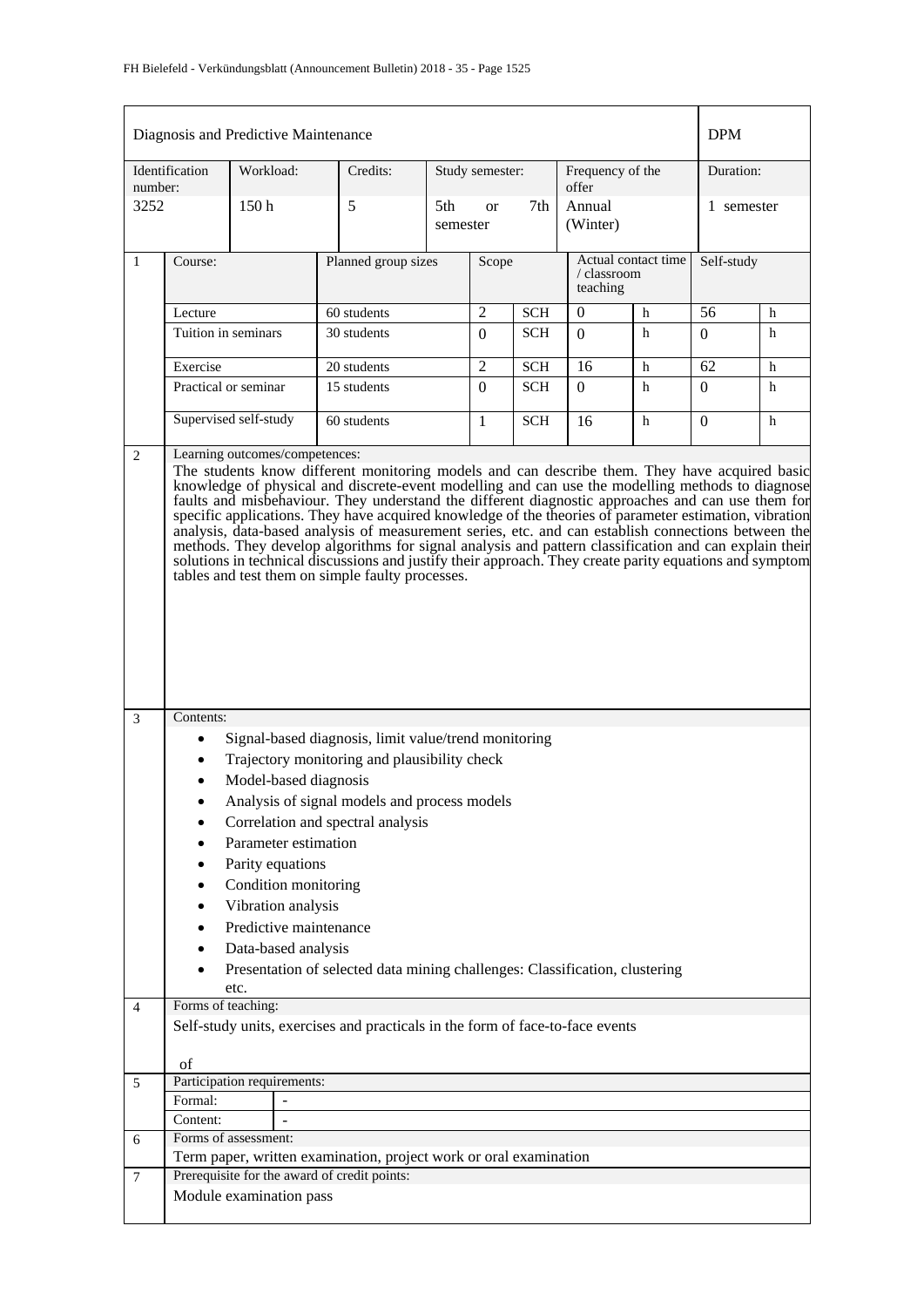| Diagnosis and Predictive Maintenance | | | | | | DPM |
|---|---|---|---|---|---|---|
| Identification number: | Workload: | Credits: | Study semester: | Frequency of the offer | | Duration: |
| 3252 | 150 h | 5 | 5th or 7th semester | Annual (Winter) | | 1 semester |

| 1 | Course: | Planned group sizes | Scope | | Actual contact time / classroom teaching | | Self-study | |
|---|---|---|---|---|---|---|---|---|
| | Lecture | 60 students | 2 | SCH | 0 | h | 56 | h |
| | Tuition in seminars | 30 students | 0 | SCH | 0 | h | 0 | h |
| | Exercise | 20 students | 2 | SCH | 16 | h | 62 | h |
| | Practical or seminar | 15 students | 0 | SCH | 0 | h | 0 | h |
| | Supervised self-study | 60 students | 1 | SCH | 16 | h | 0 | h |

**2 Learning outcomes/competences:**

The students know different monitoring models and can describe them. They have acquired basic knowledge of physical and discrete-event modelling and can use the modelling methods to diagnose faults and misbehaviour. They understand the different diagnostic approaches and can use them for specific applications. They have acquired knowledge of the theories of parameter estimation, vibration analysis, data-based analysis of measurement series, etc. and can establish connections between the methods. They develop algorithms for signal analysis and pattern classification and can explain their solutions in technical discussions and justify their approach. They create parity equations and symptom tables and test them on simple faulty processes.

**3 Contents:**

- Signal-based diagnosis, limit value/trend monitoring
- Trajectory monitoring and plausibility check
- Model-based diagnosis
- Analysis of signal models and process models
- Correlation and spectral analysis
- Parameter estimation
- Parity equations
- Condition monitoring
- Vibration analysis
- Predictive maintenance
- Data-based analysis
- Presentation of selected data mining challenges: Classification, clustering

etc.

**4 Forms of teaching:**

Self-study units, exercises and practicals in the form of face-to-face events

of

**5 Participation requirements:**

| Formal: | - |
|---|---|
| Content: | - |

**6 Forms of assessment:**

Term paper, written examination, project work or oral examination

**7 Prerequisite for the award of credit points:**

Module examination pass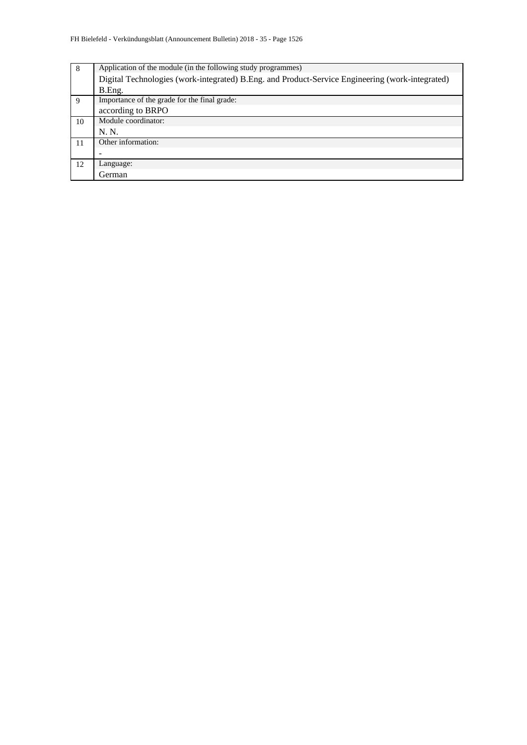| | |
|---|---|
| 8 | Application of the module (in the following study programmes)<br>Digital Technologies (work-integrated) B.Eng. and Product-Service Engineering (work-integrated) B.Eng. |
| 9 | Importance of the grade for the final grade:<br>according to BRPO |
| 10 | Module coordinator:<br>N. N. |
| 11 | Other information:<br>- |
| 12 | Language:<br>German |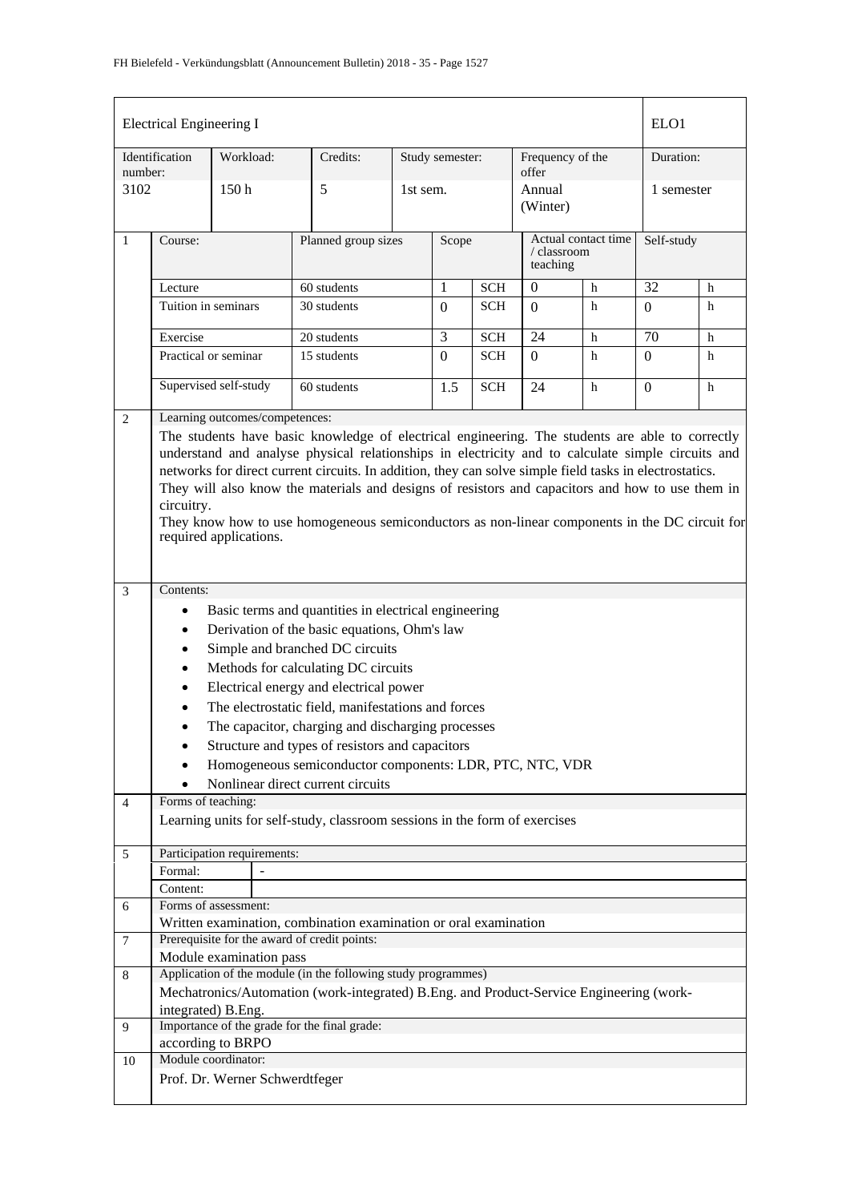| Electrical Engineering I | | | | | | ELO1 |
|---|---|---|---|---|---|---|
| Identification number: | Workload: | Credits: | Study semester: | Frequency of the offer | | Duration: |
| 3102 | 150 h | 5 | 1st sem. | Annual (Winter) | | 1 semester |

| 1 | Course: | Planned group sizes | Scope | | Actual contact time / classroom teaching | | Self-study | |
|---|---|---|---|---|---|---|---|---|
| | Lecture | 60 students | 1 | SCH | 0 | h | 32 | h |
| | Tuition in seminars | 30 students | 0 | SCH | 0 | h | 0 | h |
| | Exercise | 20 students | 3 | SCH | 24 | h | 70 | h |
| | Practical or seminar | 15 students | 0 | SCH | 0 | h | 0 | h |
| | Supervised self-study | 60 students | 1.5 | SCH | 24 | h | 0 | h |

**2 Learning outcomes/competences:**

The students have basic knowledge of electrical engineering. The students are able to correctly understand and analyse physical relationships in electricity and to calculate simple circuits and networks for direct current circuits. In addition, they can solve simple field tasks in electrostatics.
They will also know the materials and designs of resistors and capacitors and how to use them in circuitry.
They know how to use homogeneous semiconductors as non-linear components in the DC circuit for required applications.

**3 Contents:**

- Basic terms and quantities in electrical engineering
- Derivation of the basic equations, Ohm's law
- Simple and branched DC circuits
- Methods for calculating DC circuits
- Electrical energy and electrical power
- The electrostatic field, manifestations and forces
- The capacitor, charging and discharging processes
- Structure and types of resistors and capacitors
- Homogeneous semiconductor components: LDR, PTC, NTC, VDR
- Nonlinear direct current circuits

**4 Forms of teaching:**

Learning units for self-study, classroom sessions in the form of exercises

**5 Participation requirements:**

Formal: -

Content:

**6 Forms of assessment:**

Written examination, combination examination or oral examination

**7 Prerequisite for the award of credit points:**

Module examination pass

**8 Application of the module (in the following study programmes)**

Mechatronics/Automation (work-integrated) B.Eng. and Product-Service Engineering (work-integrated) B.Eng.

**9 Importance of the grade for the final grade:**

according to BRPO

**10 Module coordinator:**

Prof. Dr. Werner Schwerdtfeger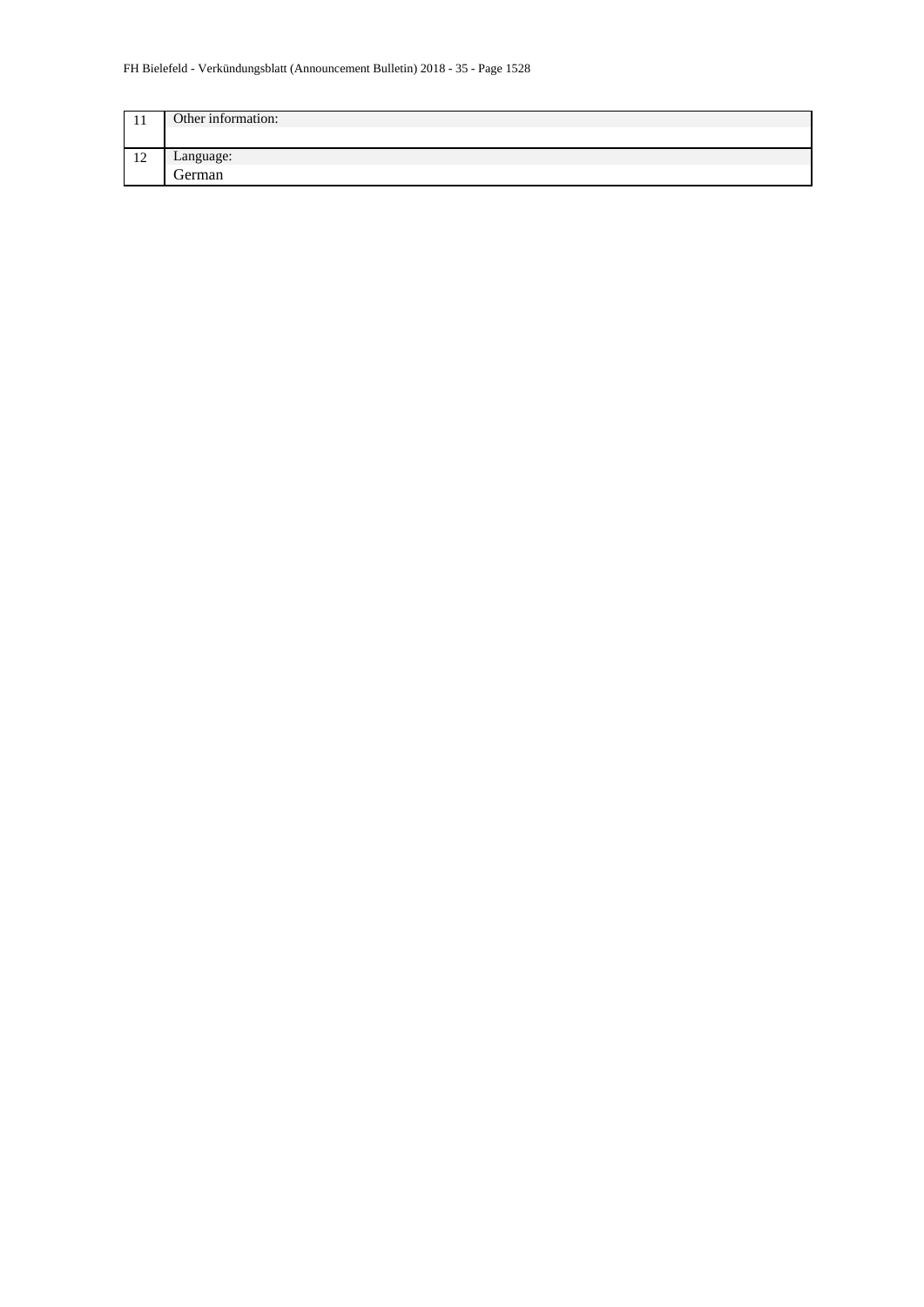| | |
|---|---|
| 11 | Other information: |
| 12 | Language:<br>German |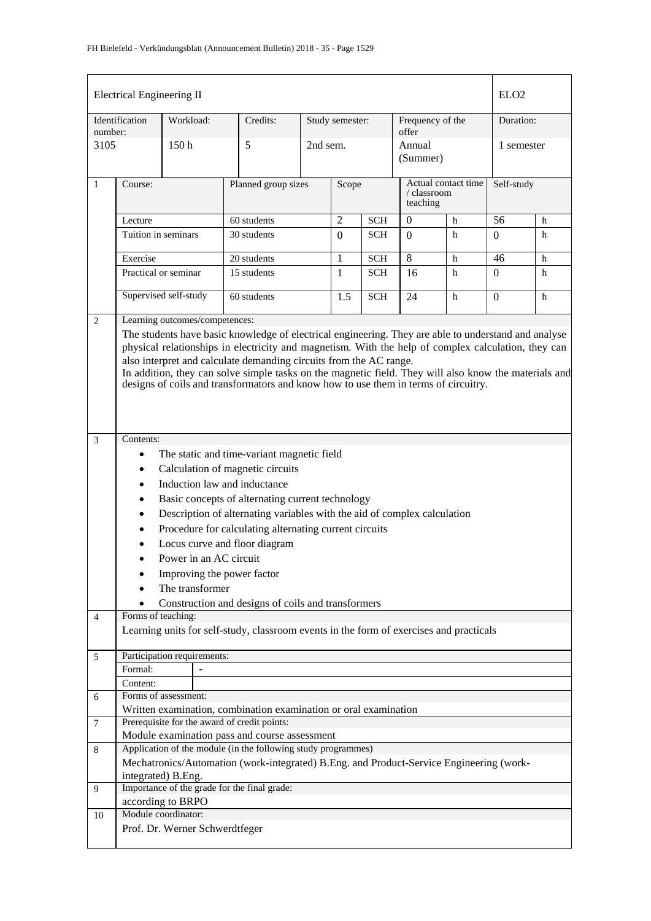| Electrical Engineering II | | | | | | ELO2 |
|---|---|---|---|---|---|---|
| Identification number: | Workload: | Credits: | Study semester: | Frequency of the offer | | Duration: |
| 3105 | 150 h | 5 | 2nd sem. | Annual (Summer) | | 1 semester |

| 1 | Course: | Planned group sizes | Scope | | Actual contact time / classroom teaching | | Self-study | |
|---|---|---|---|---|---|---|---|---|
| | Lecture | 60 students | 2 | SCH | 0 | h | 56 | h |
| | Tuition in seminars | 30 students | 0 | SCH | 0 | h | 0 | h |
| | Exercise | 20 students | 1 | SCH | 8 | h | 46 | h |
| | Practical or seminar | 15 students | 1 | SCH | 16 | h | 0 | h |
| | Supervised self-study | 60 students | 1.5 | SCH | 24 | h | 0 | h |

**2 Learning outcomes/competences:**

The students have basic knowledge of electrical engineering. They are able to understand and analyse physical relationships in electricity and magnetism. With the help of complex calculation, they can also interpret and calculate demanding circuits from the AC range.
In addition, they can solve simple tasks on the magnetic field. They will also know the materials and designs of coils and transformators and know how to use them in terms of circuitry.

**3 Contents:**

- The static and time-variant magnetic field
- Calculation of magnetic circuits
- Induction law and inductance
- Basic concepts of alternating current technology
- Description of alternating variables with the aid of complex calculation
- Procedure for calculating alternating current circuits
- Locus curve and floor diagram
- Power in an AC circuit
- Improving the power factor
- The transformer
- Construction and designs of coils and transformers

**4 Forms of teaching:**

Learning units for self-study, classroom events in the form of exercises and practicals

**5 Participation requirements:**

Formal: -

Content:

**6 Forms of assessment:**

Written examination, combination examination or oral examination

**7 Prerequisite for the award of credit points:**

Module examination pass and course assessment

**8 Application of the module (in the following study programmes)**

Mechatronics/Automation (work-integrated) B.Eng. and Product-Service Engineering (work-integrated) B.Eng.

**9 Importance of the grade for the final grade:**

according to BRPO

**10 Module coordinator:**

Prof. Dr. Werner Schwerdtfeger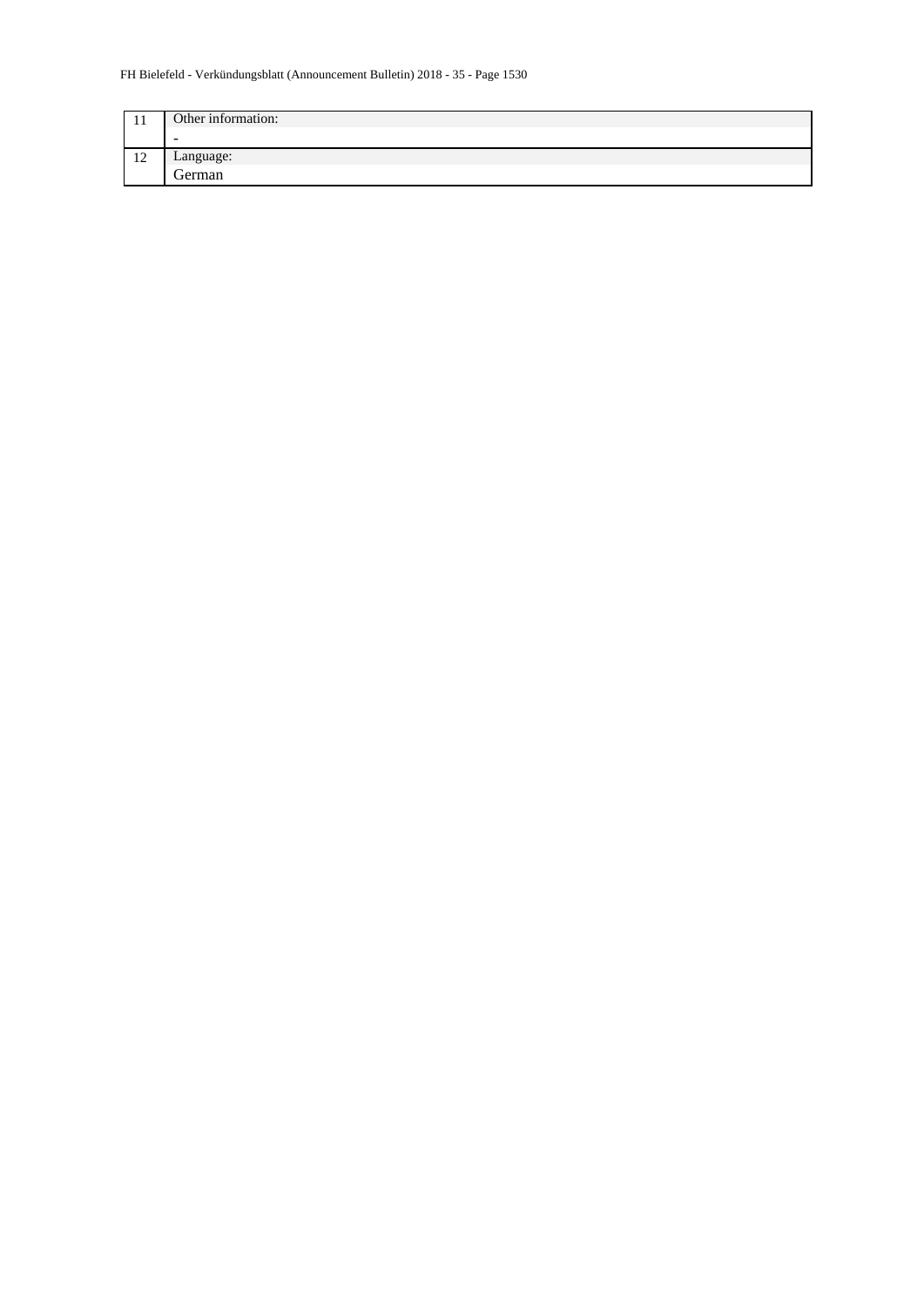| | |
|---|---|
| 11 | Other information:<br>- |
| 12 | Language:<br>German |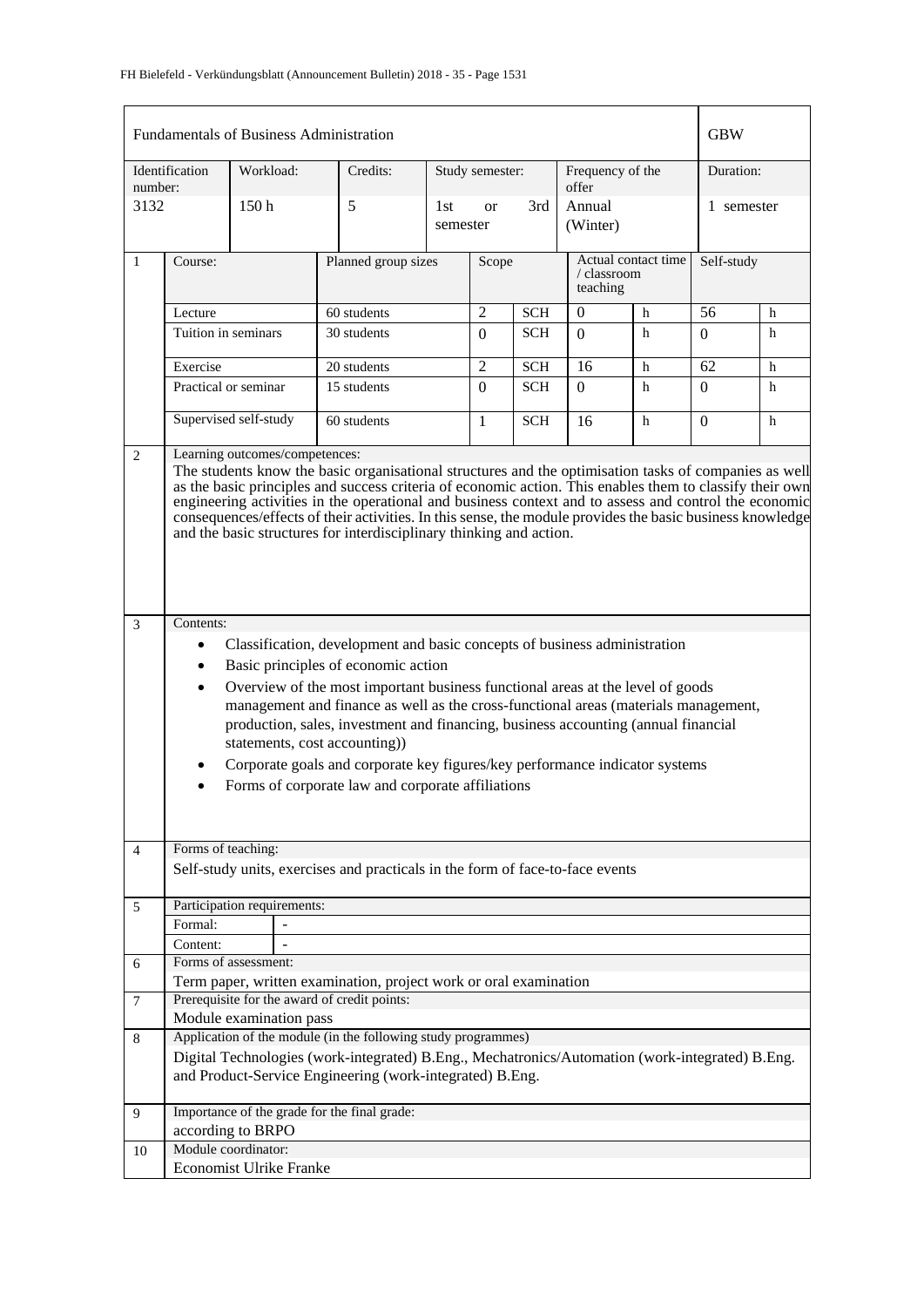| Fundamentals of Business Administration | | | | | | GBW |
|---|---|---|---|---|---|---|
| Identification number: | Workload: | Credits: | Study semester: | Frequency of the offer | | Duration: |
| 3132 | 150 h | 5 | 1st or 3rd semester | Annual (Winter) | | 1 semester |

| 1 | Course: | Planned group sizes | Scope | | Actual contact time / classroom teaching | | Self-study | |
|---|---|---|---|---|---|---|---|---|
| | Lecture | 60 students | 2 | SCH | 0 | h | 56 | h |
| | Tuition in seminars | 30 students | 0 | SCH | 0 | h | 0 | h |
| | Exercise | 20 students | 2 | SCH | 16 | h | 62 | h |
| | Practical or seminar | 15 students | 0 | SCH | 0 | h | 0 | h |
| | Supervised self-study | 60 students | 1 | SCH | 16 | h | 0 | h |

**2 Learning outcomes/competences:**

The students know the basic organisational structures and the optimisation tasks of companies as well as the basic principles and success criteria of economic action. This enables them to classify their own engineering activities in the operational and business context and to assess and control the economic consequences/effects of their activities. In this sense, the module provides the basic business knowledge and the basic structures for interdisciplinary thinking and action.

**3 Contents:**

- Classification, development and basic concepts of business administration
- Basic principles of economic action
- Overview of the most important business functional areas at the level of goods management and finance as well as the cross-functional areas (materials management, production, sales, investment and financing, business accounting (annual financial statements, cost accounting))
- Corporate goals and corporate key figures/key performance indicator systems
- Forms of corporate law and corporate affiliations

**4 Forms of teaching:**

Self-study units, exercises and practicals in the form of face-to-face events

**5 Participation requirements:**

Formal: -

Content: -

**6 Forms of assessment:**

Term paper, written examination, project work or oral examination

**7 Prerequisite for the award of credit points:**

Module examination pass

**8 Application of the module (in the following study programmes)**

Digital Technologies (work-integrated) B.Eng., Mechatronics/Automation (work-integrated) B.Eng. and Product-Service Engineering (work-integrated) B.Eng.

**9 Importance of the grade for the final grade:**

according to BRPO

**10 Module coordinator:**

Economist Ulrike Franke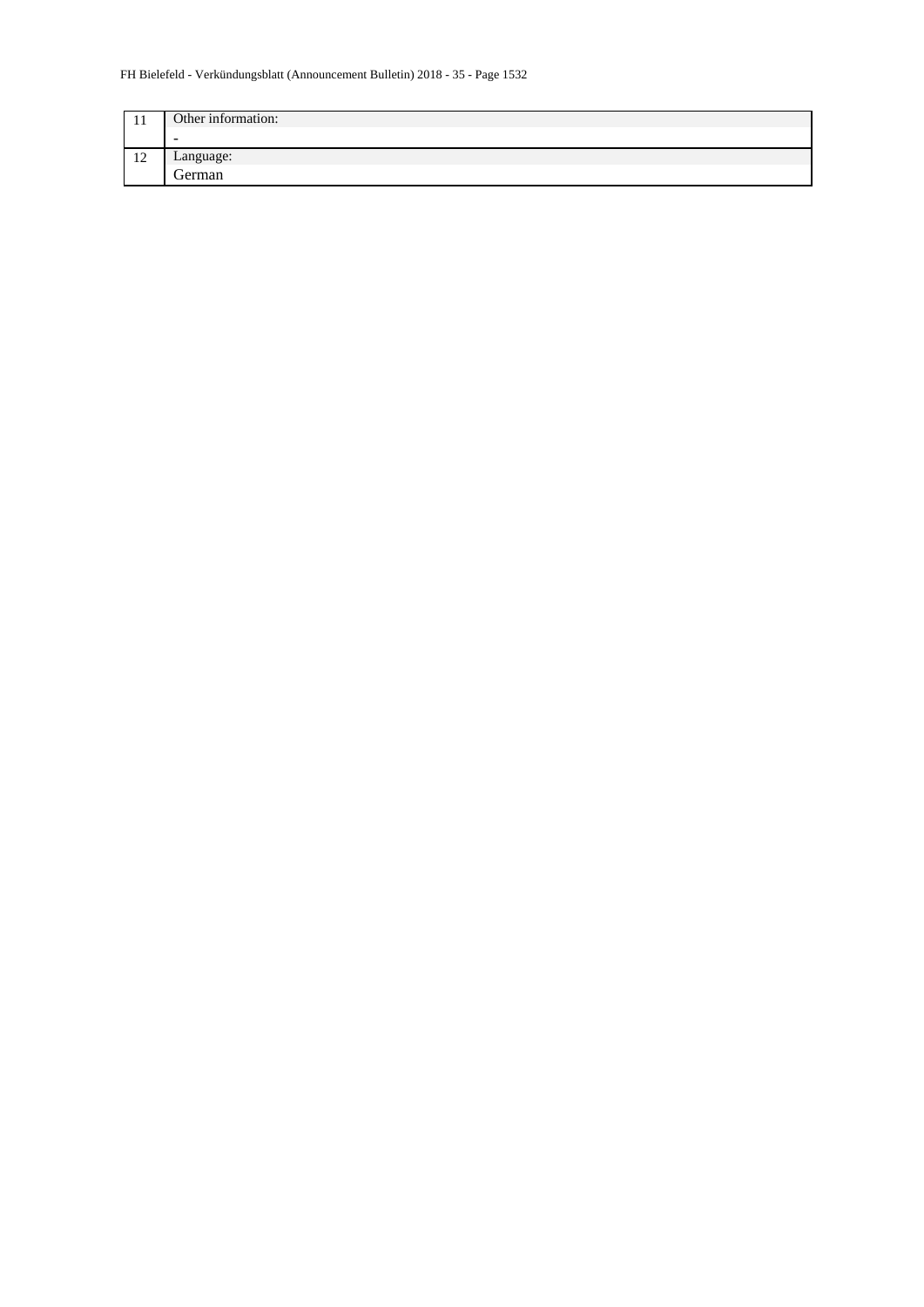| | |
|---|---|
| 11 | Other information:<br>- |
| 12 | Language:<br>German |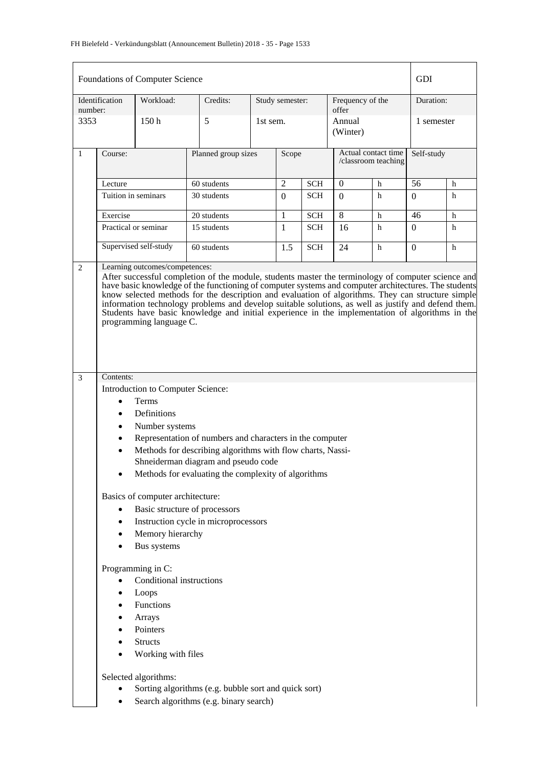| Foundations of Computer Science | | | | | GDI |
|---|---|---|---|---|---|
| Identification number: | Workload: | Credits: | Study semester: | Frequency of the offer | Duration: |
| 3353 | 150 h | 5 | 1st sem. | Annual (Winter) | 1 semester |

| 1 | Course: | Planned group sizes | Scope | | Actual contact time /classroom teaching | | Self-study | |
|---|---|---|---|---|---|---|---|---|
| | Lecture | 60 students | 2 | SCH | 0 | h | 56 | h |
| | Tuition in seminars | 30 students | 0 | SCH | 0 | h | 0 | h |
| | Exercise | 20 students | 1 | SCH | 8 | h | 46 | h |
| | Practical or seminar | 15 students | 1 | SCH | 16 | h | 0 | h |
| | Supervised self-study | 60 students | 1.5 | SCH | 24 | h | 0 | h |

**2 Learning outcomes/competences:**

After successful completion of the module, students master the terminology of computer science and have basic knowledge of the functioning of computer systems and computer architectures. The students know selected methods for the description and evaluation of algorithms. They can structure simple information technology problems and develop suitable solutions, as well as justify and defend them. Students have basic knowledge and initial experience in the implementation of algorithms in the programming language C.

**3 Contents:**

Introduction to Computer Science:

- Terms
- Definitions
- Number systems
- Representation of numbers and characters in the computer
- Methods for describing algorithms with flow charts, Nassi-Shneiderman diagram and pseudo code
- Methods for evaluating the complexity of algorithms

Basics of computer architecture:

- Basic structure of processors
- Instruction cycle in microprocessors
- Memory hierarchy
- Bus systems

Programming in C:

- Conditional instructions
- Loops
- Functions
- Arrays
- Pointers
- Structs
- Working with files

Selected algorithms:

- Sorting algorithms (e.g. bubble sort and quick sort)
- Search algorithms (e.g. binary search)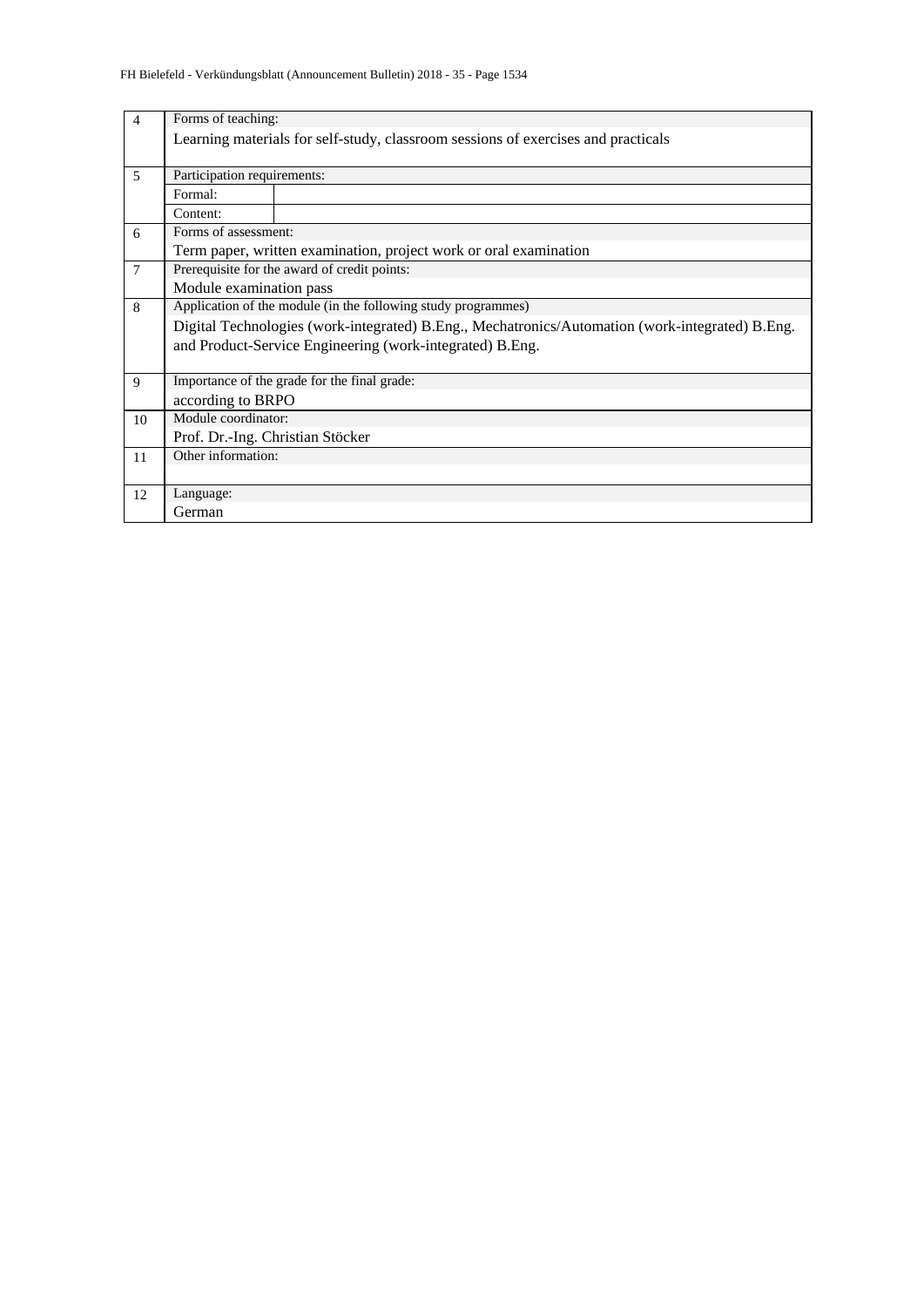| | | |
|---|---|---|
| 4 | Forms of teaching:<br>Learning materials for self-study, classroom sessions of exercises and practicals | |
| 5 | Participation requirements: | |
| | Formal: | |
| | Content: | |
| 6 | Forms of assessment:<br>Term paper, written examination, project work or oral examination | |
| 7 | Prerequisite for the award of credit points:<br>Module examination pass | |
| 8 | Application of the module (in the following study programmes)<br>Digital Technologies (work-integrated) B.Eng., Mechatronics/Automation (work-integrated) B.Eng. and Product-Service Engineering (work-integrated) B.Eng. | |
| 9 | Importance of the grade for the final grade:<br>according to BRPO | |
| 10 | Module coordinator:<br>Prof. Dr.-Ing. Christian Stöcker | |
| 11 | Other information: | |
| 12 | Language:<br>German | |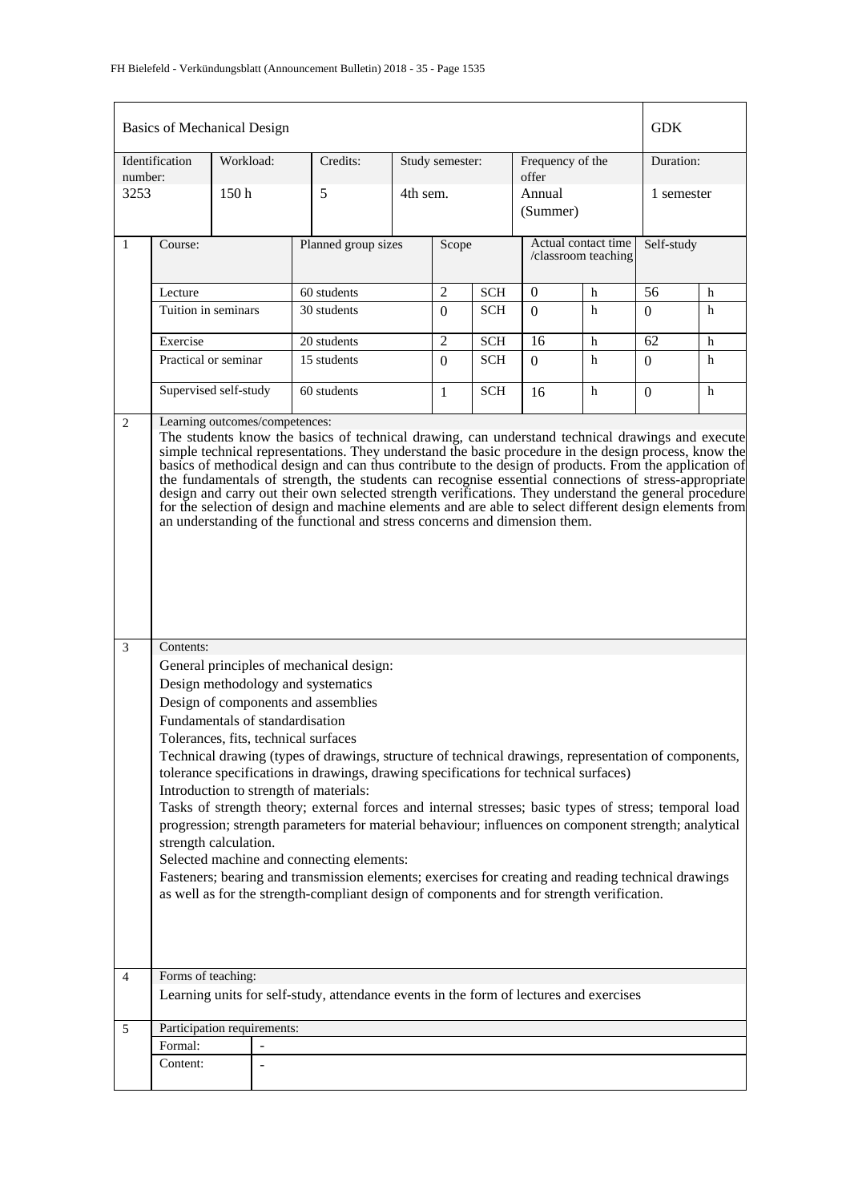| Basics of Mechanical Design | | | | | | GDK |
|---|---|---|---|---|---|---|
| Identification number: | Workload: | Credits: | Study semester: | Frequency of the offer | | Duration: |
| 3253 | 150 h | 5 | 4th sem. | Annual (Summer) | | 1 semester |

| 1 | Course: | Planned group sizes | Scope | | Actual contact time /classroom teaching | | Self-study | |
|---|---|---|---|---|---|---|---|---|
| | Lecture | 60 students | 2 | SCH | 0 | h | 56 | h |
| | Tuition in seminars | 30 students | 0 | SCH | 0 | h | 0 | h |
| | Exercise | 20 students | 2 | SCH | 16 | h | 62 | h |
| | Practical or seminar | 15 students | 0 | SCH | 0 | h | 0 | h |
| | Supervised self-study | 60 students | 1 | SCH | 16 | h | 0 | h |

**2 Learning outcomes/competences:**

The students know the basics of technical drawing, can understand technical drawings and execute simple technical representations. They understand the basic procedure in the design process, know the basics of methodical design and can thus contribute to the design of products. From the application of the fundamentals of strength, the students can recognise essential connections of stress-appropriate design and carry out their own selected strength verifications. They understand the general procedure for the selection of design and machine elements and are able to select different design elements from an understanding of the functional and stress concerns and dimension them.

**3 Contents:**

General principles of mechanical design:
Design methodology and systematics
Design of components and assemblies
Fundamentals of standardisation
Tolerances, fits, technical surfaces
Technical drawing (types of drawings, structure of technical drawings, representation of components, tolerance specifications in drawings, drawing specifications for technical surfaces)
Introduction to strength of materials:
Tasks of strength theory; external forces and internal stresses; basic types of stress; temporal load progression; strength parameters for material behaviour; influences on component strength; analytical strength calculation.
Selected machine and connecting elements:
Fasteners; bearing and transmission elements; exercises for creating and reading technical drawings as well as for the strength-compliant design of components and for strength verification.

**4 Forms of teaching:**

Learning units for self-study, attendance events in the form of lectures and exercises

**5 Participation requirements:**

| Formal: | - |
|---|---|
| Content: | - |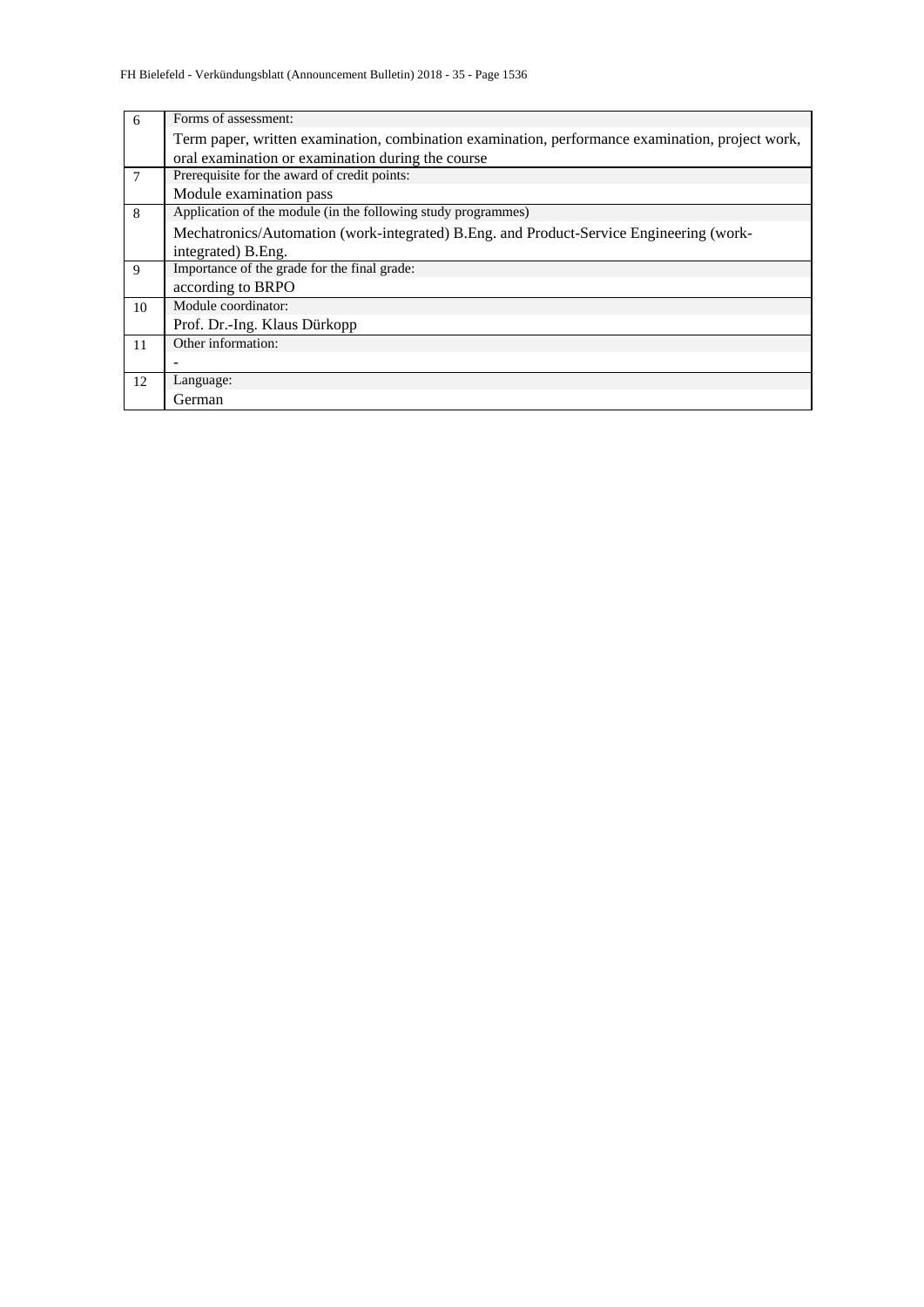| | |
|---|---|
| 6 | Forms of assessment:<br>Term paper, written examination, combination examination, performance examination, project work, oral examination or examination during the course |
| 7 | Prerequisite for the award of credit points:<br>Module examination pass |
| 8 | Application of the module (in the following study programmes)<br>Mechatronics/Automation (work-integrated) B.Eng. and Product-Service Engineering (work-integrated) B.Eng. |
| 9 | Importance of the grade for the final grade:<br>according to BRPO |
| 10 | Module coordinator:<br>Prof. Dr.-Ing. Klaus Dürkopp |
| 11 | Other information:<br>- |
| 12 | Language:<br>German |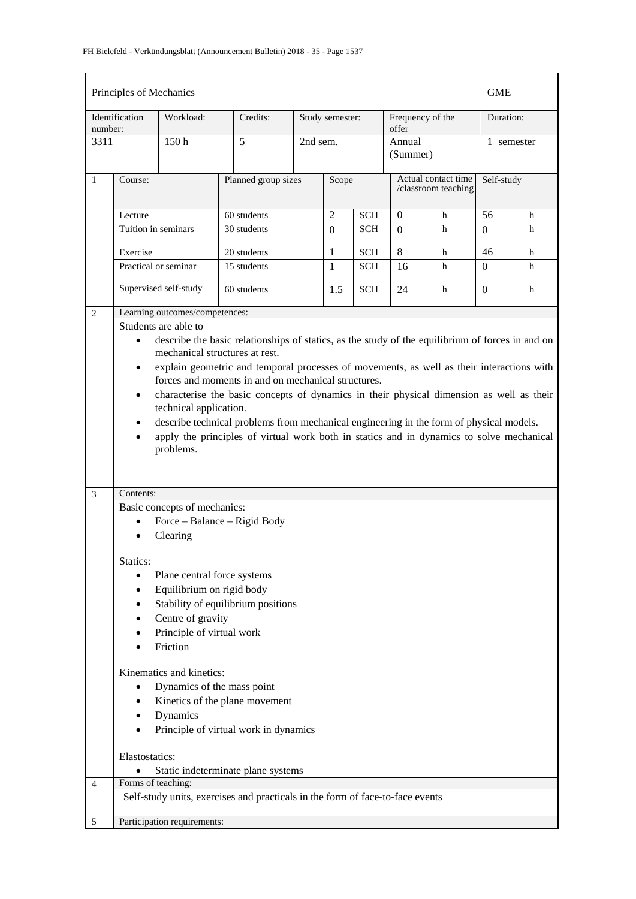| Principles of Mechanics | | | | | | GME |
|---|---|---|---|---|---|---|
| Identification number: | Workload: | Credits: | Study semester: | Frequency of the offer | | Duration: |
| 3311 | 150 h | 5 | 2nd sem. | Annual (Summer) | | 1 semester |

| 1 | Course: | Planned group sizes | Scope | | Actual contact time /classroom teaching | | Self-study | |
|---|---|---|---|---|---|---|---|---|
| | Lecture | 60 students | 2 | SCH | 0 | h | 56 | h |
| | Tuition in seminars | 30 students | 0 | SCH | 0 | h | 0 | h |
| | Exercise | 20 students | 1 | SCH | 8 | h | 46 | h |
| | Practical or seminar | 15 students | 1 | SCH | 16 | h | 0 | h |
| | Supervised self-study | 60 students | 1.5 | SCH | 24 | h | 0 | h |

**2 Learning outcomes/competences:**

Students are able to

- describe the basic relationships of statics, as the study of the equilibrium of forces in and on mechanical structures at rest.
- explain geometric and temporal processes of movements, as well as their interactions with forces and moments in and on mechanical structures.
- characterise the basic concepts of dynamics in their physical dimension as well as their technical application.
- describe technical problems from mechanical engineering in the form of physical models.
- apply the principles of virtual work both in statics and in dynamics to solve mechanical problems.

**3 Contents:**

Basic concepts of mechanics:

- Force – Balance – Rigid Body
- Clearing

Statics:

- Plane central force systems
- Equilibrium on rigid body
- Stability of equilibrium positions
- Centre of gravity
- Principle of virtual work
- Friction

Kinematics and kinetics:

- Dynamics of the mass point
- Kinetics of the plane movement
- Dynamics
- Principle of virtual work in dynamics

Elastostatics:

- Static indeterminate plane systems

**4 Forms of teaching:**

Self-study units, exercises and practicals in the form of face-to-face events

**5 Participation requirements:**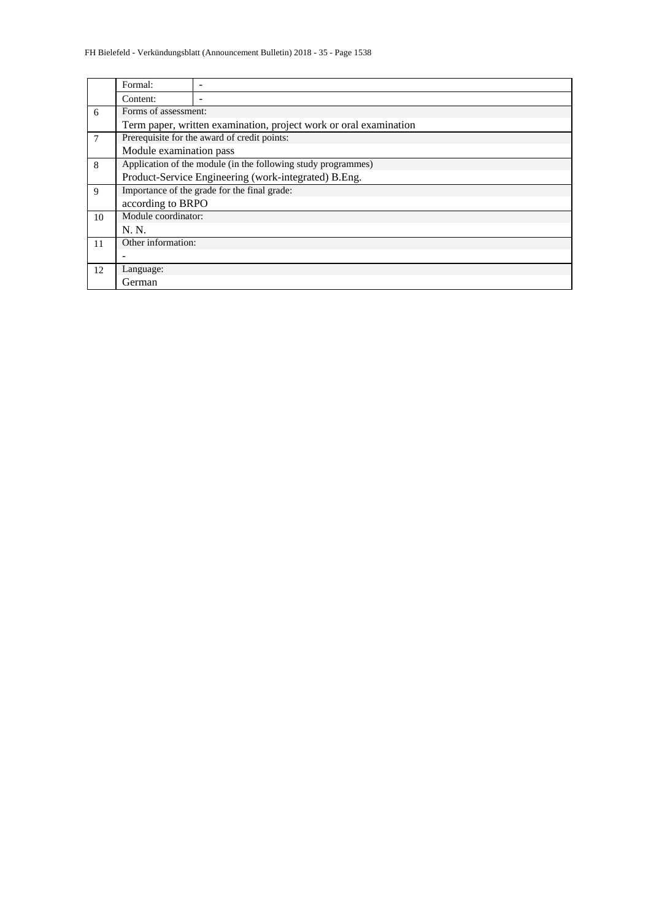| | | |
|---|---|---|
| | Formal: | - |
| | Content: | - |
| 6 | Forms of assessment: | |
| | Term paper, written examination, project work or oral examination | |
| 7 | Prerequisite for the award of credit points: | |
| | Module examination pass | |
| 8 | Application of the module (in the following study programmes) | |
| | Product-Service Engineering (work-integrated) B.Eng. | |
| 9 | Importance of the grade for the final grade: | |
| | according to BRPO | |
| 10 | Module coordinator: | |
| | N. N. | |
| 11 | Other information: | |
| | - | |
| 12 | Language: | |
| | German | |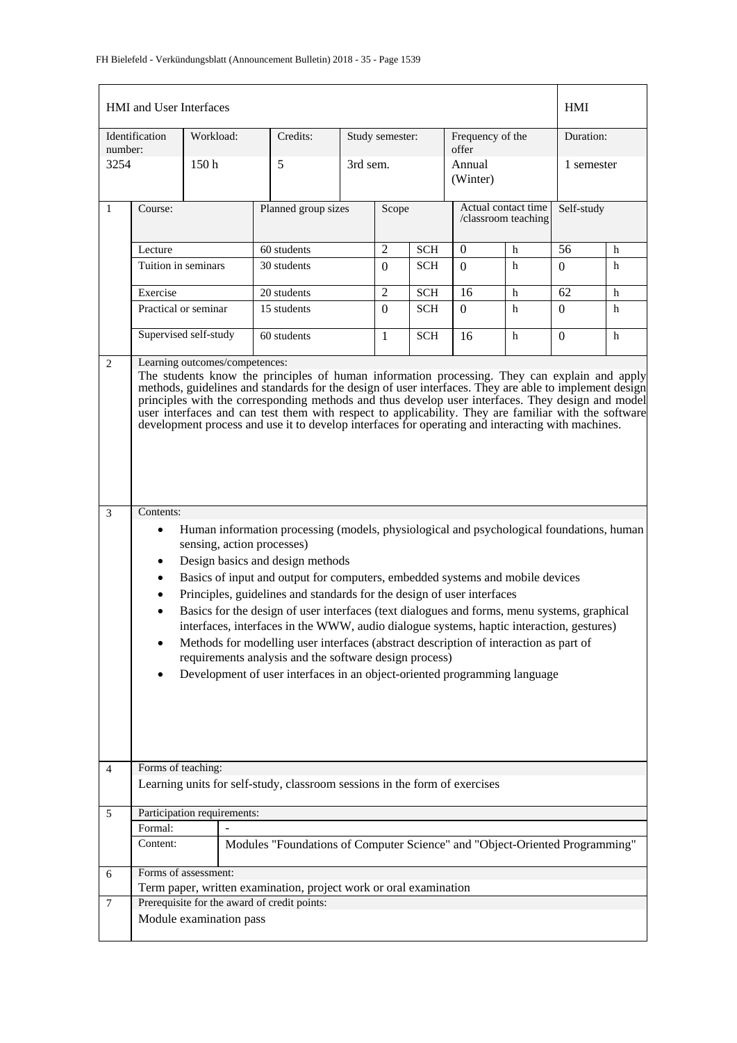| HMI and User Interfaces | | | | | HMI |
|---|---|---|---|---|---|
| Identification number: | Workload: | Credits: | Study semester: | Frequency of the offer | Duration: |
| 3254 | 150 h | 5 | 3rd sem. | Annual (Winter) | 1 semester |

| 1 | Course: | Planned group sizes | Scope | | Actual contact time /classroom teaching | | Self-study | |
|---|---|---|---|---|---|---|---|---|
| | Lecture | 60 students | 2 | SCH | 0 | h | 56 | h |
| | Tuition in seminars | 30 students | 0 | SCH | 0 | h | 0 | h |
| | Exercise | 20 students | 2 | SCH | 16 | h | 62 | h |
| | Practical or seminar | 15 students | 0 | SCH | 0 | h | 0 | h |
| | Supervised self-study | 60 students | 1 | SCH | 16 | h | 0 | h |

**2 Learning outcomes/competences:**

The students know the principles of human information processing. They can explain and apply methods, guidelines and standards for the design of user interfaces. They are able to implement design principles with the corresponding methods and thus develop user interfaces. They design and model user interfaces and can test them with respect to applicability. They are familiar with the software development process and use it to develop interfaces for operating and interacting with machines.

**3 Contents:**

- Human information processing (models, physiological and psychological foundations, human sensing, action processes)
- Design basics and design methods
- Basics of input and output for computers, embedded systems and mobile devices
- Principles, guidelines and standards for the design of user interfaces
- Basics for the design of user interfaces (text dialogues and forms, menu systems, graphical interfaces, interfaces in the WWW, audio dialogue systems, haptic interaction, gestures)
- Methods for modelling user interfaces (abstract description of interaction as part of requirements analysis and the software design process)
- Development of user interfaces in an object-oriented programming language

**4 Forms of teaching:**

Learning units for self-study, classroom sessions in the form of exercises

**5 Participation requirements:**

| Formal: | - |
|---|---|
| Content: | Modules "Foundations of Computer Science" and "Object-Oriented Programming" |

**6 Forms of assessment:**

Term paper, written examination, project work or oral examination

**7 Prerequisite for the award of credit points:**

Module examination pass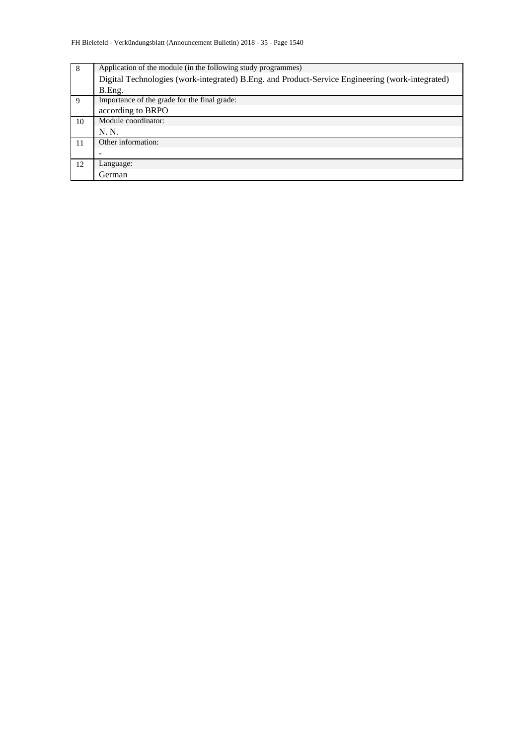| | |
|---|---|
| 8 | Application of the module (in the following study programmes)<br>Digital Technologies (work-integrated) B.Eng. and Product-Service Engineering (work-integrated) B.Eng. |
| 9 | Importance of the grade for the final grade:<br>according to BRPO |
| 10 | Module coordinator:<br>N. N. |
| 11 | Other information:<br>- |
| 12 | Language:<br>German |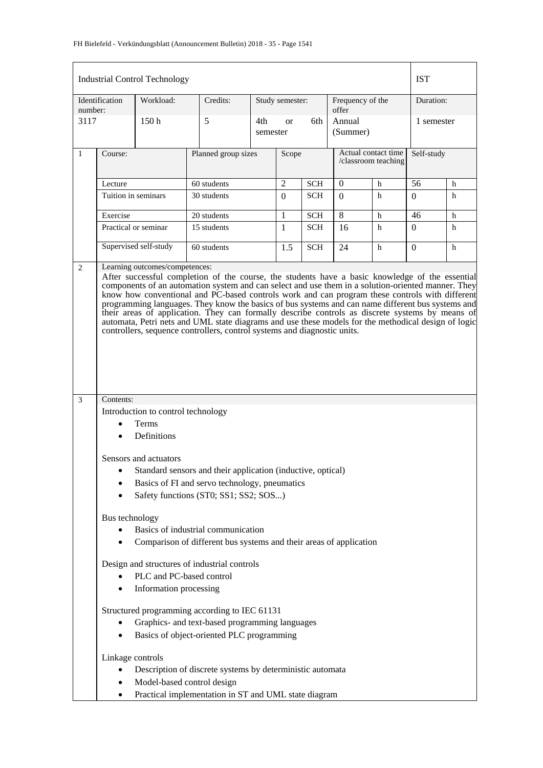| Industrial Control Technology | | | | | | IST |
|---|---|---|---|---|---|---|
| Identification number: | Workload: | Credits: | Study semester: | Frequency of the offer | | Duration: |
| 3117 | 150 h | 5 | 4th or 6th semester | Annual (Summer) | | 1 semester |

| 1 | Course: | Planned group sizes | Scope | | Actual contact time /classroom teaching | | Self-study | |
|---|---|---|---|---|---|---|---|---|
| | Lecture | 60 students | 2 | SCH | 0 | h | 56 | h |
| | Tuition in seminars | 30 students | 0 | SCH | 0 | h | 0 | h |
| | Exercise | 20 students | 1 | SCH | 8 | h | 46 | h |
| | Practical or seminar | 15 students | 1 | SCH | 16 | h | 0 | h |
| | Supervised self-study | 60 students | 1.5 | SCH | 24 | h | 0 | h |

**2 Learning outcomes/competences:**

After successful completion of the course, the students have a basic knowledge of the essential components of an automation system and can select and use them in a solution-oriented manner. They know how conventional and PC-based controls work and can program these controls with different programming languages. They know the basics of bus systems and can name different bus systems and their areas of application. They can formally describe controls as discrete systems by means of automata, Petri nets and UML state diagrams and use these models for the methodical design of logic controllers, sequence controllers, control systems and diagnostic units.

**3 Contents:**

Introduction to control technology

- Terms
- Definitions

Sensors and actuators

- Standard sensors and their application (inductive, optical)
- Basics of FI and servo technology, pneumatics
- Safety functions (ST0; SS1; SS2; SOS...)

Bus technology

- Basics of industrial communication
- Comparison of different bus systems and their areas of application

Design and structures of industrial controls

- PLC and PC-based control
- Information processing

Structured programming according to IEC 61131

- Graphics- and text-based programming languages
- Basics of object-oriented PLC programming

Linkage controls

- Description of discrete systems by deterministic automata
- Model-based control design
- Practical implementation in ST and UML state diagram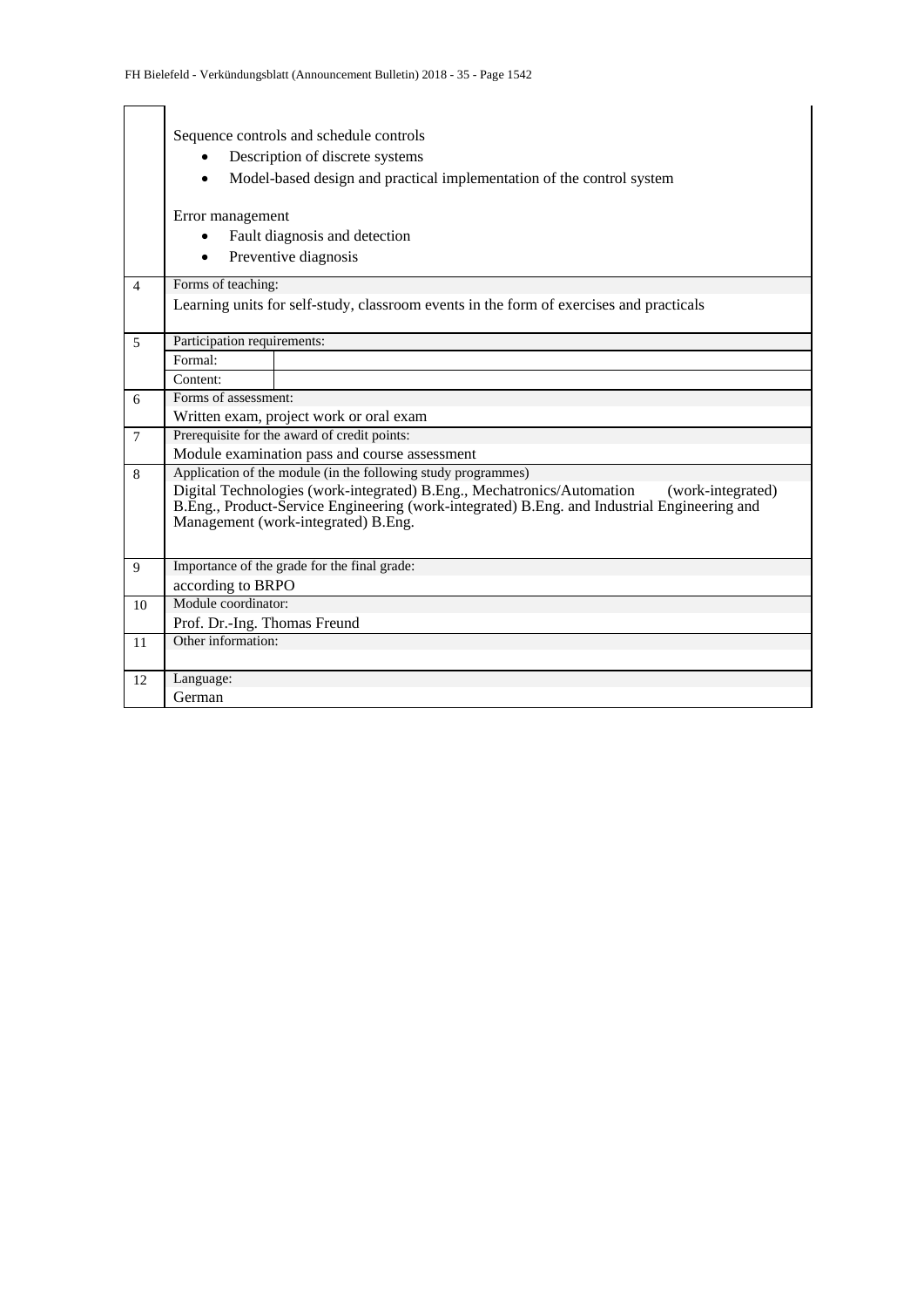| | |
|---|---|
| | Sequence controls and schedule controls<br>• Description of discrete systems<br>• Model-based design and practical implementation of the control system<br><br>Error management<br>• Fault diagnosis and detection<br>• Preventive diagnosis |
| 4 | Forms of teaching:<br>Learning units for self-study, classroom events in the form of exercises and practicals |
| 5 | Participation requirements:<br>Formal:<br>Content: |
| 6 | Forms of assessment:<br>Written exam, project work or oral exam |
| 7 | Prerequisite for the award of credit points:<br>Module examination pass and course assessment |
| 8 | Application of the module (in the following study programmes)<br>Digital Technologies (work-integrated) B.Eng., Mechatronics/Automation (work-integrated) B.Eng., Product-Service Engineering (work-integrated) B.Eng. and Industrial Engineering and Management (work-integrated) B.Eng. |
| 9 | Importance of the grade for the final grade:<br>according to BRPO |
| 10 | Module coordinator:<br>Prof. Dr.-Ing. Thomas Freund |
| 11 | Other information: |
| 12 | Language:<br>German |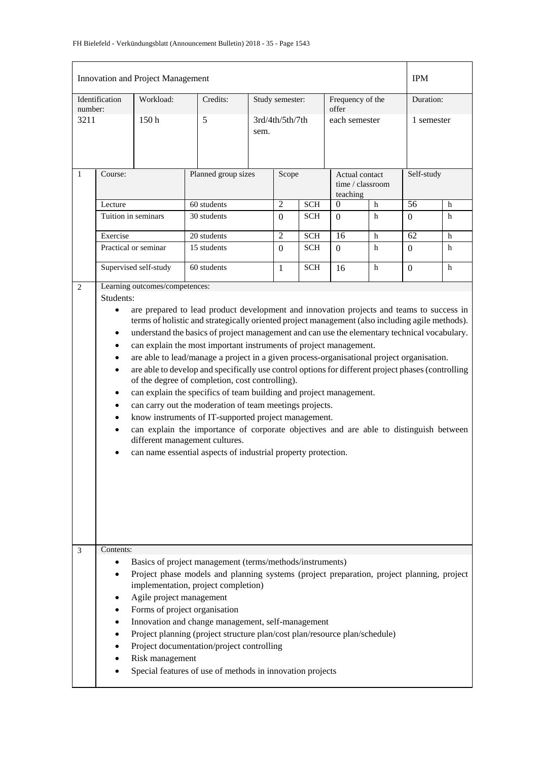| Innovation and Project Management | | | | | IPM |
|---|---|---|---|---|---|
| Identification number: | Workload: | Credits: | Study semester: | Frequency of the offer | Duration: |
| 3211 | 150 h | 5 | 3rd/4th/5th/7th sem. | each semester | 1 semester |

| 1 | Course: | Planned group sizes | Scope | | Actual contact time / classroom teaching | | Self-study | |
|---|---|---|---|---|---|---|---|---|
| | Lecture | 60 students | 2 | SCH | 0 | h | 56 | h |
| | Tuition in seminars | 30 students | 0 | SCH | 0 | h | 0 | h |
| | Exercise | 20 students | 2 | SCH | 16 | h | 62 | h |
| | Practical or seminar | 15 students | 0 | SCH | 0 | h | 0 | h |
| | Supervised self-study | 60 students | 1 | SCH | 16 | h | 0 | h |

**2 Learning outcomes/competences:**

Students:

- are prepared to lead product development and innovation projects and teams to success in terms of holistic and strategically oriented project management (also including agile methods).
- understand the basics of project management and can use the elementary technical vocabulary.
- can explain the most important instruments of project management.
- are able to lead/manage a project in a given process-organisational project organisation.
- are able to develop and specifically use control options for different project phases (controlling of the degree of completion, cost controlling).
- can explain the specifics of team building and project management.
- can carry out the moderation of team meetings projects.
- know instruments of IT-supported project management.
- can explain the importance of corporate objectives and are able to distinguish between different management cultures.
- can name essential aspects of industrial property protection.

**3 Contents:**

- Basics of project management (terms/methods/instruments)
- Project phase models and planning systems (project preparation, project planning, project implementation, project completion)
- Agile project management
- Forms of project organisation
- Innovation and change management, self-management
- Project planning (project structure plan/cost plan/resource plan/schedule)
- Project documentation/project controlling
- Risk management
- Special features of use of methods in innovation projects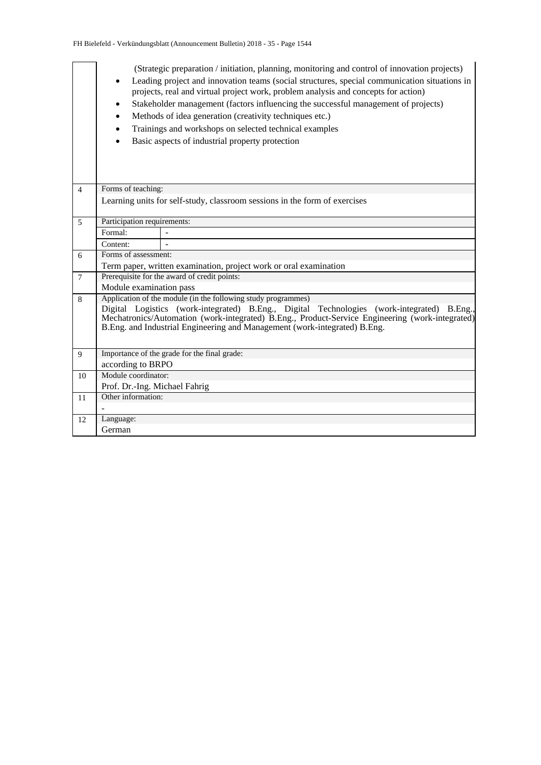|  |  |  |
|---|---|---|
|  | (Strategic preparation / initiation, planning, monitoring and control of innovation projects)<br>• Leading project and innovation teams (social structures, special communication situations in projects, real and virtual project work, problem analysis and concepts for action)<br>• Stakeholder management (factors influencing the successful management of projects)<br>• Methods of idea generation (creativity techniques etc.)<br>• Trainings and workshops on selected technical examples<br>• Basic aspects of industrial property protection | |
| 4 | Forms of teaching:<br>Learning units for self-study, classroom sessions in the form of exercises | |
| 5 | Participation requirements: | |
|  | Formal: | - |
|  | Content: | - |
| 6 | Forms of assessment:<br>Term paper, written examination, project work or oral examination | |
| 7 | Prerequisite for the award of credit points:<br>Module examination pass | |
| 8 | Application of the module (in the following study programmes)<br>Digital Logistics (work-integrated) B.Eng., Digital Technologies (work-integrated) B.Eng., Mechatronics/Automation (work-integrated) B.Eng., Product-Service Engineering (work-integrated) B.Eng. and Industrial Engineering and Management (work-integrated) B.Eng. | |
| 9 | Importance of the grade for the final grade:<br>according to BRPO | |
| 10 | Module coordinator:<br>Prof. Dr.-Ing. Michael Fahrig | |
| 11 | Other information:<br>- | |
| 12 | Language:<br>German | |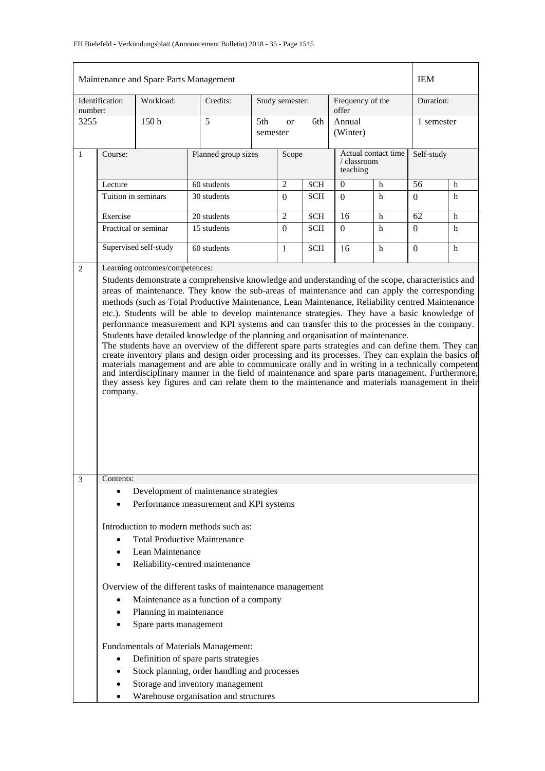| Maintenance and Spare Parts Management | | | | | | IEM |
|---|---|---|---|---|---|---|
| Identification number: | Workload: | Credits: | Study semester: | Frequency of the offer | | Duration: |
| 3255 | 150 h | 5 | 5th or 6th semester | Annual (Winter) | | 1 semester |

| 1 | Course: | Planned group sizes | Scope | | Actual contact time / classroom teaching | | Self-study | |
|---|---|---|---|---|---|---|---|---|
| | Lecture | 60 students | 2 | SCH | 0 | h | 56 | h |
| | Tuition in seminars | 30 students | 0 | SCH | 0 | h | 0 | h |
| | Exercise | 20 students | 2 | SCH | 16 | h | 62 | h |
| | Practical or seminar | 15 students | 0 | SCH | 0 | h | 0 | h |
| | Supervised self-study | 60 students | 1 | SCH | 16 | h | 0 | h |

**2 Learning outcomes/competences:**

Students demonstrate a comprehensive knowledge and understanding of the scope, characteristics and areas of maintenance. They know the sub-areas of maintenance and can apply the corresponding methods (such as Total Productive Maintenance, Lean Maintenance, Reliability centred Maintenance etc.). Students will be able to develop maintenance strategies. They have a basic knowledge of performance measurement and KPI systems and can transfer this to the processes in the company. Students have detailed knowledge of the planning and organisation of maintenance.
The students have an overview of the different spare parts strategies and can define them. They can create inventory plans and design order processing and its processes. They can explain the basics of materials management and are able to communicate orally and in writing in a technically competent and interdisciplinary manner in the field of maintenance and spare parts management. Furthermore, they assess key figures and can relate them to the maintenance and materials management in their company.

**3 Contents:**

- Development of maintenance strategies
- Performance measurement and KPI systems

Introduction to modern methods such as:

- Total Productive Maintenance
- Lean Maintenance
- Reliability-centred maintenance

Overview of the different tasks of maintenance management

- Maintenance as a function of a company
- Planning in maintenance
- Spare parts management

Fundamentals of Materials Management:

- Definition of spare parts strategies
- Stock planning, order handling and processes
- Storage and inventory management
- Warehouse organisation and structures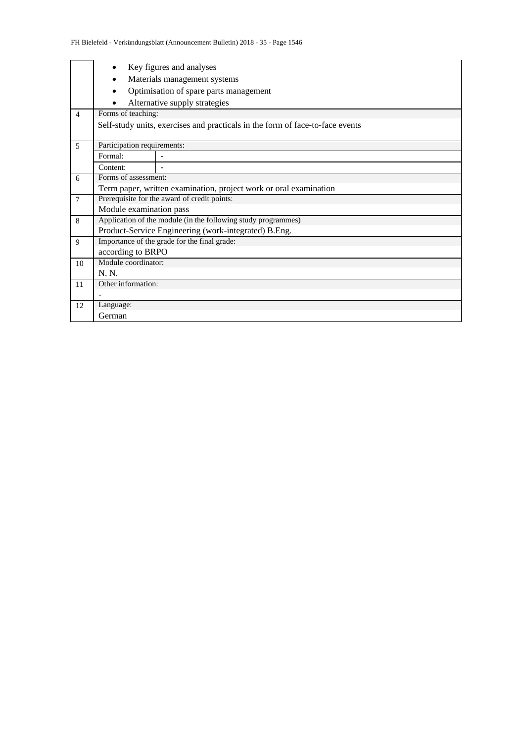| | |
|---|---|
| | • Key figures and analyses<br>• Materials management systems<br>• Optimisation of spare parts management<br>• Alternative supply strategies |
| 4 | Forms of teaching:<br>Self-study units, exercises and practicals in the form of face-to-face events |
| 5 | Participation requirements:<br>Formal: -<br>Content: - |
| 6 | Forms of assessment:<br>Term paper, written examination, project work or oral examination |
| 7 | Prerequisite for the award of credit points:<br>Module examination pass |
| 8 | Application of the module (in the following study programmes)<br>Product-Service Engineering (work-integrated) B.Eng. |
| 9 | Importance of the grade for the final grade:<br>according to BRPO |
| 10 | Module coordinator:<br>N. N. |
| 11 | Other information:<br>- |
| 12 | Language:<br>German |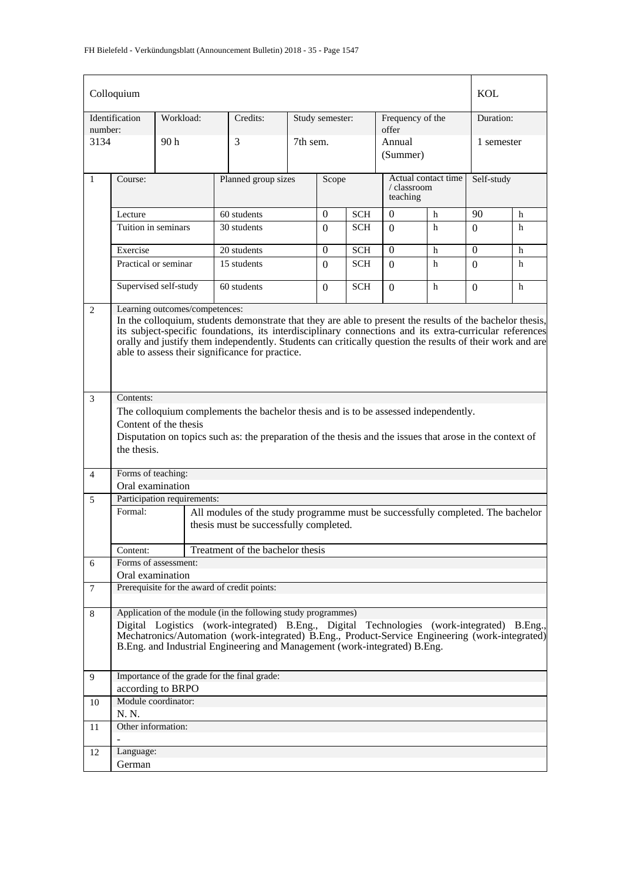| Colloquium | | | | | | KOL |
|---|---|---|---|---|---|---|
| Identification number: | Workload: | Credits: | Study semester: | Frequency of the offer | | Duration: |
| 3134 | 90 h | 3 | 7th sem. | Annual (Summer) | | 1 semester |

| 1 | Course: | Planned group sizes | Scope | | Actual contact time / classroom teaching | | Self-study | |
|---|---|---|---|---|---|---|---|---|
| | Lecture | 60 students | 0 | SCH | 0 | h | 90 | h |
| | Tuition in seminars | 30 students | 0 | SCH | 0 | h | 0 | h |
| | Exercise | 20 students | 0 | SCH | 0 | h | 0 | h |
| | Practical or seminar | 15 students | 0 | SCH | 0 | h | 0 | h |
| | Supervised self-study | 60 students | 0 | SCH | 0 | h | 0 | h |

**2 Learning outcomes/competences:**

In the colloquium, students demonstrate that they are able to present the results of the bachelor thesis, its subject-specific foundations, its interdisciplinary connections and its extra-curricular references orally and justify them independently. Students can critically question the results of their work and are able to assess their significance for practice.

**3 Contents:**

The colloquium complements the bachelor thesis and is to be assessed independently.

Content of the thesis

Disputation on topics such as: the preparation of the thesis and the issues that arose in the context of the thesis.

**4 Forms of teaching:**

Oral examination

**5 Participation requirements:**

| | |
|---|---|
| Formal: | All modules of the study programme must be successfully completed. The bachelor thesis must be successfully completed. |
| Content: | Treatment of the bachelor thesis |

**6 Forms of assessment:**

Oral examination

**7 Prerequisite for the award of credit points:**

**8 Application of the module (in the following study programmes)**

Digital Logistics (work-integrated) B.Eng., Digital Technologies (work-integrated) B.Eng., Mechatronics/Automation (work-integrated) B.Eng., Product-Service Engineering (work-integrated) B.Eng. and Industrial Engineering and Management (work-integrated) B.Eng.

**9 Importance of the grade for the final grade:**

according to BRPO

**10 Module coordinator:**

N. N.

**11 Other information:**

-

**12 Language:**

German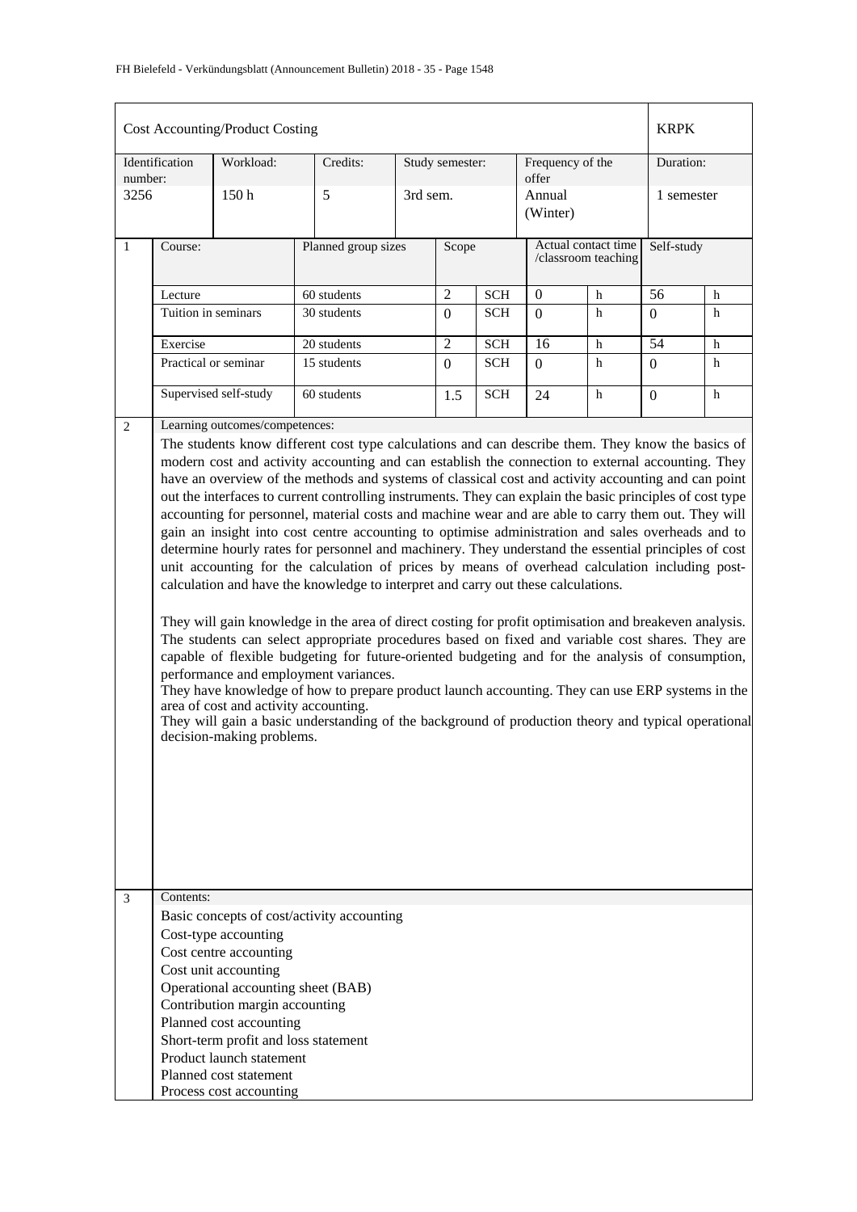| Cost Accounting/Product Costing | | | | | | KRPK |
|---|---|---|---|---|---|---|
| Identification number: | Workload: | Credits: | Study semester: | Frequency of the offer | | Duration: |
| 3256 | 150 h | 5 | 3rd sem. | Annual (Winter) | | 1 semester |

| 1 | Course: | Planned group sizes | Scope | | Actual contact time /classroom teaching | | Self-study | |
|---|---|---|---|---|---|---|---|---|
| | Lecture | 60 students | 2 | SCH | 0 | h | 56 | h |
| | Tuition in seminars | 30 students | 0 | SCH | 0 | h | 0 | h |
| | Exercise | 20 students | 2 | SCH | 16 | h | 54 | h |
| | Practical or seminar | 15 students | 0 | SCH | 0 | h | 0 | h |
| | Supervised self-study | 60 students | 1.5 | SCH | 24 | h | 0 | h |

**2 Learning outcomes/competences:**

The students know different cost type calculations and can describe them. They know the basics of modern cost and activity accounting and can establish the connection to external accounting. They have an overview of the methods and systems of classical cost and activity accounting and can point out the interfaces to current controlling instruments. They can explain the basic principles of cost type accounting for personnel, material costs and machine wear and are able to carry them out. They will gain an insight into cost centre accounting to optimise administration and sales overheads and to determine hourly rates for personnel and machinery. They understand the essential principles of cost unit accounting for the calculation of prices by means of overhead calculation including post-calculation and have the knowledge to interpret and carry out these calculations.

They will gain knowledge in the area of direct costing for profit optimisation and breakeven analysis. The students can select appropriate procedures based on fixed and variable cost shares. They are capable of flexible budgeting for future-oriented budgeting and for the analysis of consumption, performance and employment variances.
They have knowledge of how to prepare product launch accounting. They can use ERP systems in the area of cost and activity accounting.
They will gain a basic understanding of the background of production theory and typical operational decision-making problems.

**3 Contents:**

Basic concepts of cost/activity accounting
Cost-type accounting
Cost centre accounting
Cost unit accounting
Operational accounting sheet (BAB)
Contribution margin accounting
Planned cost accounting
Short-term profit and loss statement
Product launch statement
Planned cost statement
Process cost accounting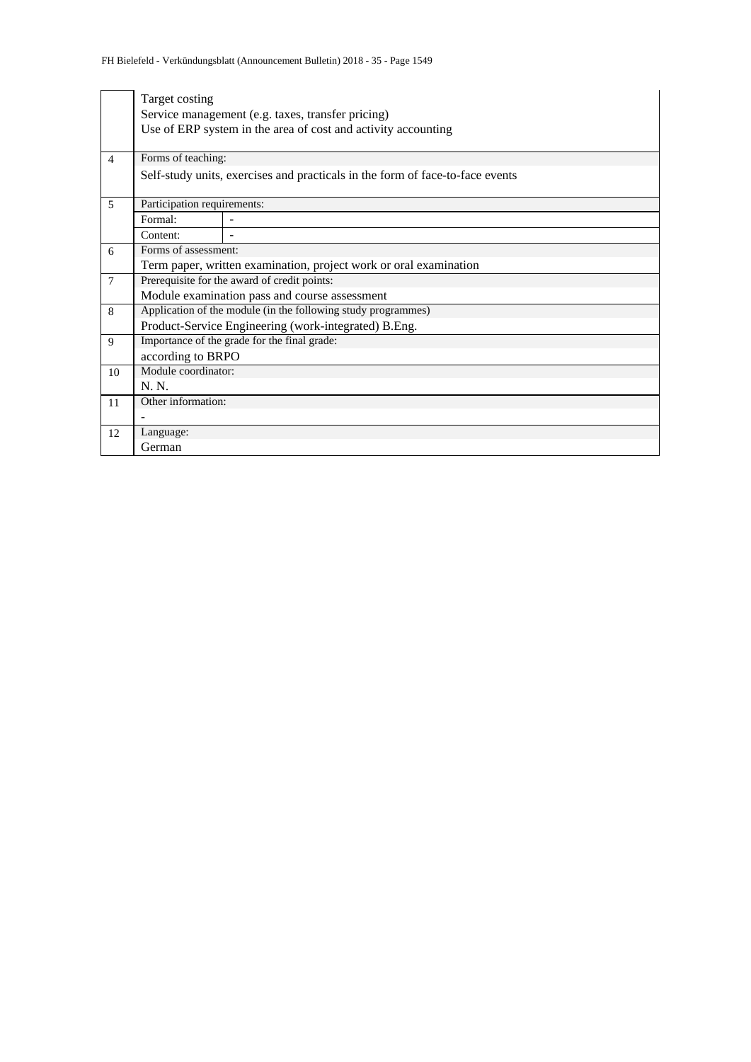| | | |
|---|---|---|
| | Target costing<br>Service management (e.g. taxes, transfer pricing)<br>Use of ERP system in the area of cost and activity accounting | |
| 4 | Forms of teaching:<br>Self-study units, exercises and practicals in the form of face-to-face events | |
| 5 | Participation requirements: | |
| | Formal: | - |
| | Content: | - |
| 6 | Forms of assessment:<br>Term paper, written examination, project work or oral examination | |
| 7 | Prerequisite for the award of credit points:<br>Module examination pass and course assessment | |
| 8 | Application of the module (in the following study programmes)<br>Product-Service Engineering (work-integrated) B.Eng. | |
| 9 | Importance of the grade for the final grade:<br>according to BRPO | |
| 10 | Module coordinator:<br>N. N. | |
| 11 | Other information:<br>- | |
| 12 | Language:<br>German | |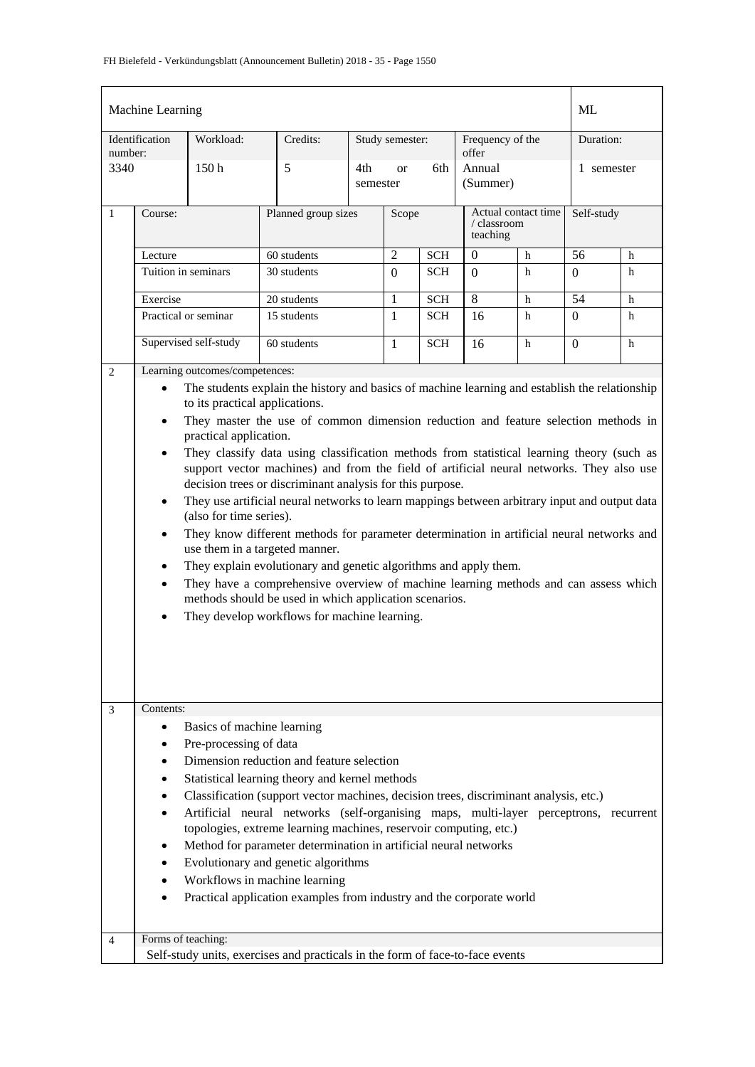| Machine Learning | | | | | | ML |
|---|---|---|---|---|---|---|
| Identification number: | Workload: | Credits: | Study semester: | Frequency of the offer | | Duration: |
| 3340 | 150 h | 5 | 4th or 6th semester | Annual (Summer) | | 1 semester |

| 1 | Course: | Planned group sizes | Scope | | Actual contact time / classroom teaching | | Self-study | |
|---|---|---|---|---|---|---|---|---|
| | Lecture | 60 students | 2 | SCH | 0 | h | 56 | h |
| | Tuition in seminars | 30 students | 0 | SCH | 0 | h | 0 | h |
| | Exercise | 20 students | 1 | SCH | 8 | h | 54 | h |
| | Practical or seminar | 15 students | 1 | SCH | 16 | h | 0 | h |
| | Supervised self-study | 60 students | 1 | SCH | 16 | h | 0 | h |

**2 Learning outcomes/competences:**

- The students explain the history and basics of machine learning and establish the relationship to its practical applications.
- They master the use of common dimension reduction and feature selection methods in practical application.
- They classify data using classification methods from statistical learning theory (such as support vector machines) and from the field of artificial neural networks. They also use decision trees or discriminant analysis for this purpose.
- They use artificial neural networks to learn mappings between arbitrary input and output data (also for time series).
- They know different methods for parameter determination in artificial neural networks and use them in a targeted manner.
- They explain evolutionary and genetic algorithms and apply them.
- They have a comprehensive overview of machine learning methods and can assess which methods should be used in which application scenarios.
- They develop workflows for machine learning.

**3 Contents:**

- Basics of machine learning
- Pre-processing of data
- Dimension reduction and feature selection
- Statistical learning theory and kernel methods
- Classification (support vector machines, decision trees, discriminant analysis, etc.)
- Artificial neural networks (self-organising maps, multi-layer perceptrons, recurrent topologies, extreme learning machines, reservoir computing, etc.)
- Method for parameter determination in artificial neural networks
- Evolutionary and genetic algorithms
- Workflows in machine learning
- Practical application examples from industry and the corporate world

**4 Forms of teaching:**

Self-study units, exercises and practicals in the form of face-to-face events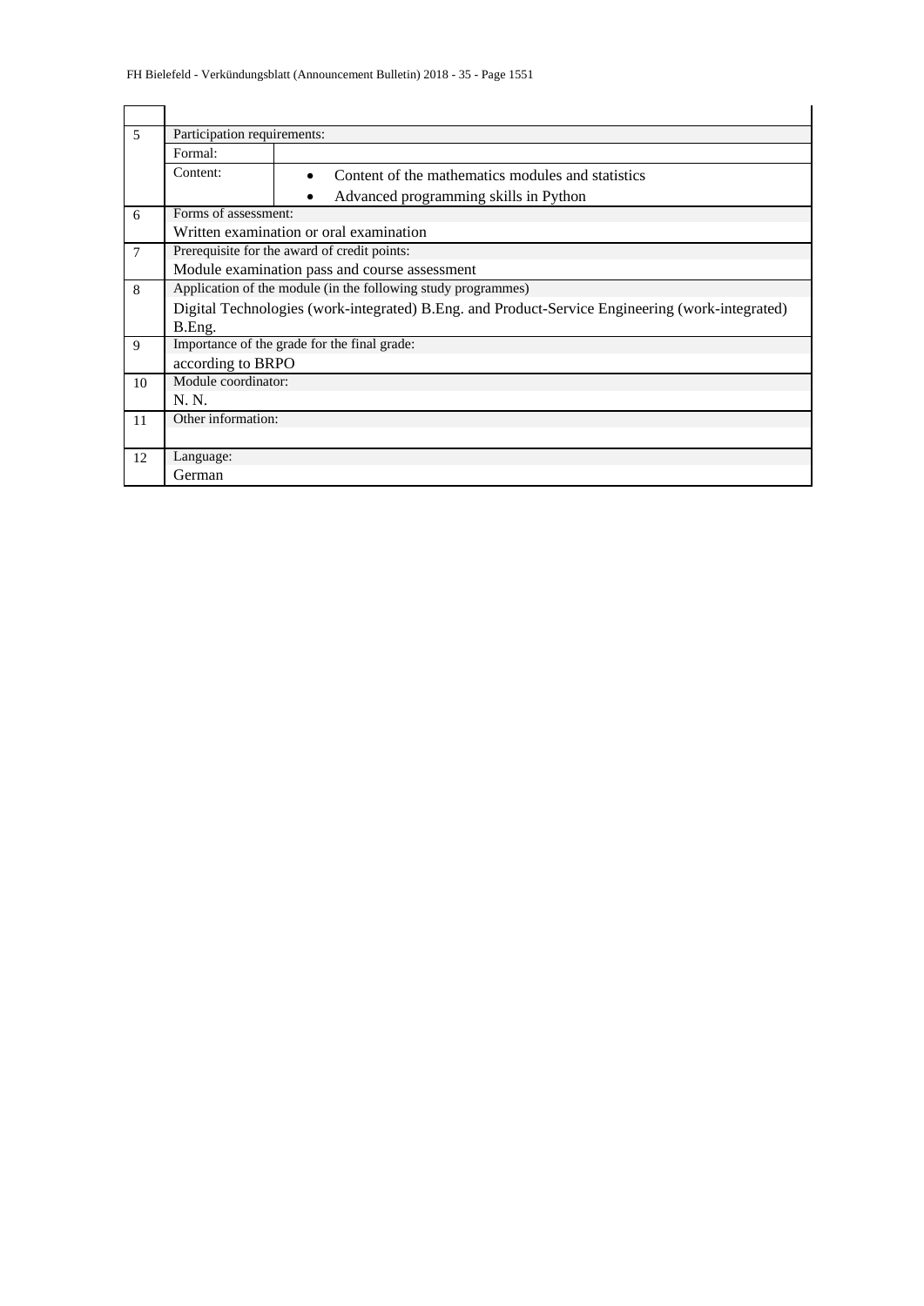| | | |
|---|---|---|
| 5 | Participation requirements: | |
| | Formal: | |
| | Content: | • Content of the mathematics modules and statistics<br>• Advanced programming skills in Python |
| 6 | Forms of assessment: | |
| | Written examination or oral examination | |
| 7 | Prerequisite for the award of credit points: | |
| | Module examination pass and course assessment | |
| 8 | Application of the module (in the following study programmes) | |
| | Digital Technologies (work-integrated) B.Eng. and Product-Service Engineering (work-integrated) B.Eng. | |
| 9 | Importance of the grade for the final grade: | |
| | according to BRPO | |
| 10 | Module coordinator: | |
| | N. N. | |
| 11 | Other information: | |
| | | |
| 12 | Language: | |
| | German | |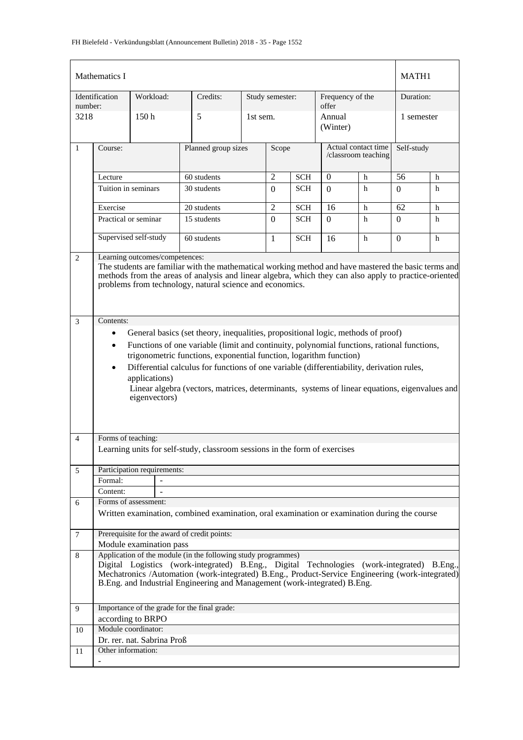| Mathematics I | | | | | | MATH1 |
|---|---|---|---|---|---|---|
| Identification number: | Workload: | Credits: | Study semester: | Frequency of the offer | | Duration: |
| 3218 | 150 h | 5 | 1st sem. | Annual (Winter) | | 1 semester |

| 1 | Course: | Planned group sizes | Scope | | Actual contact time /classroom teaching | | Self-study | |
|---|---|---|---|---|---|---|---|---|
| | Lecture | 60 students | 2 | SCH | 0 | h | 56 | h |
| | Tuition in seminars | 30 students | 0 | SCH | 0 | h | 0 | h |
| | Exercise | 20 students | 2 | SCH | 16 | h | 62 | h |
| | Practical or seminar | 15 students | 0 | SCH | 0 | h | 0 | h |
| | Supervised self-study | 60 students | 1 | SCH | 16 | h | 0 | h |

**2 Learning outcomes/competences:**

The students are familiar with the mathematical working method and have mastered the basic terms and methods from the areas of analysis and linear algebra, which they can also apply to practice-oriented problems from technology, natural science and economics.

**3 Contents:**

- General basics (set theory, inequalities, propositional logic, methods of proof)
- Functions of one variable (limit and continuity, polynomial functions, rational functions, trigonometric functions, exponential function, logarithm function)
- Differential calculus for functions of one variable (differentiability, derivation rules, applications)
  Linear algebra (vectors, matrices, determinants, systems of linear equations, eigenvalues and eigenvectors)

**4 Forms of teaching:**

Learning units for self-study, classroom sessions in the form of exercises

**5 Participation requirements:**

| Formal: | - |
|---|---|
| Content: | - |

**6 Forms of assessment:**

Written examination, combined examination, oral examination or examination during the course

**7 Prerequisite for the award of credit points:**

Module examination pass

**8 Application of the module (in the following study programmes)**

Digital Logistics (work-integrated) B.Eng., Digital Technologies (work-integrated) B.Eng., Mechatronics /Automation (work-integrated) B.Eng., Product-Service Engineering (work-integrated) B.Eng. and Industrial Engineering and Management (work-integrated) B.Eng.

**9 Importance of the grade for the final grade:**

according to BRPO

**10 Module coordinator:**

Dr. rer. nat. Sabrina Proß

**11 Other information:**

-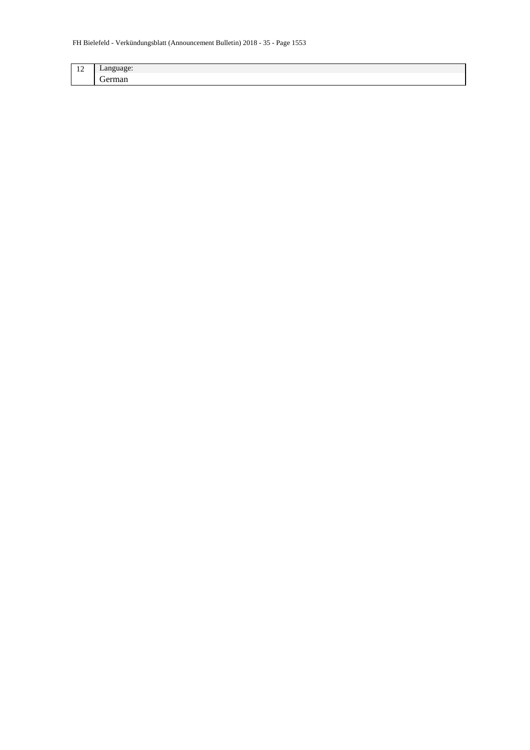| 12 | Language: |
|---|---|
| | German |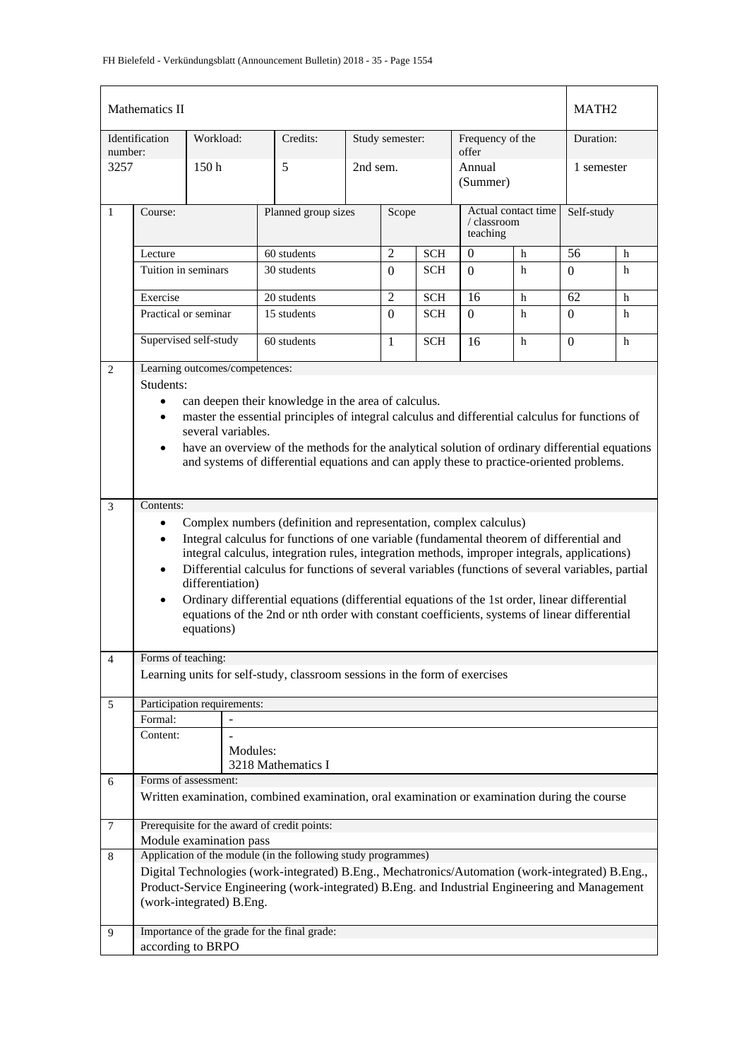| Mathematics II | | | | | | MATH2 |
|---|---|---|---|---|---|---|
| Identification number: | Workload: | Credits: | Study semester: | Frequency of the offer | | Duration: |
| 3257 | 150 h | 5 | 2nd sem. | Annual (Summer) | | 1 semester |

| | Course: | Planned group sizes | Scope | | Actual contact time / classroom teaching | | Self-study | |
|---|---|---|---|---|---|---|---|---|
| 1 | Lecture | 60 students | 2 | SCH | 0 | h | 56 | h |
| | Tuition in seminars | 30 students | 0 | SCH | 0 | h | 0 | h |
| | Exercise | 20 students | 2 | SCH | 16 | h | 62 | h |
| | Practical or seminar | 15 students | 0 | SCH | 0 | h | 0 | h |
| | Supervised self-study | 60 students | 1 | SCH | 16 | h | 0 | h |

**2 Learning outcomes/competences:**

Students:

- can deepen their knowledge in the area of calculus.
- master the essential principles of integral calculus and differential calculus for functions of several variables.
- have an overview of the methods for the analytical solution of ordinary differential equations and systems of differential equations and can apply these to practice-oriented problems.

**3 Contents:**

- Complex numbers (definition and representation, complex calculus)
- Integral calculus for functions of one variable (fundamental theorem of differential and integral calculus, integration rules, integration methods, improper integrals, applications)
- Differential calculus for functions of several variables (functions of several variables, partial differentiation)
- Ordinary differential equations (differential equations of the 1st order, linear differential equations of the 2nd or nth order with constant coefficients, systems of linear differential equations)

**4 Forms of teaching:**

Learning units for self-study, classroom sessions in the form of exercises

**5 Participation requirements:**

| | |
|---|---|
| Formal: | - |
| Content: | - <br> Modules: <br> 3218 Mathematics I |

**6 Forms of assessment:**

Written examination, combined examination, oral examination or examination during the course

**7 Prerequisite for the award of credit points:**

Module examination pass

**8 Application of the module (in the following study programmes)**

Digital Technologies (work-integrated) B.Eng., Mechatronics/Automation (work-integrated) B.Eng., Product-Service Engineering (work-integrated) B.Eng. and Industrial Engineering and Management (work-integrated) B.Eng.

**9 Importance of the grade for the final grade:**

according to BRPO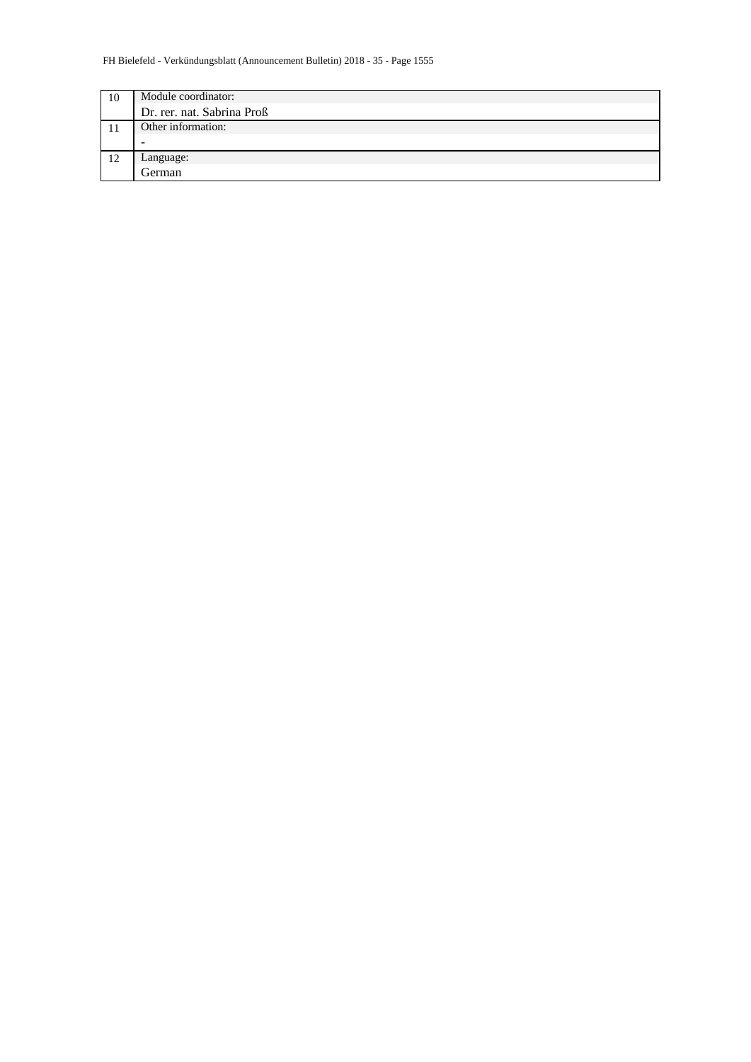| | |
|---|---|
| 10 | Module coordinator: |
| | Dr. rer. nat. Sabrina Proß |
| 11 | Other information: |
| | - |
| 12 | Language: |
| | German |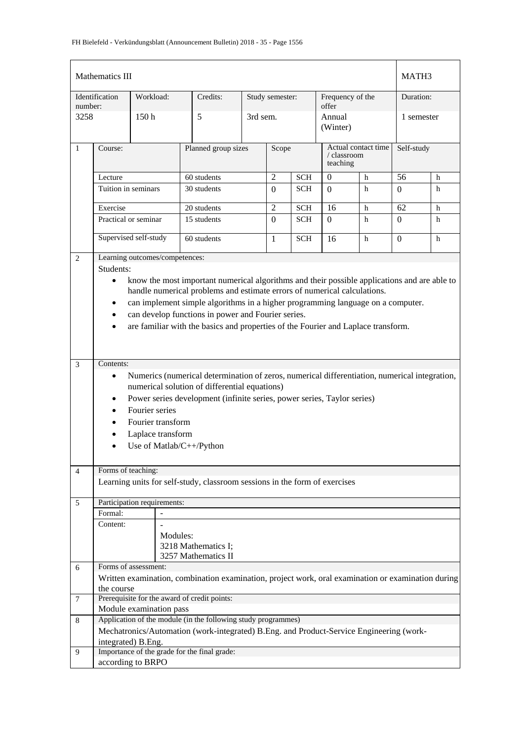| Mathematics III | | | | | | MATH3 |
|---|---|---|---|---|---|---|
| Identification number: | Workload: | Credits: | Study semester: | Frequency of the offer | | Duration: |
| 3258 | 150 h | 5 | 3rd sem. | Annual (Winter) | | 1 semester |

| 1 | Course: | Planned group sizes | Scope | | Actual contact time / classroom teaching | | Self-study | |
|---|---|---|---|---|---|---|---|---|
| | Lecture | 60 students | 2 | SCH | 0 | h | 56 | h |
| | Tuition in seminars | 30 students | 0 | SCH | 0 | h | 0 | h |
| | Exercise | 20 students | 2 | SCH | 16 | h | 62 | h |
| | Practical or seminar | 15 students | 0 | SCH | 0 | h | 0 | h |
| | Supervised self-study | 60 students | 1 | SCH | 16 | h | 0 | h |

**2 Learning outcomes/competences:**

Students:

- know the most important numerical algorithms and their possible applications and are able to handle numerical problems and estimate errors of numerical calculations.
- can implement simple algorithms in a higher programming language on a computer.
- can develop functions in power and Fourier series.
- are familiar with the basics and properties of the Fourier and Laplace transform.

**3 Contents:**

- Numerics (numerical determination of zeros, numerical differentiation, numerical integration, numerical solution of differential equations)
- Power series development (infinite series, power series, Taylor series)
- Fourier series
- Fourier transform
- Laplace transform
- Use of Matlab/C++/Python

**4 Forms of teaching:**

Learning units for self-study, classroom sessions in the form of exercises

**5 Participation requirements:**

| | |
|---|---|
| Formal: | - |
| Content: | -<br>Modules:<br>3218 Mathematics I;<br>3257 Mathematics II |

**6 Forms of assessment:**

Written examination, combination examination, project work, oral examination or examination during the course

**7 Prerequisite for the award of credit points:**

Module examination pass

**8 Application of the module (in the following study programmes)**

Mechatronics/Automation (work-integrated) B.Eng. and Product-Service Engineering (work-integrated) B.Eng.

**9 Importance of the grade for the final grade:**

according to BRPO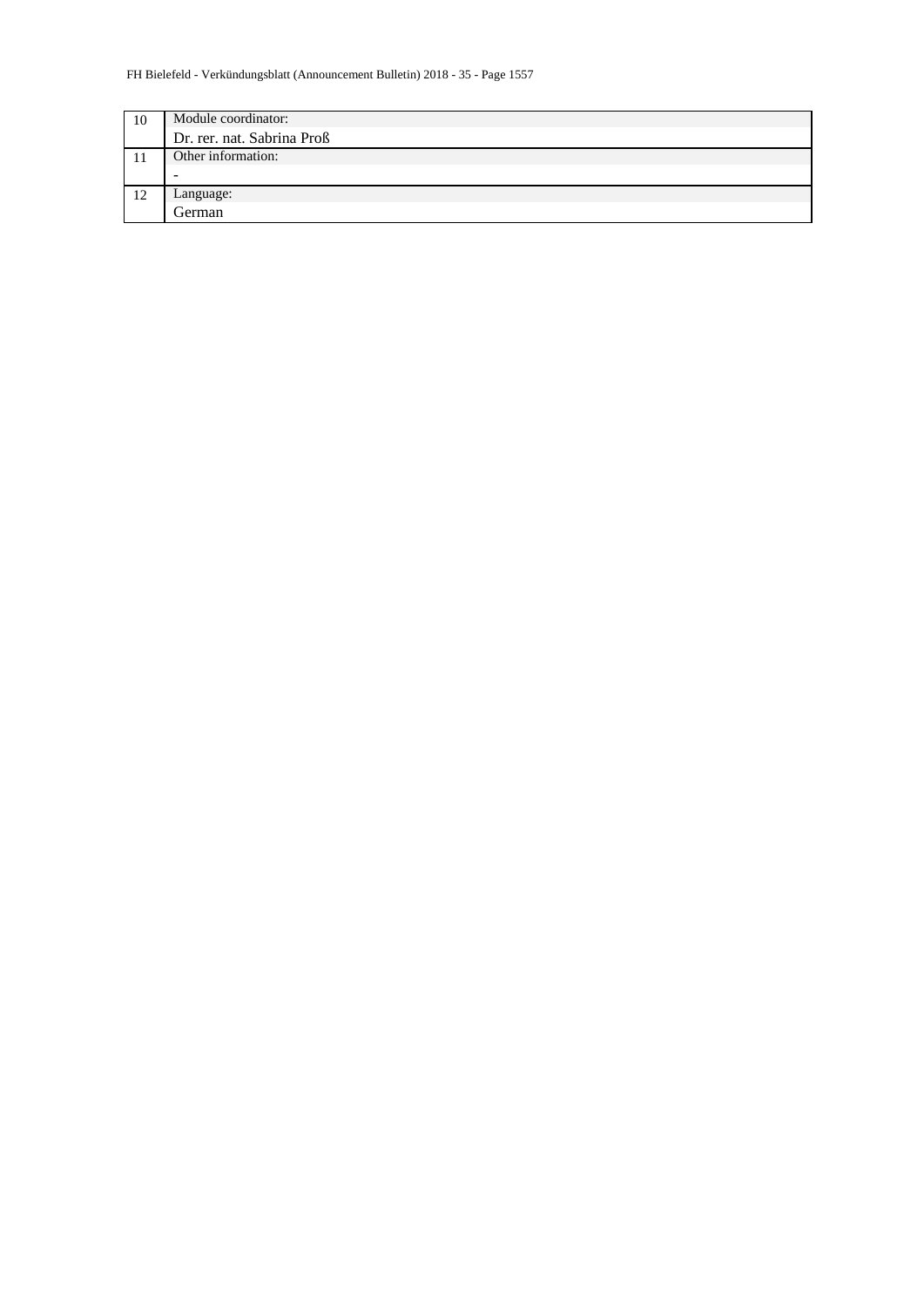| | |
|---|---|
| 10 | Module coordinator: |
| | Dr. rer. nat. Sabrina Proß |
| 11 | Other information: |
| | - |
| 12 | Language: |
| | German |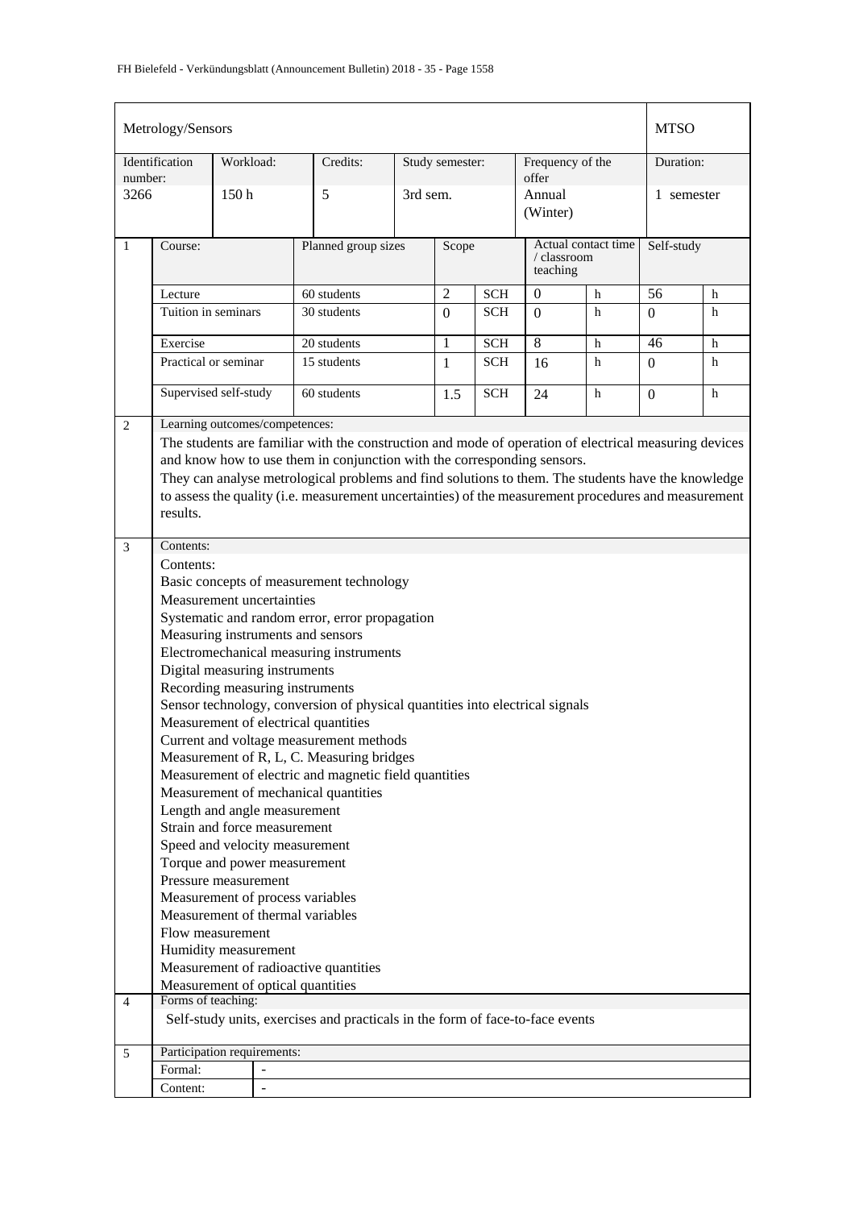| Metrology/Sensors | | | | | | | MTSO |
|---|---|---|---|---|---|---|---|
| Identification number: | Workload: | Credits: | Study semester: | Frequency of the offer | | | Duration: |
| 3266 | 150 h | 5 | 3rd sem. | Annual (Winter) | | | 1 semester |

| 1 | Course: | Planned group sizes | Scope | | Actual contact time / classroom teaching | | Self-study | |
|---|---|---|---|---|---|---|---|---|
| | Lecture | 60 students | 2 | SCH | 0 | h | 56 | h |
| | Tuition in seminars | 30 students | 0 | SCH | 0 | h | 0 | h |
| | Exercise | 20 students | 1 | SCH | 8 | h | 46 | h |
| | Practical or seminar | 15 students | 1 | SCH | 16 | h | 0 | h |
| | Supervised self-study | 60 students | 1.5 | SCH | 24 | h | 0 | h |

**2 Learning outcomes/competences:**

The students are familiar with the construction and mode of operation of electrical measuring devices and know how to use them in conjunction with the corresponding sensors.

They can analyse metrological problems and find solutions to them. The students have the knowledge to assess the quality (i.e. measurement uncertainties) of the measurement procedures and measurement results.

**3 Contents:**

Contents:

Basic concepts of measurement technology
Measurement uncertainties
Systematic and random error, error propagation
Measuring instruments and sensors
Electromechanical measuring instruments
Digital measuring instruments
Recording measuring instruments
Sensor technology, conversion of physical quantities into electrical signals
Measurement of electrical quantities
Current and voltage measurement methods
Measurement of R, L, C. Measuring bridges
Measurement of electric and magnetic field quantities
Measurement of mechanical quantities
Length and angle measurement
Strain and force measurement
Speed and velocity measurement
Torque and power measurement
Pressure measurement
Measurement of process variables
Measurement of thermal variables
Flow measurement
Humidity measurement
Measurement of radioactive quantities
Measurement of optical quantities

**4 Forms of teaching:**

Self-study units, exercises and practicals in the form of face-to-face events

**5 Participation requirements:**

| Formal: | - |
|---|---|
| Content: | - |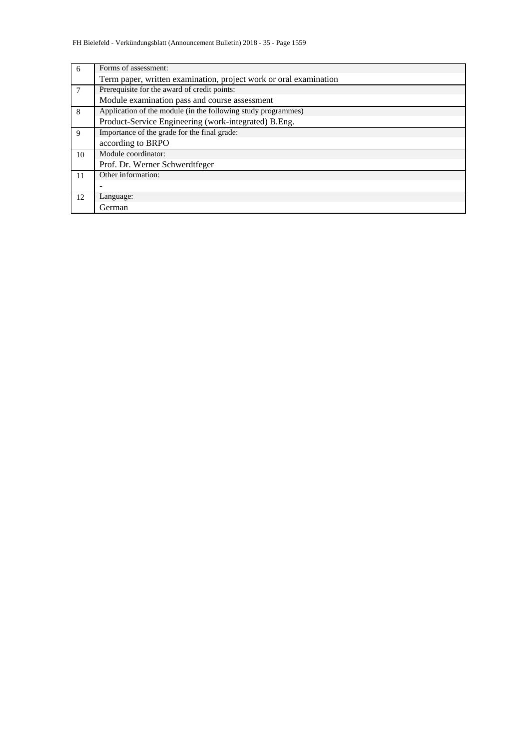| | |
|---|---|
| 6 | Forms of assessment: |
| | Term paper, written examination, project work or oral examination |
| 7 | Prerequisite for the award of credit points: |
| | Module examination pass and course assessment |
| 8 | Application of the module (in the following study programmes) |
| | Product-Service Engineering (work-integrated) B.Eng. |
| 9 | Importance of the grade for the final grade: |
| | according to BRPO |
| 10 | Module coordinator: |
| | Prof. Dr. Werner Schwerdtfeger |
| 11 | Other information: |
| | - |
| 12 | Language: |
| | German |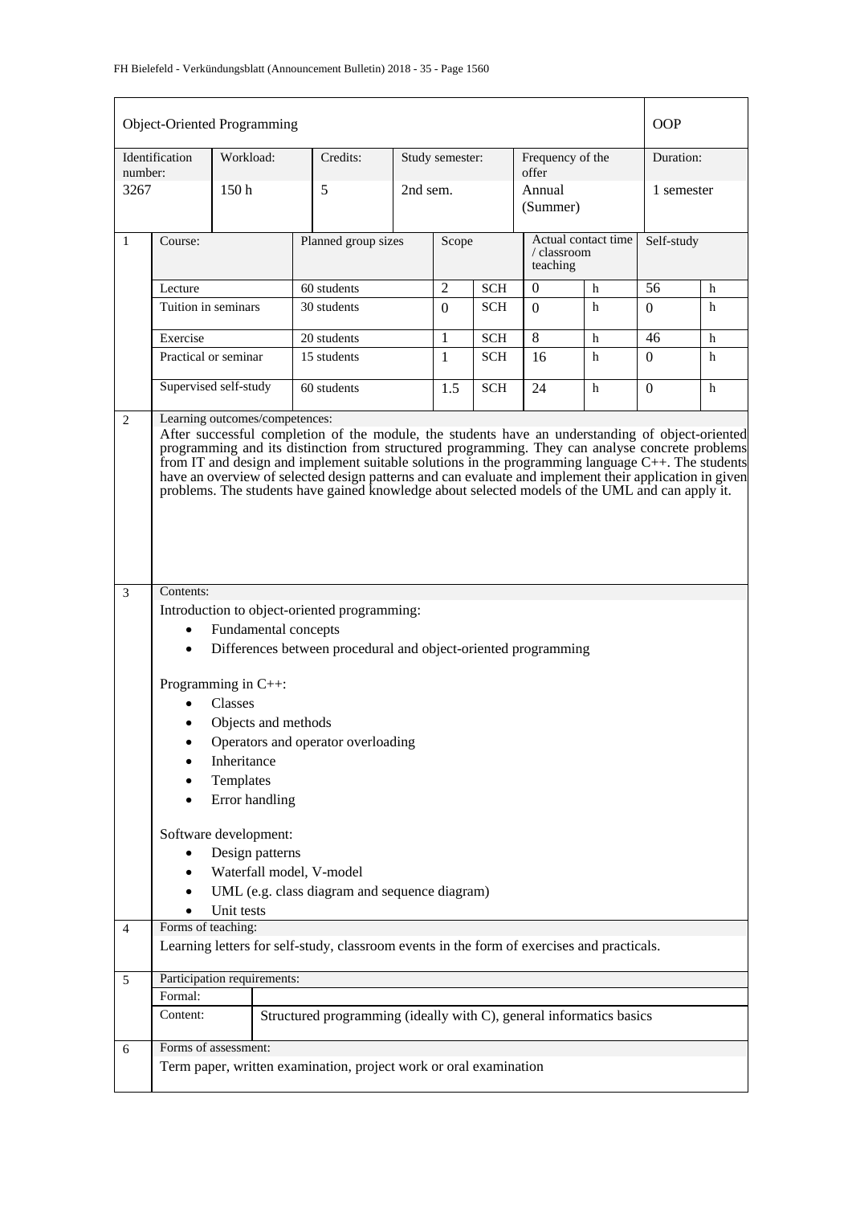| Object-Oriented Programming | | | | | OOP |
|---|---|---|---|---|---|
| Identification number: | Workload: | Credits: | Study semester: | Frequency of the offer | Duration: |
| 3267 | 150 h | 5 | 2nd sem. | Annual (Summer) | 1 semester |

| 1 | Course: | Planned group sizes | Scope | | Actual contact time / classroom teaching | | Self-study | |
|---|---|---|---|---|---|---|---|---|
| | Lecture | 60 students | 2 | SCH | 0 | h | 56 | h |
| | Tuition in seminars | 30 students | 0 | SCH | 0 | h | 0 | h |
| | Exercise | 20 students | 1 | SCH | 8 | h | 46 | h |
| | Practical or seminar | 15 students | 1 | SCH | 16 | h | 0 | h |
| | Supervised self-study | 60 students | 1.5 | SCH | 24 | h | 0 | h |

**2 Learning outcomes/competences:**

After successful completion of the module, the students have an understanding of object-oriented programming and its distinction from structured programming. They can analyse concrete problems from IT and design and implement suitable solutions in the programming language C++. The students have an overview of selected design patterns and can evaluate and implement their application in given problems. The students have gained knowledge about selected models of the UML and can apply it.

**3 Contents:**

Introduction to object-oriented programming:

- Fundamental concepts
- Differences between procedural and object-oriented programming

Programming in C++:

- Classes
- Objects and methods
- Operators and operator overloading
- Inheritance
- Templates
- Error handling

Software development:

- Design patterns
- Waterfall model, V-model
- UML (e.g. class diagram and sequence diagram)
- Unit tests

**4 Forms of teaching:**

Learning letters for self-study, classroom events in the form of exercises and practicals.

**5 Participation requirements:**

| Formal: | |
|---|---|
| Content: | Structured programming (ideally with C), general informatics basics |

**6 Forms of assessment:**

Term paper, written examination, project work or oral examination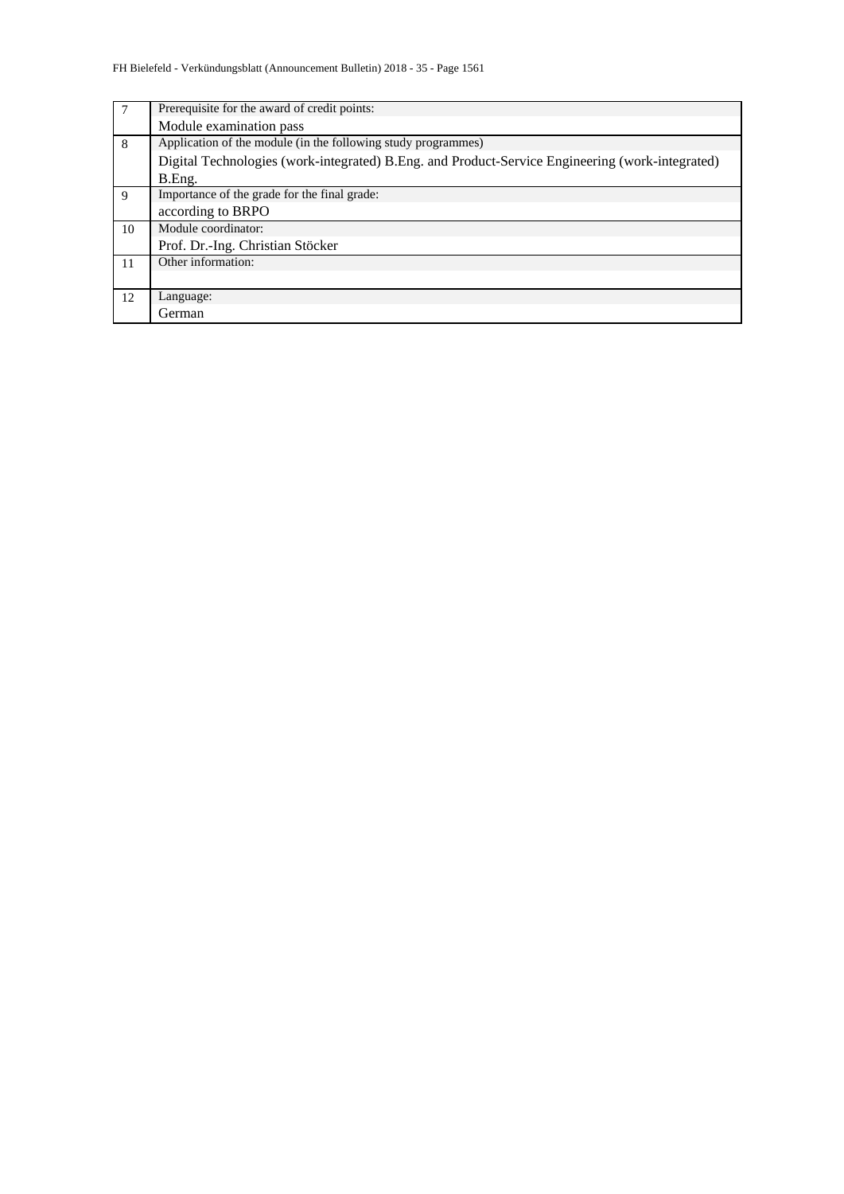| | |
|---|---|
| 7 | Prerequisite for the award of credit points:<br>Module examination pass |
| 8 | Application of the module (in the following study programmes)<br>Digital Technologies (work-integrated) B.Eng. and Product-Service Engineering (work-integrated) B.Eng. |
| 9 | Importance of the grade for the final grade:<br>according to BRPO |
| 10 | Module coordinator:<br>Prof. Dr.-Ing. Christian Stöcker |
| 11 | Other information: |
| 12 | Language:<br>German |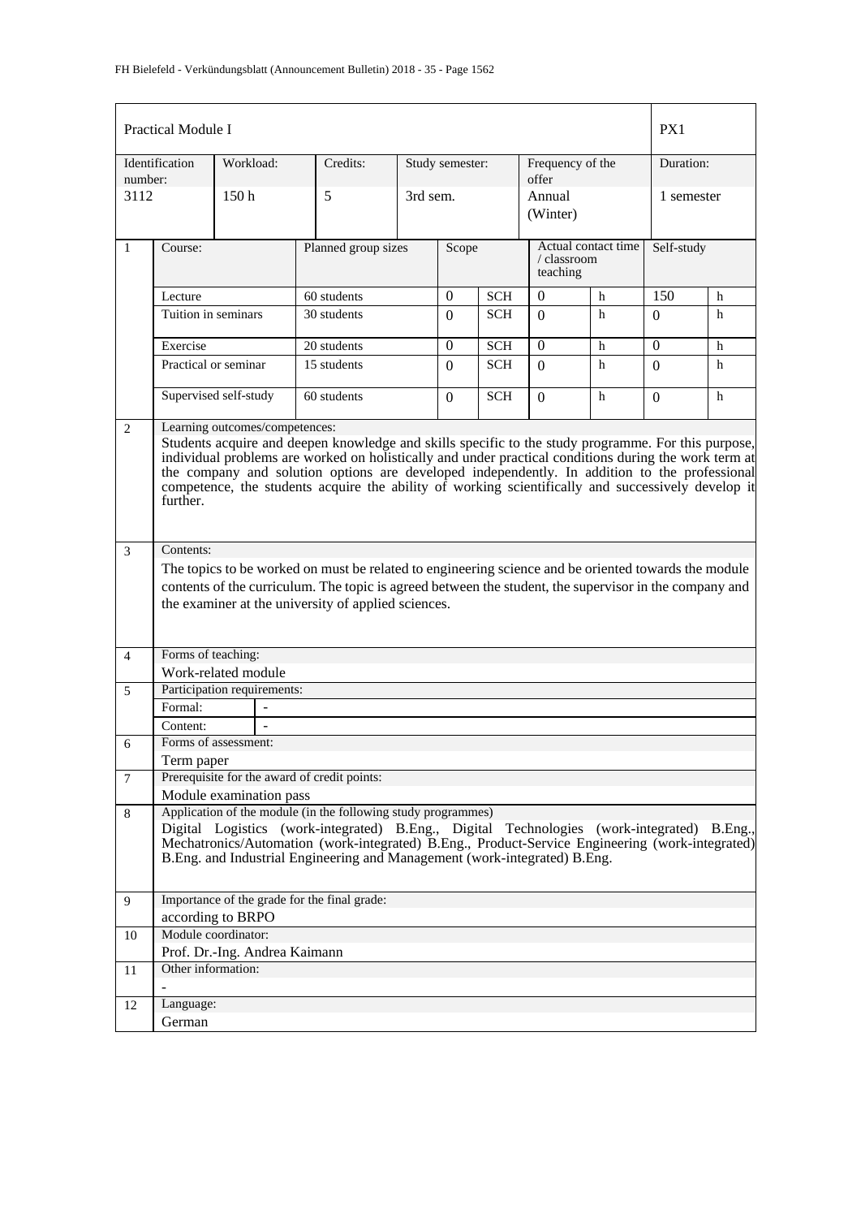| Practical Module I | | | | | | PX1 |
|---|---|---|---|---|---|---|
| Identification number: | Workload: | Credits: | Study semester: | Frequency of the offer | | Duration: |
| 3112 | 150 h | 5 | 3rd sem. | Annual (Winter) | | 1 semester |

| 1 | Course: | Planned group sizes | Scope | | Actual contact time / classroom teaching | | Self-study | |
|---|---|---|---|---|---|---|---|---|
| | Lecture | 60 students | 0 | SCH | 0 | h | 150 | h |
| | Tuition in seminars | 30 students | 0 | SCH | 0 | h | 0 | h |
| | Exercise | 20 students | 0 | SCH | 0 | h | 0 | h |
| | Practical or seminar | 15 students | 0 | SCH | 0 | h | 0 | h |
| | Supervised self-study | 60 students | 0 | SCH | 0 | h | 0 | h |

**2 Learning outcomes/competences:**

Students acquire and deepen knowledge and skills specific to the study programme. For this purpose, individual problems are worked on holistically and under practical conditions during the work term at the company and solution options are developed independently. In addition to the professional competence, the students acquire the ability of working scientifically and successively develop it further.

**3 Contents:**

The topics to be worked on must be related to engineering science and be oriented towards the module contents of the curriculum. The topic is agreed between the student, the supervisor in the company and the examiner at the university of applied sciences.

**4 Forms of teaching:**

Work-related module

**5 Participation requirements:**

| Formal: | - |
|---|---|
| Content: | - |

**6 Forms of assessment:**

Term paper

**7 Prerequisite for the award of credit points:**

Module examination pass

**8 Application of the module (in the following study programmes)**

Digital Logistics (work-integrated) B.Eng., Digital Technologies (work-integrated) B.Eng., Mechatronics/Automation (work-integrated) B.Eng., Product-Service Engineering (work-integrated) B.Eng. and Industrial Engineering and Management (work-integrated) B.Eng.

**9 Importance of the grade for the final grade:**

according to BRPO

**10 Module coordinator:**

Prof. Dr.-Ing. Andrea Kaimann

**11 Other information:**

-

**12 Language:**

German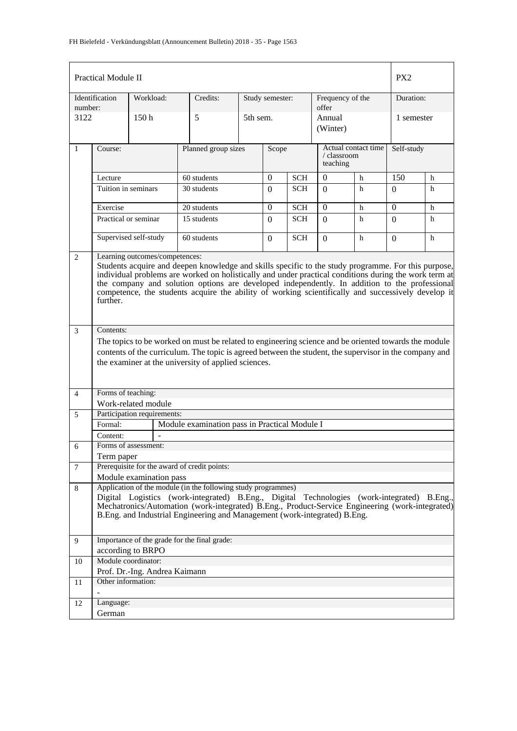| Practical Module II | | | | | | | PX2 |
|---|---|---|---|---|---|---|---|
| Identification number: | Workload: | Credits: | Study semester: | Frequency of the offer | | | Duration: |
| 3122 | 150 h | 5 | 5th sem. | Annual (Winter) | | | 1 semester |

| 1 | Course: | Planned group sizes | Scope | | Actual contact time / classroom teaching | | Self-study | |
|---|---|---|---|---|---|---|---|---|
| | Lecture | 60 students | 0 | SCH | 0 | h | 150 | h |
| | Tuition in seminars | 30 students | 0 | SCH | 0 | h | 0 | h |
| | Exercise | 20 students | 0 | SCH | 0 | h | 0 | h |
| | Practical or seminar | 15 students | 0 | SCH | 0 | h | 0 | h |
| | Supervised self-study | 60 students | 0 | SCH | 0 | h | 0 | h |

| | |
|---|---|
| 2 | Learning outcomes/competences:<br>Students acquire and deepen knowledge and skills specific to the study programme. For this purpose, individual problems are worked on holistically and under practical conditions during the work term at the company and solution options are developed independently. In addition to the professional competence, the students acquire the ability of working scientifically and successively develop it further. |
| 3 | Contents:<br>The topics to be worked on must be related to engineering science and be oriented towards the module contents of the curriculum. The topic is agreed between the student, the supervisor in the company and the examiner at the university of applied sciences. |
| 4 | Forms of teaching:<br>Work-related module |
| 5 | Participation requirements:<br>Formal: Module examination pass in Practical Module I<br>Content: - |
| 6 | Forms of assessment:<br>Term paper |
| 7 | Prerequisite for the award of credit points:<br>Module examination pass |
| 8 | Application of the module (in the following study programmes)<br>Digital Logistics (work-integrated) B.Eng., Digital Technologies (work-integrated) B.Eng., Mechatronics/Automation (work-integrated) B.Eng., Product-Service Engineering (work-integrated) B.Eng. and Industrial Engineering and Management (work-integrated) B.Eng. |
| 9 | Importance of the grade for the final grade:<br>according to BRPO |
| 10 | Module coordinator:<br>Prof. Dr.-Ing. Andrea Kaimann |
| 11 | Other information:<br>- |
| 12 | Language:<br>German |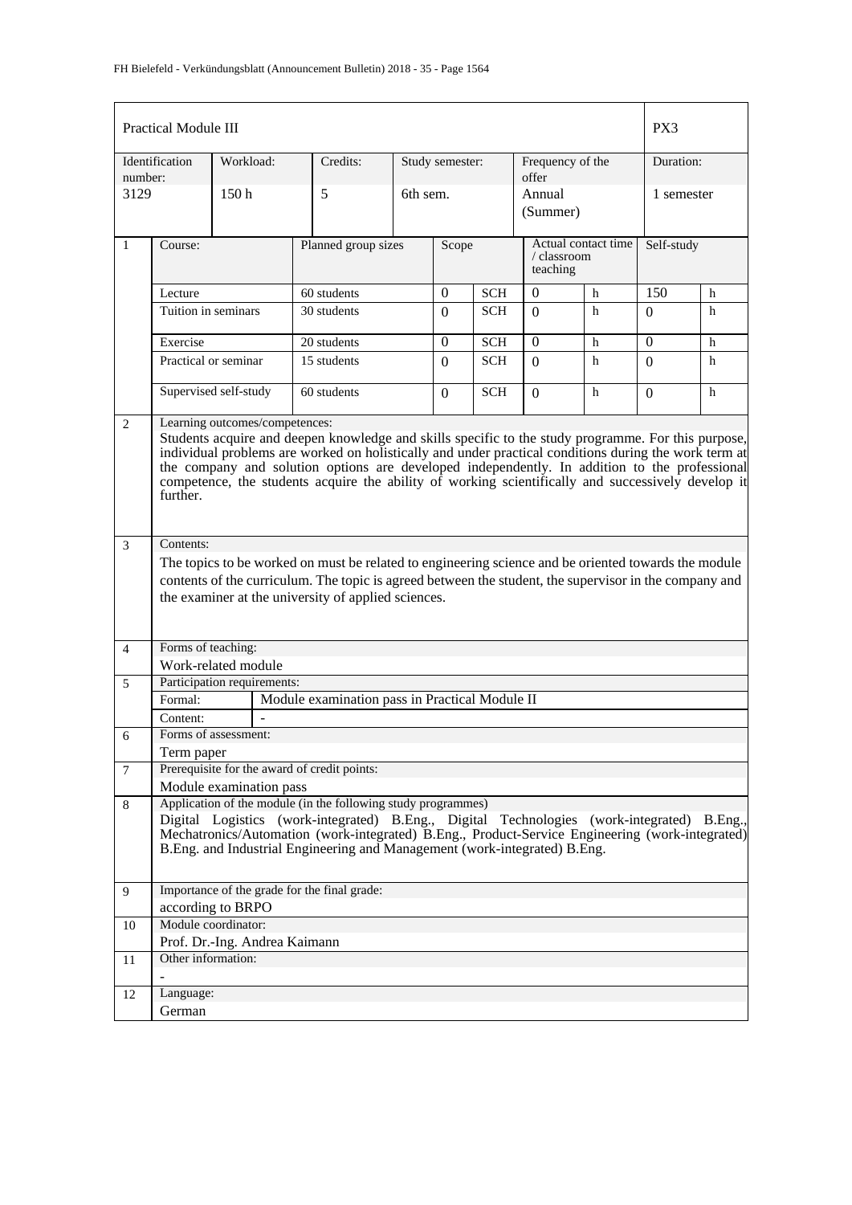| Practical Module III | | | | | | PX3 |
|---|---|---|---|---|---|---|
| Identification number: | Workload: | Credits: | Study semester: | Frequency of the offer | | Duration: |
| 3129 | 150 h | 5 | 6th sem. | Annual (Summer) | | 1 semester |

| 1 | Course: | Planned group sizes | Scope | | Actual contact time / classroom teaching | | Self-study | |
|---|---|---|---|---|---|---|---|---|
| | Lecture | 60 students | 0 | SCH | 0 | h | 150 | h |
| | Tuition in seminars | 30 students | 0 | SCH | 0 | h | 0 | h |
| | Exercise | 20 students | 0 | SCH | 0 | h | 0 | h |
| | Practical or seminar | 15 students | 0 | SCH | 0 | h | 0 | h |
| | Supervised self-study | 60 students | 0 | SCH | 0 | h | 0 | h |

**2 Learning outcomes/competences:**

Students acquire and deepen knowledge and skills specific to the study programme. For this purpose, individual problems are worked on holistically and under practical conditions during the work term at the company and solution options are developed independently. In addition to the professional competence, the students acquire the ability of working scientifically and successively develop it further.

**3 Contents:**

The topics to be worked on must be related to engineering science and be oriented towards the module contents of the curriculum. The topic is agreed between the student, the supervisor in the company and the examiner at the university of applied sciences.

**4 Forms of teaching:**

Work-related module

**5 Participation requirements:**

| | |
|---|---|
| Formal: | Module examination pass in Practical Module II |
| Content: | - |

**6 Forms of assessment:**

Term paper

**7 Prerequisite for the award of credit points:**

Module examination pass

**8 Application of the module (in the following study programmes)**

Digital Logistics (work-integrated) B.Eng., Digital Technologies (work-integrated) B.Eng., Mechatronics/Automation (work-integrated) B.Eng., Product-Service Engineering (work-integrated) B.Eng. and Industrial Engineering and Management (work-integrated) B.Eng.

**9 Importance of the grade for the final grade:**

according to BRPO

**10 Module coordinator:**

Prof. Dr.-Ing. Andrea Kaimann

**11 Other information:**

-

**12 Language:**

German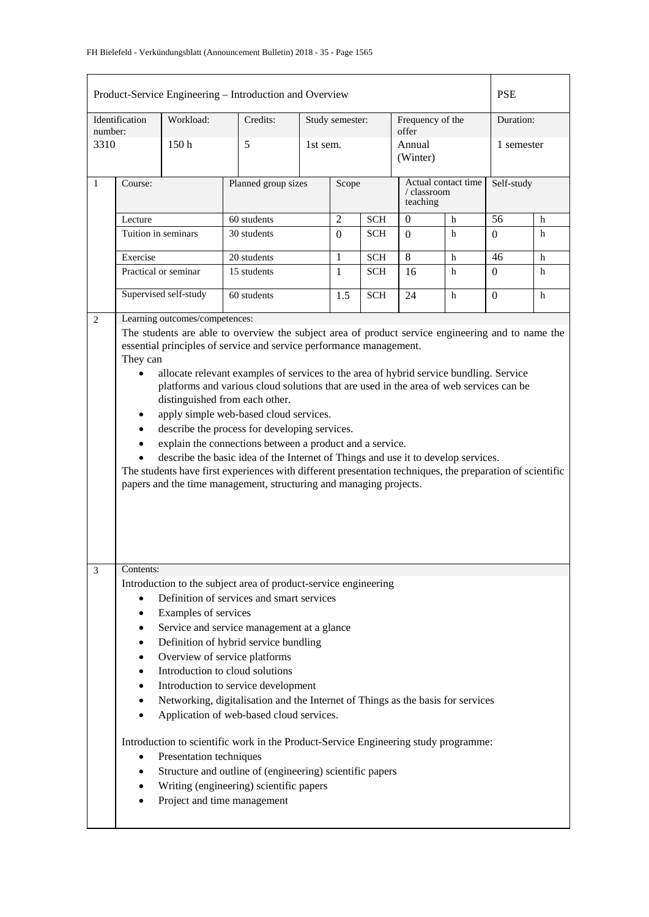| Product-Service Engineering – Introduction and Overview | | | | | | PSE |
|---|---|---|---|---|---|---|
| Identification number: | Workload: | Credits: | Study semester: | Frequency of the offer | | Duration: |
| 3310 | 150 h | 5 | 1st sem. | Annual (Winter) | | 1 semester |

| 1 | Course: | Planned group sizes | Scope | | Actual contact time / classroom teaching | | Self-study | |
|---|---|---|---|---|---|---|---|---|
| | Lecture | 60 students | 2 | SCH | 0 | h | 56 | h |
| | Tuition in seminars | 30 students | 0 | SCH | 0 | h | 0 | h |
| | Exercise | 20 students | 1 | SCH | 8 | h | 46 | h |
| | Practical or seminar | 15 students | 1 | SCH | 16 | h | 0 | h |
| | Supervised self-study | 60 students | 1.5 | SCH | 24 | h | 0 | h |

**2 Learning outcomes/competences:**

The students are able to overview the subject area of product service engineering and to name the essential principles of service and service performance management.

They can

- allocate relevant examples of services to the area of hybrid service bundling. Service platforms and various cloud solutions that are used in the area of web services can be distinguished from each other.
- apply simple web-based cloud services.
- describe the process for developing services.
- explain the connections between a product and a service.
- describe the basic idea of the Internet of Things and use it to develop services.

The students have first experiences with different presentation techniques, the preparation of scientific papers and the time management, structuring and managing projects.

**3 Contents:**

Introduction to the subject area of product-service engineering

- Definition of services and smart services
- Examples of services
- Service and service management at a glance
- Definition of hybrid service bundling
- Overview of service platforms
- Introduction to cloud solutions
- Introduction to service development
- Networking, digitalisation and the Internet of Things as the basis for services
- Application of web-based cloud services.

Introduction to scientific work in the Product-Service Engineering study programme:

- Presentation techniques
- Structure and outline of (engineering) scientific papers
- Writing (engineering) scientific papers
- Project and time management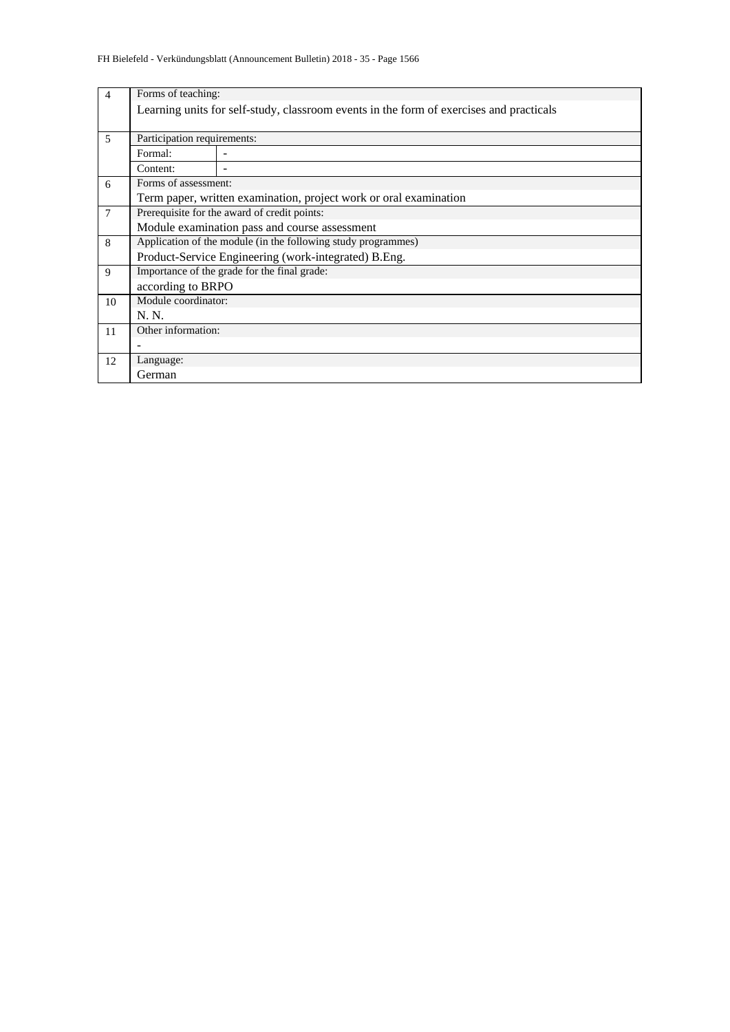| | | |
|---|---|---|
| 4 | Forms of teaching: | |
| | Learning units for self-study, classroom events in the form of exercises and practicals | |
| 5 | Participation requirements: | |
| | Formal: | - |
| | Content: | - |
| 6 | Forms of assessment: | |
| | Term paper, written examination, project work or oral examination | |
| 7 | Prerequisite for the award of credit points: | |
| | Module examination pass and course assessment | |
| 8 | Application of the module (in the following study programmes) | |
| | Product-Service Engineering (work-integrated) B.Eng. | |
| 9 | Importance of the grade for the final grade: | |
| | according to BRPO | |
| 10 | Module coordinator: | |
| | N. N. | |
| 11 | Other information: | |
| | - | |
| 12 | Language: | |
| | German | |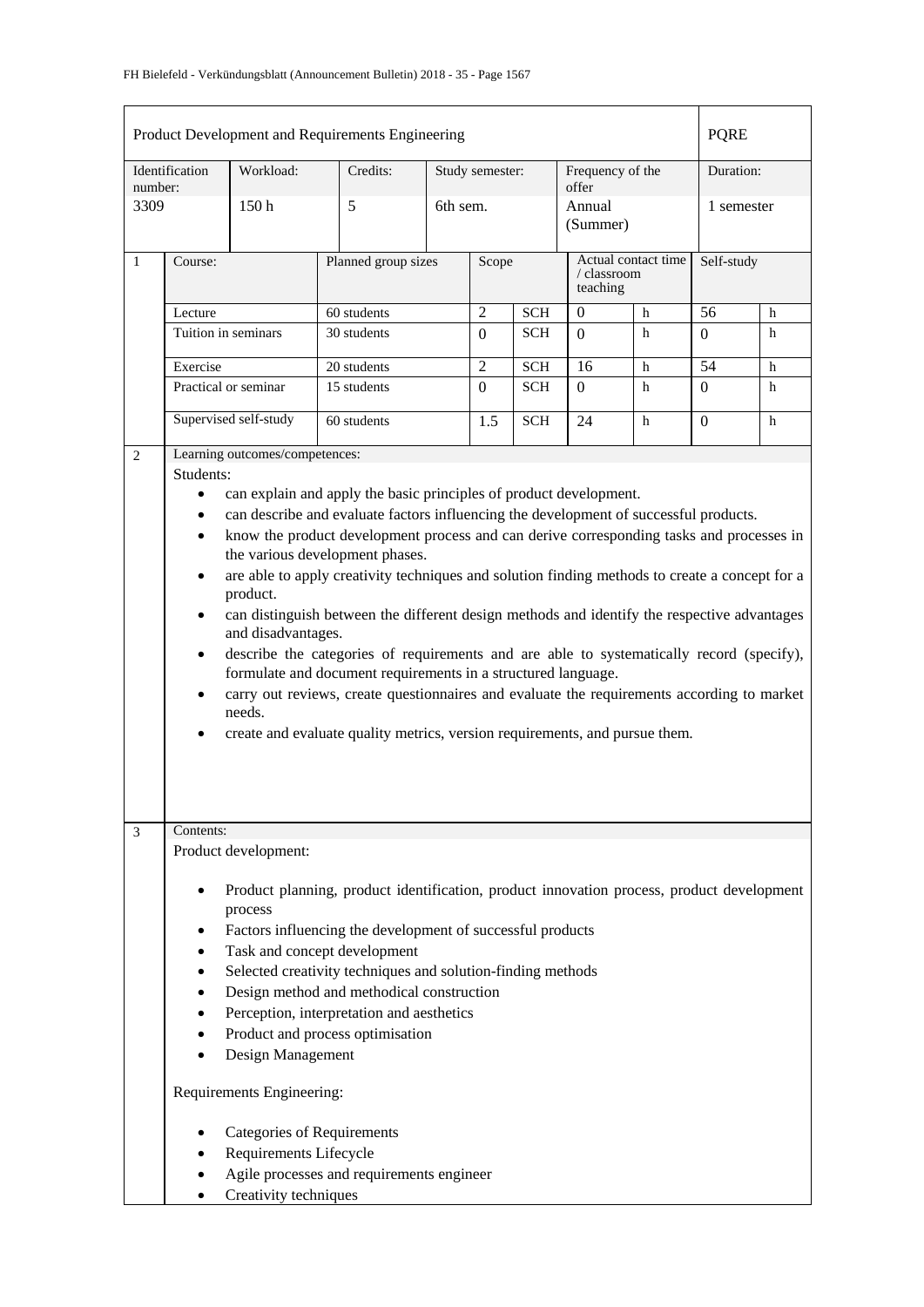| Product Development and Requirements Engineering | | | | | | PQRE |
|---|---|---|---|---|---|---|
| Identification number: | Workload: | Credits: | Study semester: | | Frequency of the offer | Duration: |
| 3309 | 150 h | 5 | 6th sem. | | Annual (Summer) | 1 semester |

| 1 | Course: | Planned group sizes | Scope | | Actual contact time / classroom teaching | | Self-study | |
|---|---|---|---|---|---|---|---|---|
| | Lecture | 60 students | 2 | SCH | 0 | h | 56 | h |
| | Tuition in seminars | 30 students | 0 | SCH | 0 | h | 0 | h |
| | Exercise | 20 students | 2 | SCH | 16 | h | 54 | h |
| | Practical or seminar | 15 students | 0 | SCH | 0 | h | 0 | h |
| | Supervised self-study | 60 students | 1.5 | SCH | 24 | h | 0 | h |

**2 Learning outcomes/competences:**

Students:

- can explain and apply the basic principles of product development.
- can describe and evaluate factors influencing the development of successful products.
- know the product development process and can derive corresponding tasks and processes in the various development phases.
- are able to apply creativity techniques and solution finding methods to create a concept for a product.
- can distinguish between the different design methods and identify the respective advantages and disadvantages.
- describe the categories of requirements and are able to systematically record (specify), formulate and document requirements in a structured language.
- carry out reviews, create questionnaires and evaluate the requirements according to market needs.
- create and evaluate quality metrics, version requirements, and pursue them.

**3 Contents:**

Product development:

- Product planning, product identification, product innovation process, product development process
- Factors influencing the development of successful products
- Task and concept development
- Selected creativity techniques and solution-finding methods
- Design method and methodical construction
- Perception, interpretation and aesthetics
- Product and process optimisation
- Design Management

Requirements Engineering:

- Categories of Requirements
- Requirements Lifecycle
- Agile processes and requirements engineer
- Creativity techniques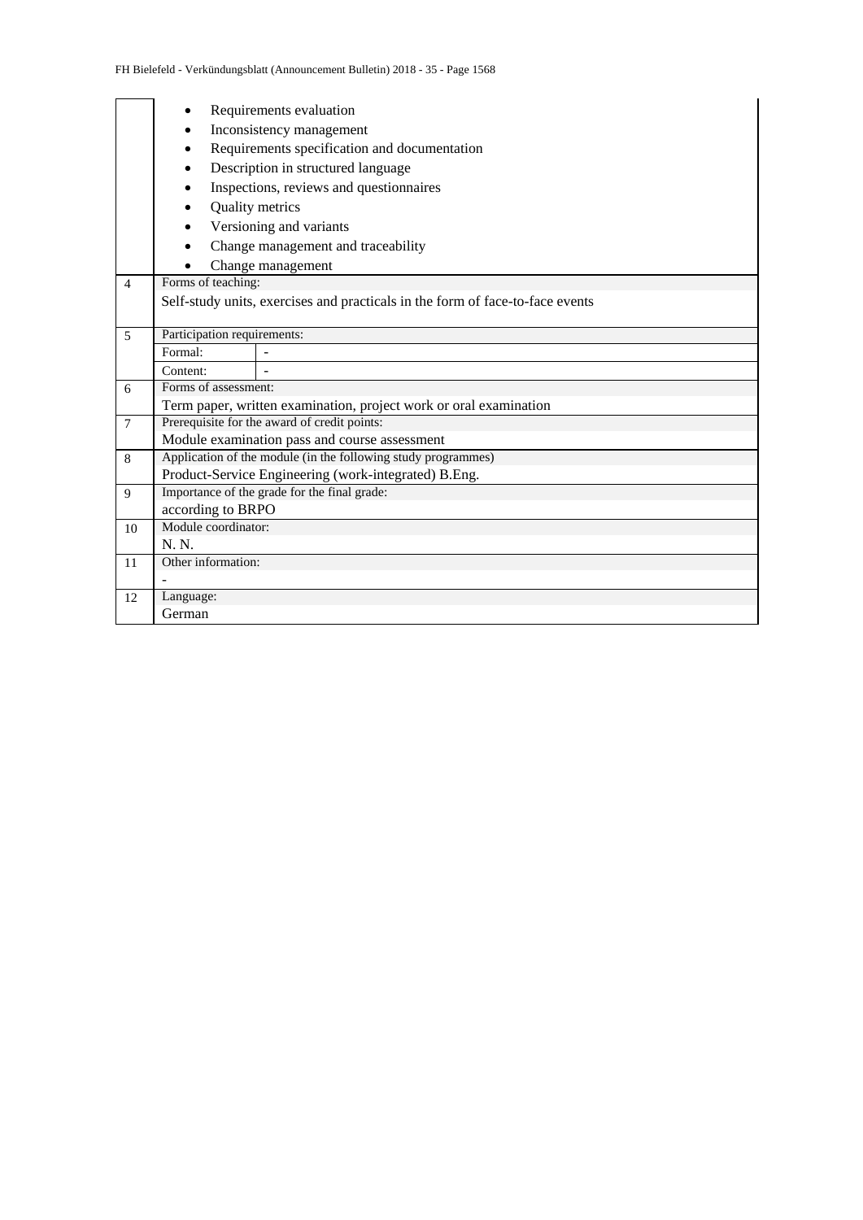| | |
|---|---|
| | • Requirements evaluation<br>• Inconsistency management<br>• Requirements specification and documentation<br>• Description in structured language<br>• Inspections, reviews and questionnaires<br>• Quality metrics<br>• Versioning and variants<br>• Change management and traceability<br>• Change management |
| 4 | Forms of teaching:<br>Self-study units, exercises and practicals in the form of face-to-face events |
| 5 | Participation requirements:<br>Formal: -<br>Content: - |
| 6 | Forms of assessment:<br>Term paper, written examination, project work or oral examination |
| 7 | Prerequisite for the award of credit points:<br>Module examination pass and course assessment |
| 8 | Application of the module (in the following study programmes)<br>Product-Service Engineering (work-integrated) B.Eng. |
| 9 | Importance of the grade for the final grade:<br>according to BRPO |
| 10 | Module coordinator:<br>N. N. |
| 11 | Other information:<br>- |
| 12 | Language:<br>German |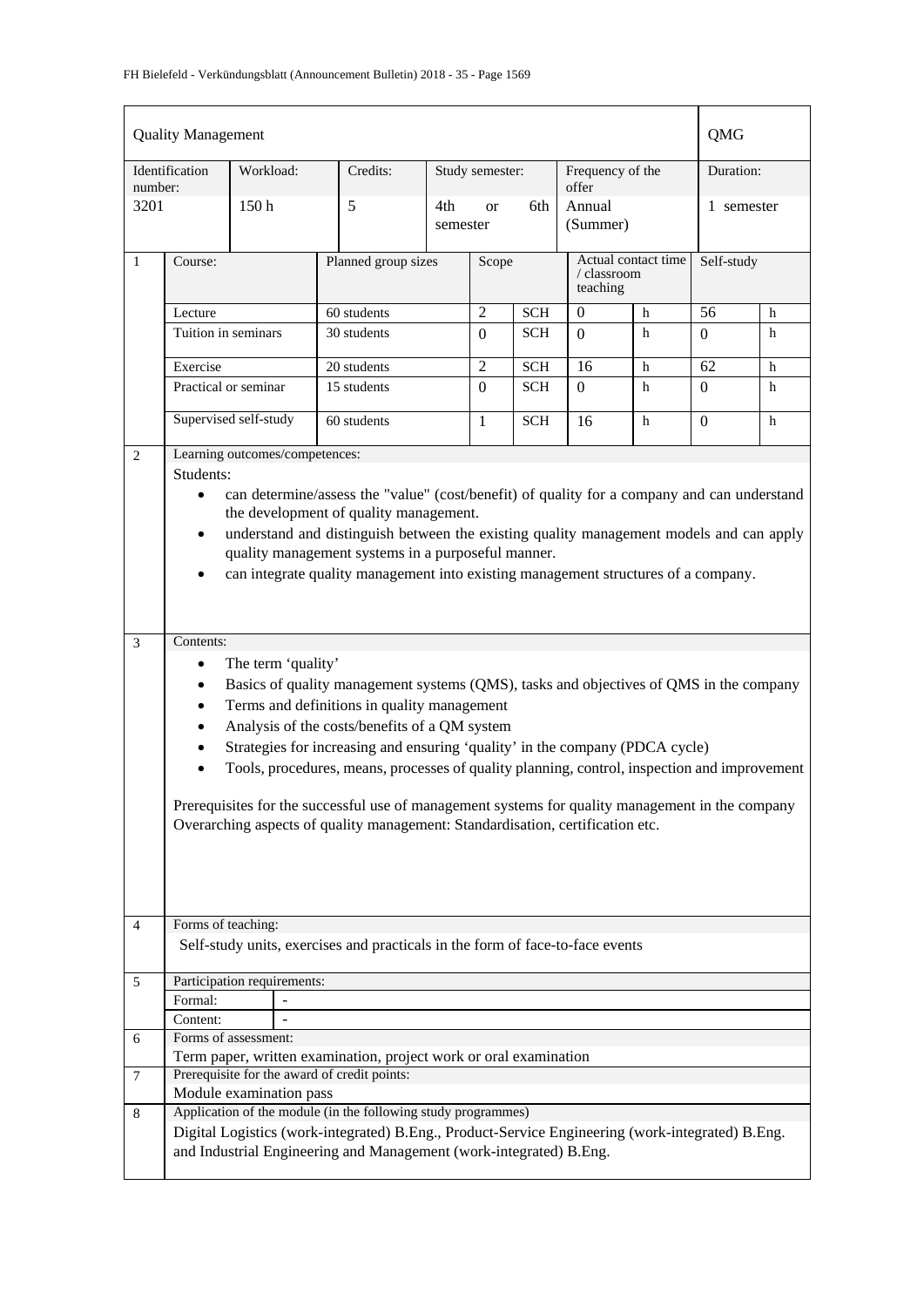| Quality Management | | | | | | QMG |
|---|---|---|---|---|---|---|
| Identification number: | Workload: | Credits: | Study semester: | | Frequency of the offer | Duration: |
| 3201 | 150 h | 5 | 4th or 6th semester | | Annual (Summer) | 1 semester |

| | Course: | Planned group sizes | Scope | | Actual contact time / classroom teaching | | Self-study | |
|---|---|---|---|---|---|---|---|---|
| 1 | Lecture | 60 students | 2 | SCH | 0 | h | 56 | h |
| | Tuition in seminars | 30 students | 0 | SCH | 0 | h | 0 | h |
| | Exercise | 20 students | 2 | SCH | 16 | h | 62 | h |
| | Practical or seminar | 15 students | 0 | SCH | 0 | h | 0 | h |
| | Supervised self-study | 60 students | 1 | SCH | 16 | h | 0 | h |

**2 Learning outcomes/competences:**

Students:

- can determine/assess the "value" (cost/benefit) of quality for a company and can understand the development of quality management.
- understand and distinguish between the existing quality management models and can apply quality management systems in a purposeful manner.
- can integrate quality management into existing management structures of a company.

**3 Contents:**

- The term 'quality'
- Basics of quality management systems (QMS), tasks and objectives of QMS in the company
- Terms and definitions in quality management
- Analysis of the costs/benefits of a QM system
- Strategies for increasing and ensuring 'quality' in the company (PDCA cycle)
- Tools, procedures, means, processes of quality planning, control, inspection and improvement

Prerequisites for the successful use of management systems for quality management in the company
Overarching aspects of quality management: Standardisation, certification etc.

**4 Forms of teaching:**

Self-study units, exercises and practicals in the form of face-to-face events

**5 Participation requirements:**

| Formal: | - |
|---|---|
| Content: | - |

**6 Forms of assessment:**

Term paper, written examination, project work or oral examination

**7 Prerequisite for the award of credit points:**

Module examination pass

**8 Application of the module (in the following study programmes)**

Digital Logistics (work-integrated) B.Eng., Product-Service Engineering (work-integrated) B.Eng. and Industrial Engineering and Management (work-integrated) B.Eng.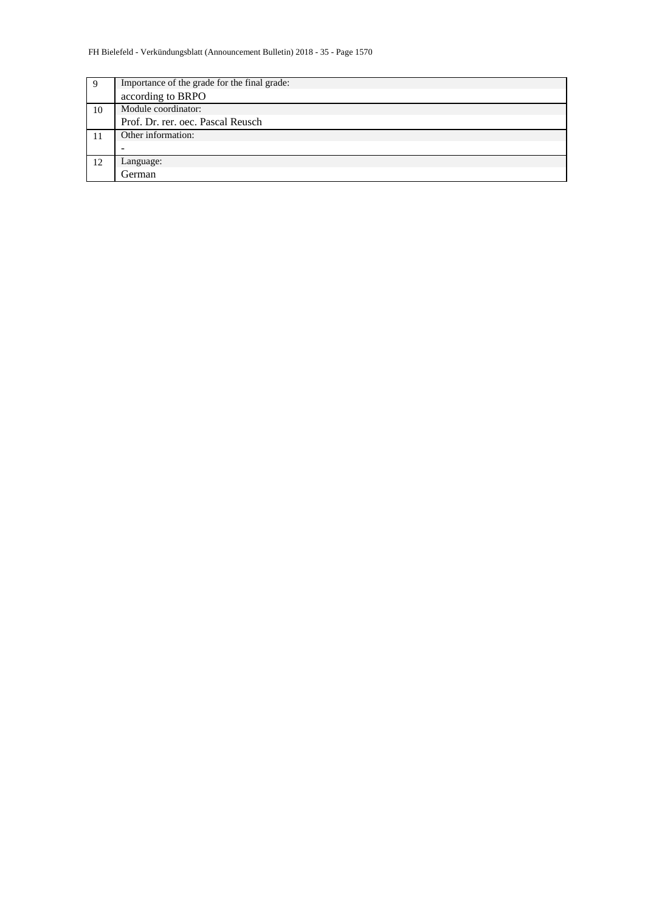| | |
|---|---|
| 9 | Importance of the grade for the final grade: |
| | according to BRPO |
| 10 | Module coordinator: |
| | Prof. Dr. rer. oec. Pascal Reusch |
| 11 | Other information: |
| | - |
| 12 | Language: |
| | German |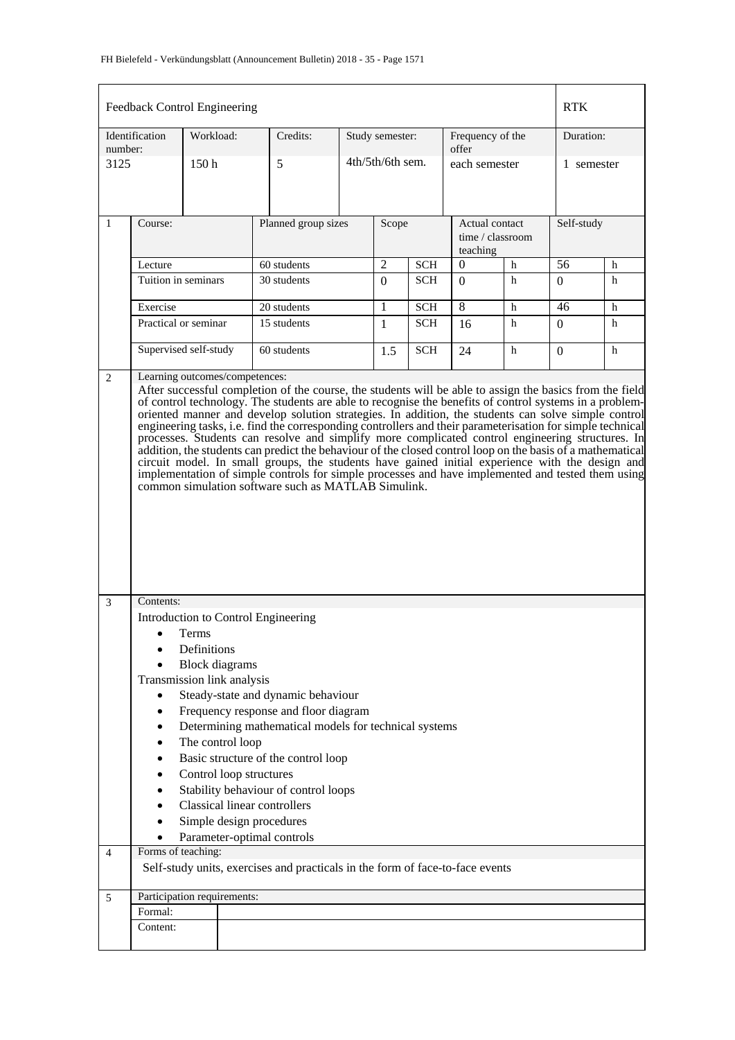| Feedback Control Engineering | | | | | | RTK |
|---|---|---|---|---|---|---|
| Identification number: | Workload: | Credits: | Study semester: | Frequency of the offer | | Duration: |
| 3125 | 150 h | 5 | 4th/5th/6th sem. | each semester | | 1 semester |

| | Course: | Planned group sizes | Scope | | Actual contact time / classroom teaching | | Self-study | |
|---|---|---|---|---|---|---|---|---|
| 1 | Lecture | 60 students | 2 | SCH | 0 | h | 56 | h |
| | Tuition in seminars | 30 students | 0 | SCH | 0 | h | 0 | h |
| | Exercise | 20 students | 1 | SCH | 8 | h | 46 | h |
| | Practical or seminar | 15 students | 1 | SCH | 16 | h | 0 | h |
| | Supervised self-study | 60 students | 1.5 | SCH | 24 | h | 0 | h |

**2 Learning outcomes/competences:**

After successful completion of the course, the students will be able to assign the basics from the field of control technology. The students are able to recognise the benefits of control systems in a problem-oriented manner and develop solution strategies. In addition, the students can solve simple control engineering tasks, i.e. find the corresponding controllers and their parameterisation for simple technical processes. Students can resolve and simplify more complicated control engineering structures. In addition, the students can predict the behaviour of the closed control loop on the basis of a mathematical circuit model. In small groups, the students have gained initial experience with the design and implementation of simple controls for simple processes and have implemented and tested them using common simulation software such as MATLAB Simulink.

**3 Contents:**

Introduction to Control Engineering

- Terms
- Definitions
- Block diagrams

Transmission link analysis

- Steady-state and dynamic behaviour
- Frequency response and floor diagram
- Determining mathematical models for technical systems
- The control loop
- Basic structure of the control loop
- Control loop structures
- Stability behaviour of control loops
- Classical linear controllers
- Simple design procedures
- Parameter-optimal controls

**4 Forms of teaching:**

Self-study units, exercises and practicals in the form of face-to-face events

**5 Participation requirements:**

| Formal: | |
|---|---|
| Content: | |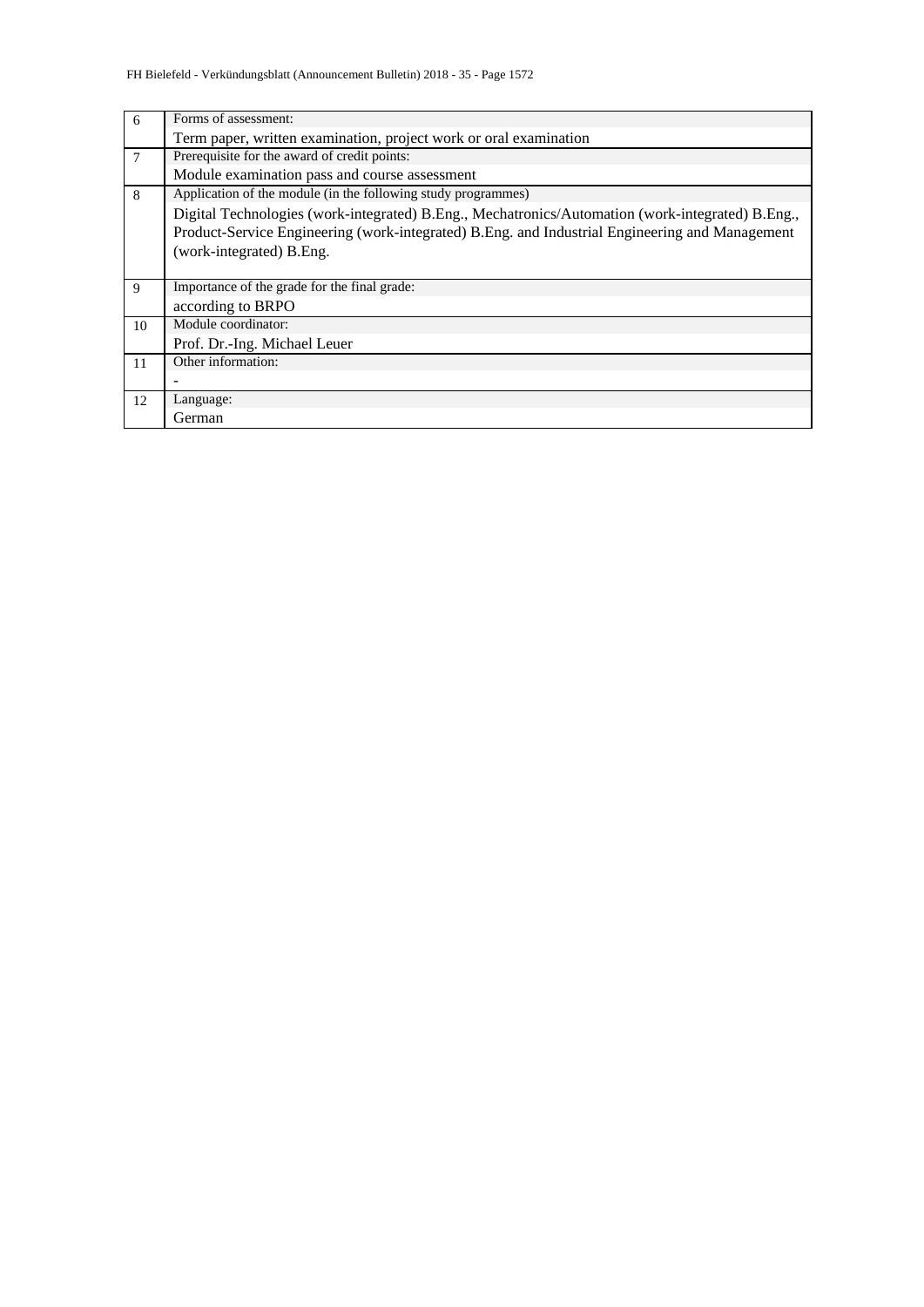| | |
|---|---|
| 6 | Forms of assessment:<br>Term paper, written examination, project work or oral examination |
| 7 | Prerequisite for the award of credit points:<br>Module examination pass and course assessment |
| 8 | Application of the module (in the following study programmes)<br>Digital Technologies (work-integrated) B.Eng., Mechatronics/Automation (work-integrated) B.Eng., Product-Service Engineering (work-integrated) B.Eng. and Industrial Engineering and Management (work-integrated) B.Eng. |
| 9 | Importance of the grade for the final grade:<br>according to BRPO |
| 10 | Module coordinator:<br>Prof. Dr.-Ing. Michael Leuer |
| 11 | Other information:<br>- |
| 12 | Language:<br>German |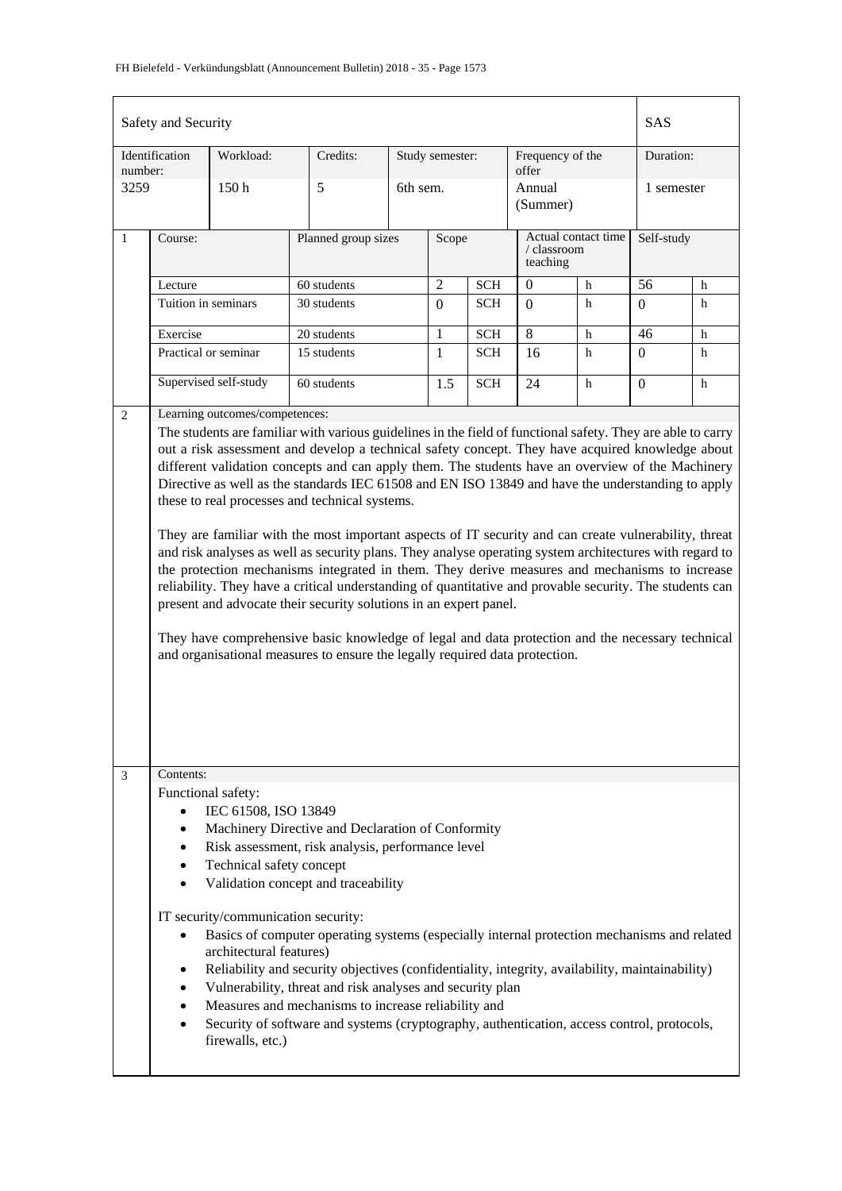| Safety and Security | | | | | | SAS |
|---|---|---|---|---|---|---|
| Identification number: | Workload: | Credits: | Study semester: | Frequency of the offer | | Duration: |
| 3259 | 150 h | 5 | 6th sem. | Annual (Summer) | | 1 semester |

| 1 | Course: | Planned group sizes | Scope | | Actual contact time / classroom teaching | | Self-study | |
|---|---|---|---|---|---|---|---|---|
| | Lecture | 60 students | 2 | SCH | 0 | h | 56 | h |
| | Tuition in seminars | 30 students | 0 | SCH | 0 | h | 0 | h |
| | Exercise | 20 students | 1 | SCH | 8 | h | 46 | h |
| | Practical or seminar | 15 students | 1 | SCH | 16 | h | 0 | h |
| | Supervised self-study | 60 students | 1.5 | SCH | 24 | h | 0 | h |

**2 Learning outcomes/competences:**

The students are familiar with various guidelines in the field of functional safety. They are able to carry out a risk assessment and develop a technical safety concept. They have acquired knowledge about different validation concepts and can apply them. The students have an overview of the Machinery Directive as well as the standards IEC 61508 and EN ISO 13849 and have the understanding to apply these to real processes and technical systems.

They are familiar with the most important aspects of IT security and can create vulnerability, threat and risk analyses as well as security plans. They analyse operating system architectures with regard to the protection mechanisms integrated in them. They derive measures and mechanisms to increase reliability. They have a critical understanding of quantitative and provable security. The students can present and advocate their security solutions in an expert panel.

They have comprehensive basic knowledge of legal and data protection and the necessary technical and organisational measures to ensure the legally required data protection.

**3 Contents:**

Functional safety:

- IEC 61508, ISO 13849
- Machinery Directive and Declaration of Conformity
- Risk assessment, risk analysis, performance level
- Technical safety concept
- Validation concept and traceability

IT security/communication security:

- Basics of computer operating systems (especially internal protection mechanisms and related architectural features)
- Reliability and security objectives (confidentiality, integrity, availability, maintainability)
- Vulnerability, threat and risk analyses and security plan
- Measures and mechanisms to increase reliability and
- Security of software and systems (cryptography, authentication, access control, protocols, firewalls, etc.)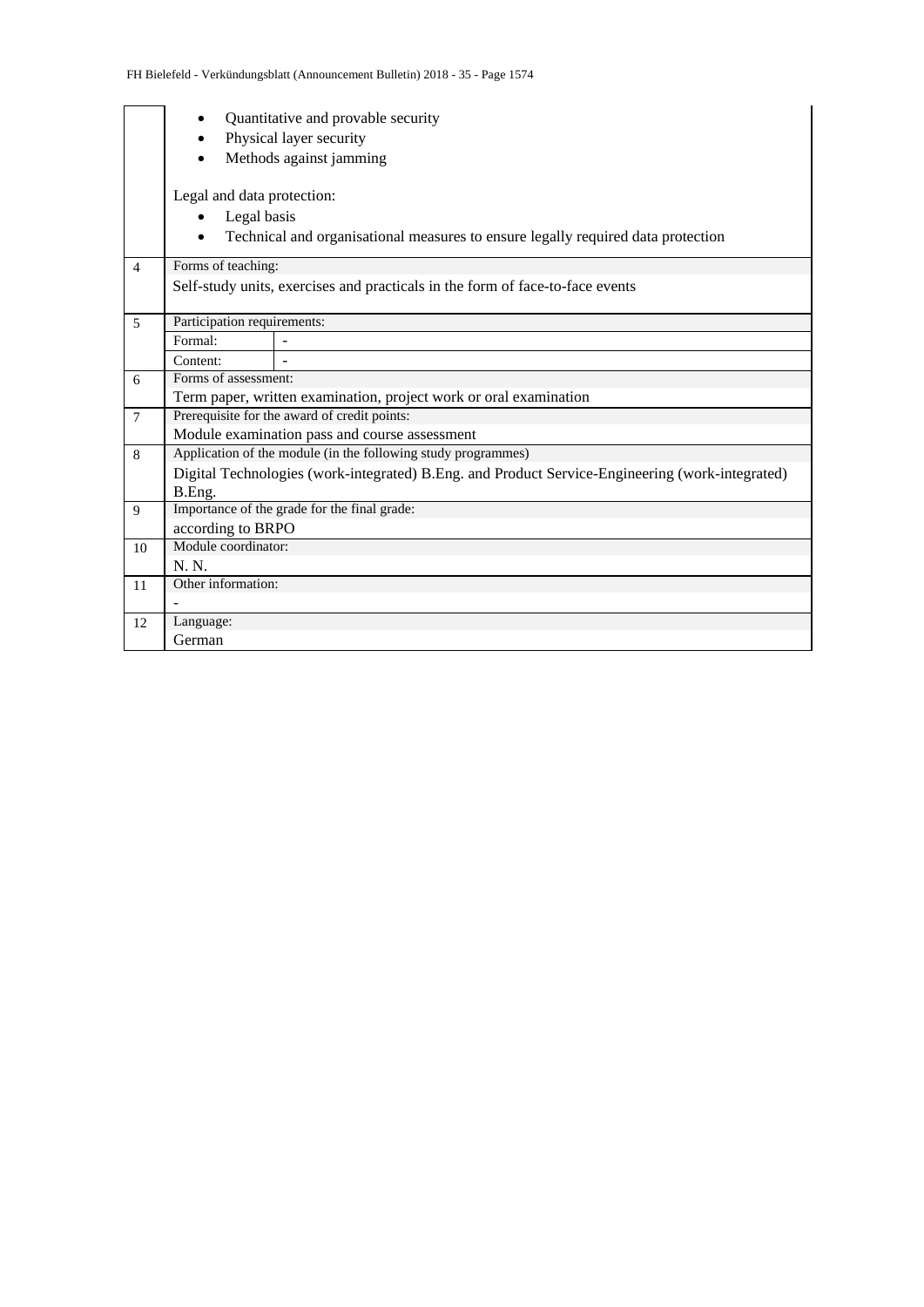| | |
|---|---|
| | • Quantitative and provable security<br>• Physical layer security<br>• Methods against jamming<br><br>Legal and data protection:<br>• Legal basis<br>• Technical and organisational measures to ensure legally required data protection |
| 4 | Forms of teaching:<br>Self-study units, exercises and practicals in the form of face-to-face events |
| 5 | Participation requirements:<br>Formal: -<br>Content: - |
| 6 | Forms of assessment:<br>Term paper, written examination, project work or oral examination |
| 7 | Prerequisite for the award of credit points:<br>Module examination pass and course assessment |
| 8 | Application of the module (in the following study programmes)<br>Digital Technologies (work-integrated) B.Eng. and Product Service-Engineering (work-integrated) B.Eng. |
| 9 | Importance of the grade for the final grade:<br>according to BRPO |
| 10 | Module coordinator:<br>N. N. |
| 11 | Other information:<br>- |
| 12 | Language:<br>German |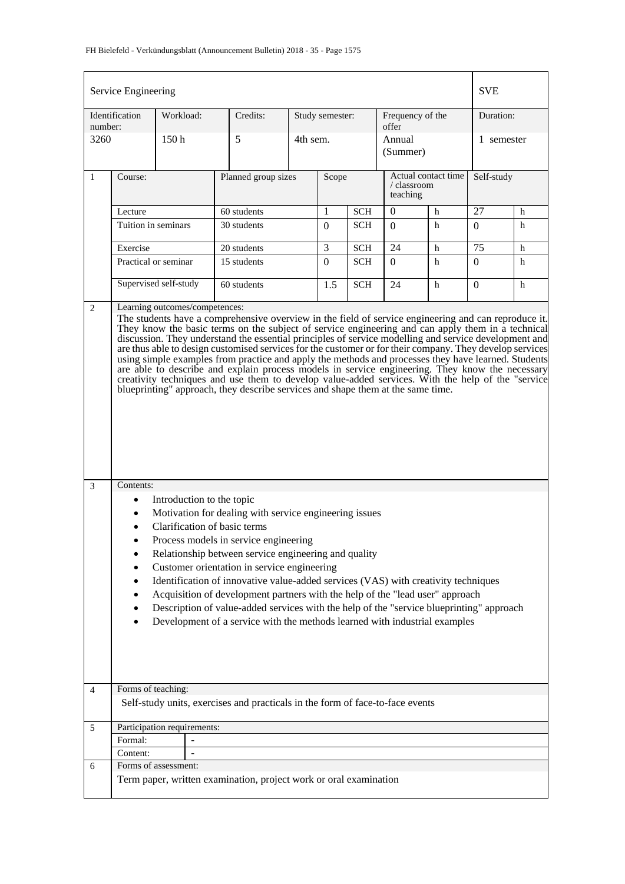| Service Engineering | | | | | SVE |
|---|---|---|---|---|---|
| Identification number: | Workload: | Credits: | Study semester: | Frequency of the offer | Duration: |
| 3260 | 150 h | 5 | 4th sem. | Annual (Summer) | 1 semester |

| 1 | Course: | Planned group sizes | Scope | | Actual contact time / classroom teaching | | Self-study | |
|---|---|---|---|---|---|---|---|---|
| | Lecture | 60 students | 1 | SCH | 0 | h | 27 | h |
| | Tuition in seminars | 30 students | 0 | SCH | 0 | h | 0 | h |
| | Exercise | 20 students | 3 | SCH | 24 | h | 75 | h |
| | Practical or seminar | 15 students | 0 | SCH | 0 | h | 0 | h |
| | Supervised self-study | 60 students | 1.5 | SCH | 24 | h | 0 | h |

**2 Learning outcomes/competences:**

The students have a comprehensive overview in the field of service engineering and can reproduce it. They know the basic terms on the subject of service engineering and can apply them in a technical discussion. They understand the essential principles of service modelling and service development and are thus able to design customised services for the customer or for their company. They develop services using simple examples from practice and apply the methods and processes they have learned. Students are able to describe and explain process models in service engineering. They know the necessary creativity techniques and use them to develop value-added services. With the help of the "service blueprinting" approach, they describe services and shape them at the same time.

**3 Contents:**

- Introduction to the topic
- Motivation for dealing with service engineering issues
- Clarification of basic terms
- Process models in service engineering
- Relationship between service engineering and quality
- Customer orientation in service engineering
- Identification of innovative value-added services (VAS) with creativity techniques
- Acquisition of development partners with the help of the "lead user" approach
- Description of value-added services with the help of the "service blueprinting" approach
- Development of a service with the methods learned with industrial examples

**4 Forms of teaching:**

Self-study units, exercises and practicals in the form of face-to-face events

**5 Participation requirements:**

Formal: -

Content: -

**6 Forms of assessment:**

Term paper, written examination, project work or oral examination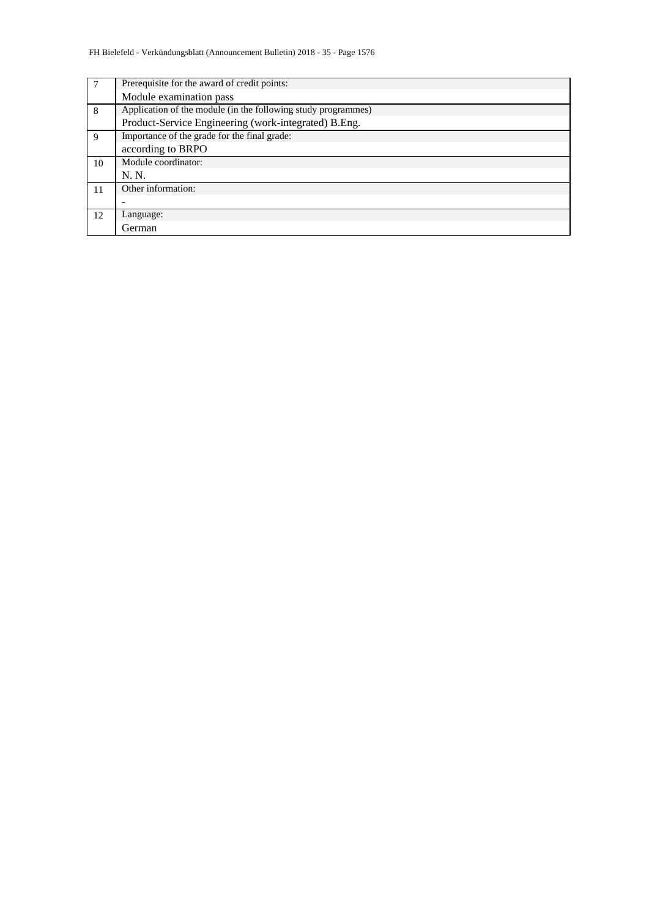| | |
|---|---|
| 7 | Prerequisite for the award of credit points:<br>Module examination pass |
| 8 | Application of the module (in the following study programmes)<br>Product-Service Engineering (work-integrated) B.Eng. |
| 9 | Importance of the grade for the final grade:<br>according to BRPO |
| 10 | Module coordinator:<br>N. N. |
| 11 | Other information:<br>- |
| 12 | Language:<br>German |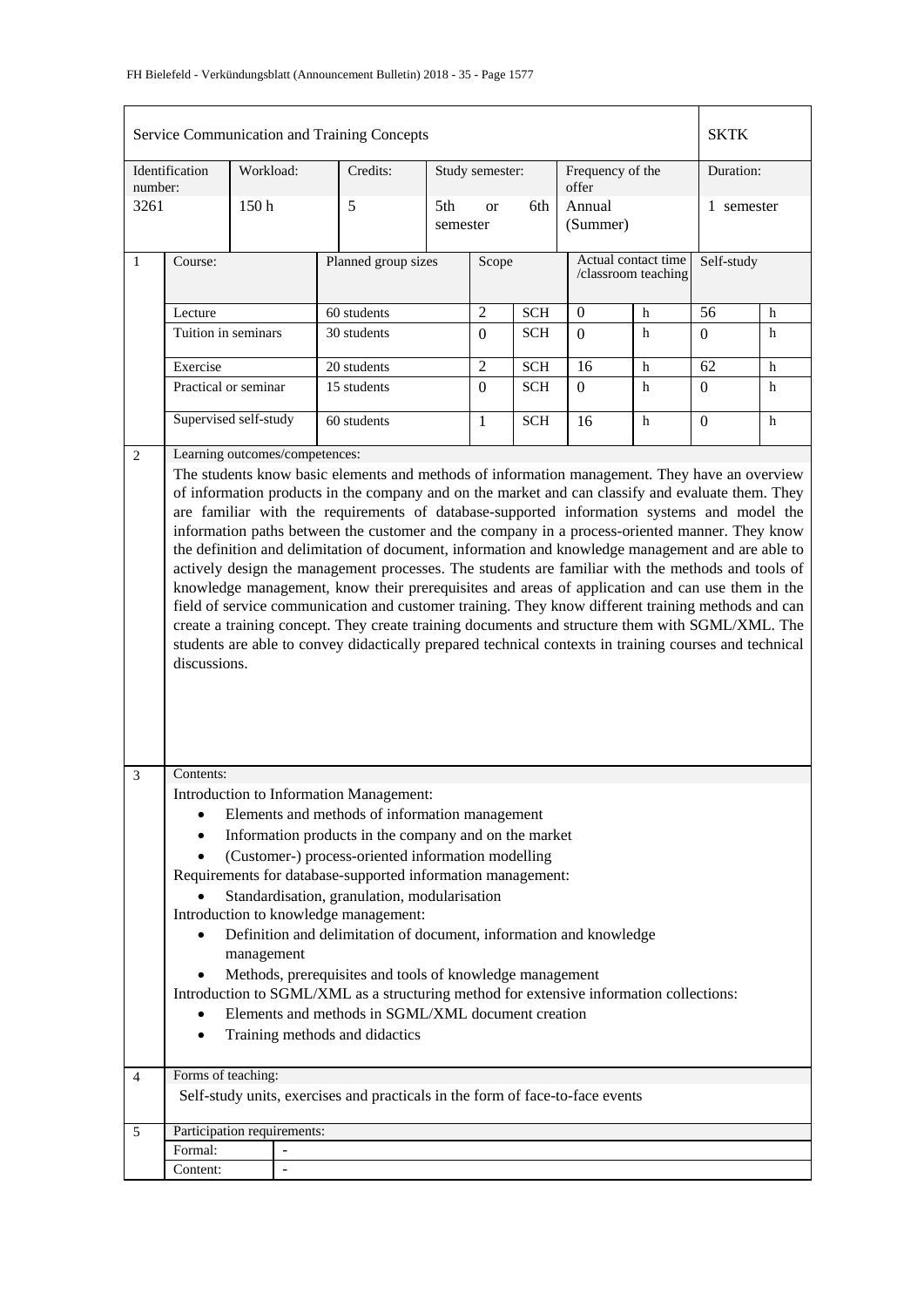| Service Communication and Training Concepts | | | | | | SKTK |
|---|---|---|---|---|---|---|
| Identification number: | Workload: | Credits: | Study semester: | Frequency of the offer | | Duration: |
| 3261 | 150 h | 5 | 5th or 6th semester | Annual (Summer) | | 1 semester |

| 1 | Course: | Planned group sizes | Scope | | Actual contact time /classroom teaching | | Self-study | |
|---|---|---|---|---|---|---|---|---|
| | Lecture | 60 students | 2 | SCH | 0 | h | 56 | h |
| | Tuition in seminars | 30 students | 0 | SCH | 0 | h | 0 | h |
| | Exercise | 20 students | 2 | SCH | 16 | h | 62 | h |
| | Practical or seminar | 15 students | 0 | SCH | 0 | h | 0 | h |
| | Supervised self-study | 60 students | 1 | SCH | 16 | h | 0 | h |

**2 Learning outcomes/competences:**

The students know basic elements and methods of information management. They have an overview of information products in the company and on the market and can classify and evaluate them. They are familiar with the requirements of database-supported information systems and model the information paths between the customer and the company in a process-oriented manner. They know the definition and delimitation of document, information and knowledge management and are able to actively design the management processes. The students are familiar with the methods and tools of knowledge management, know their prerequisites and areas of application and can use them in the field of service communication and customer training. They know different training methods and can create a training concept. They create training documents and structure them with SGML/XML. The students are able to convey didactically prepared technical contexts in training courses and technical discussions.

**3 Contents:**

Introduction to Information Management:

- Elements and methods of information management
- Information products in the company and on the market
- (Customer-) process-oriented information modelling

Requirements for database-supported information management:

- Standardisation, granulation, modularisation

Introduction to knowledge management:

- Definition and delimitation of document, information and knowledge management
- Methods, prerequisites and tools of knowledge management

Introduction to SGML/XML as a structuring method for extensive information collections:

- Elements and methods in SGML/XML document creation
- Training methods and didactics

**4 Forms of teaching:**

Self-study units, exercises and practicals in the form of face-to-face events

**5 Participation requirements:**

| Formal: | - |
|---|---|
| Content: | - |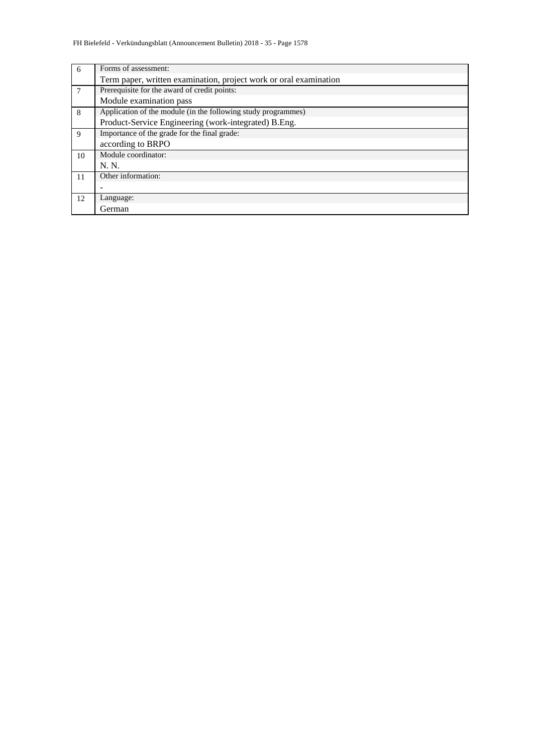| | |
|---|---|
| 6 | Forms of assessment:<br>Term paper, written examination, project work or oral examination |
| 7 | Prerequisite for the award of credit points:<br>Module examination pass |
| 8 | Application of the module (in the following study programmes)<br>Product-Service Engineering (work-integrated) B.Eng. |
| 9 | Importance of the grade for the final grade:<br>according to BRPO |
| 10 | Module coordinator:<br>N. N. |
| 11 | Other information:<br>- |
| 12 | Language:<br>German |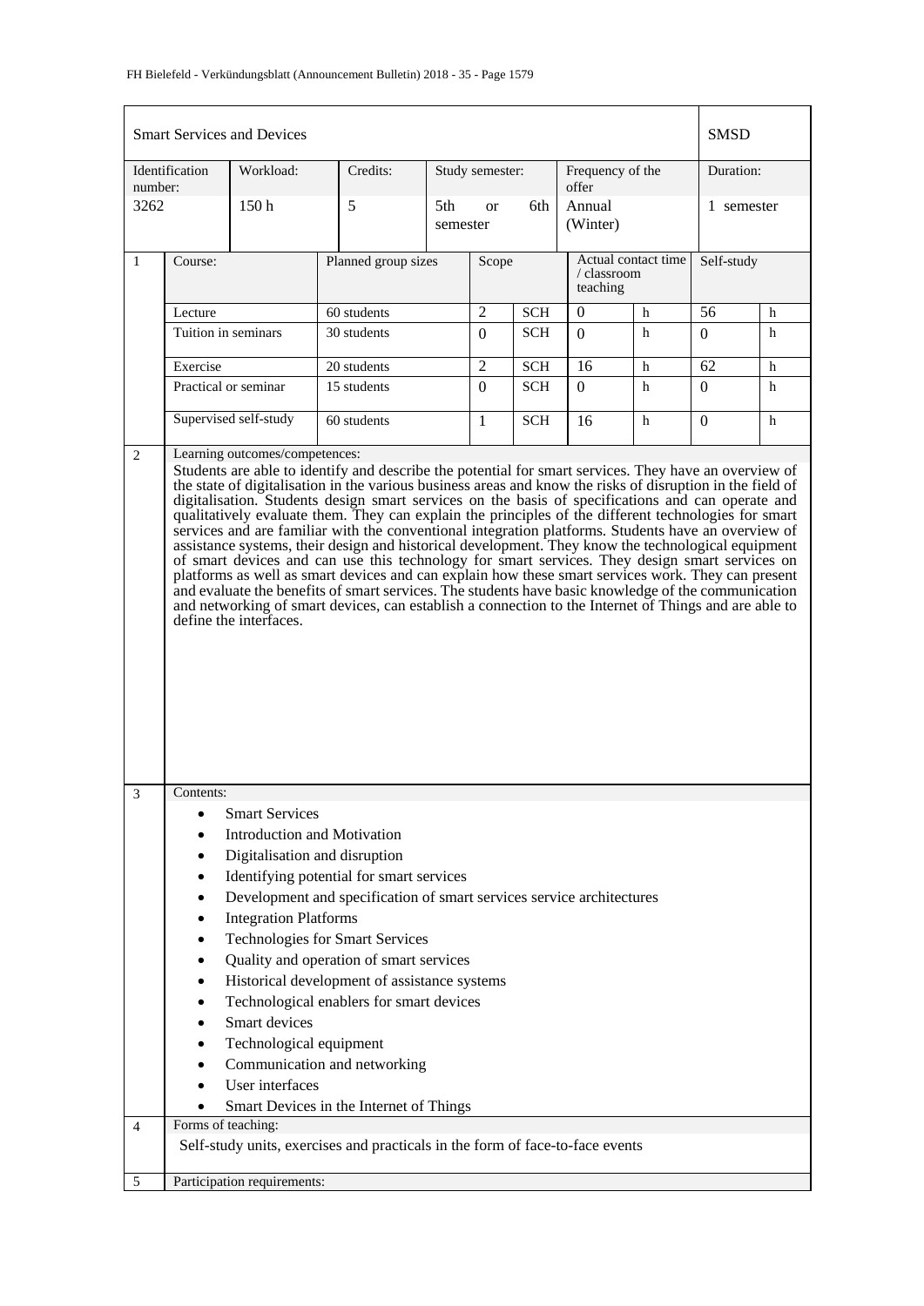| Smart Services and Devices | | | | | | | SMSD |
|---|---|---|---|---|---|---|---|
| Identification number: | Workload: | Credits: | Study semester: | | Frequency of the offer | | Duration: |
| 3262 | 150 h | 5 | 5th or 6th semester | | Annual (Winter) | | 1 semester |

| 1 | Course: | Planned group sizes | Scope | | Actual contact time / classroom teaching | | Self-study | |
|---|---|---|---|---|---|---|---|---|
| | Lecture | 60 students | 2 | SCH | 0 | h | 56 | h |
| | Tuition in seminars | 30 students | 0 | SCH | 0 | h | 0 | h |
| | Exercise | 20 students | 2 | SCH | 16 | h | 62 | h |
| | Practical or seminar | 15 students | 0 | SCH | 0 | h | 0 | h |
| | Supervised self-study | 60 students | 1 | SCH | 16 | h | 0 | h |

**2 Learning outcomes/competences:**

Students are able to identify and describe the potential for smart services. They have an overview of the state of digitalisation in the various business areas and know the risks of disruption in the field of digitalisation. Students design smart services on the basis of specifications and can operate and qualitatively evaluate them. They can explain the principles of the different technologies for smart services and are familiar with the conventional integration platforms. Students have an overview of assistance systems, their design and historical development. They know the technological equipment of smart devices and can use this technology for smart services. They design smart services on platforms as well as smart devices and can explain how these smart services work. They can present and evaluate the benefits of smart services. The students have basic knowledge of the communication and networking of smart devices, can establish a connection to the Internet of Things and are able to define the interfaces.

**3 Contents:**

- Smart Services
- Introduction and Motivation
- Digitalisation and disruption
- Identifying potential for smart services
- Development and specification of smart services service architectures
- Integration Platforms
- Technologies for Smart Services
- Quality and operation of smart services
- Historical development of assistance systems
- Technological enablers for smart devices
- Smart devices
- Technological equipment
- Communication and networking
- User interfaces
- Smart Devices in the Internet of Things

**4 Forms of teaching:**

Self-study units, exercises and practicals in the form of face-to-face events

**5 Participation requirements:**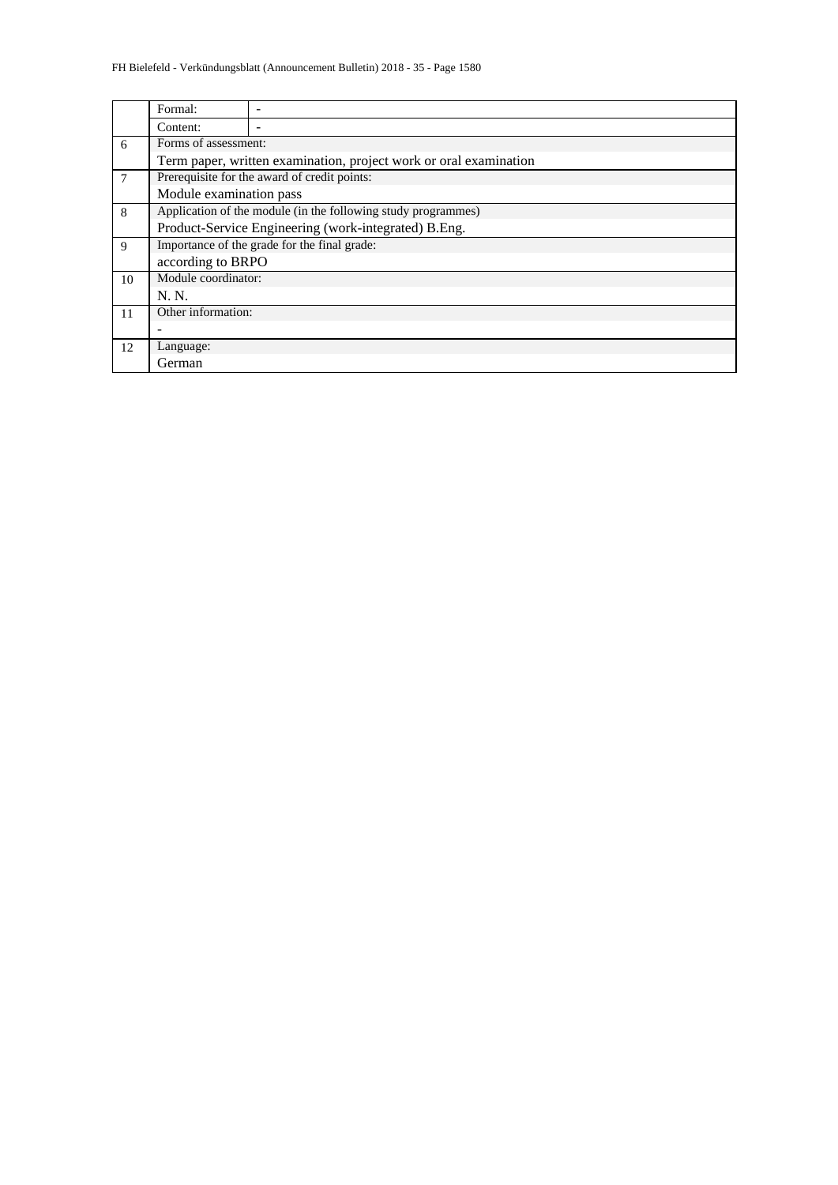| | | |
|---|---|---|
| | Formal: | - |
| | Content: | - |
| 6 | Forms of assessment: | |
| | Term paper, written examination, project work or oral examination | |
| 7 | Prerequisite for the award of credit points: | |
| | Module examination pass | |
| 8 | Application of the module (in the following study programmes) | |
| | Product-Service Engineering (work-integrated) B.Eng. | |
| 9 | Importance of the grade for the final grade: | |
| | according to BRPO | |
| 10 | Module coordinator: | |
| | N. N. | |
| 11 | Other information: | |
| | - | |
| 12 | Language: | |
| | German | |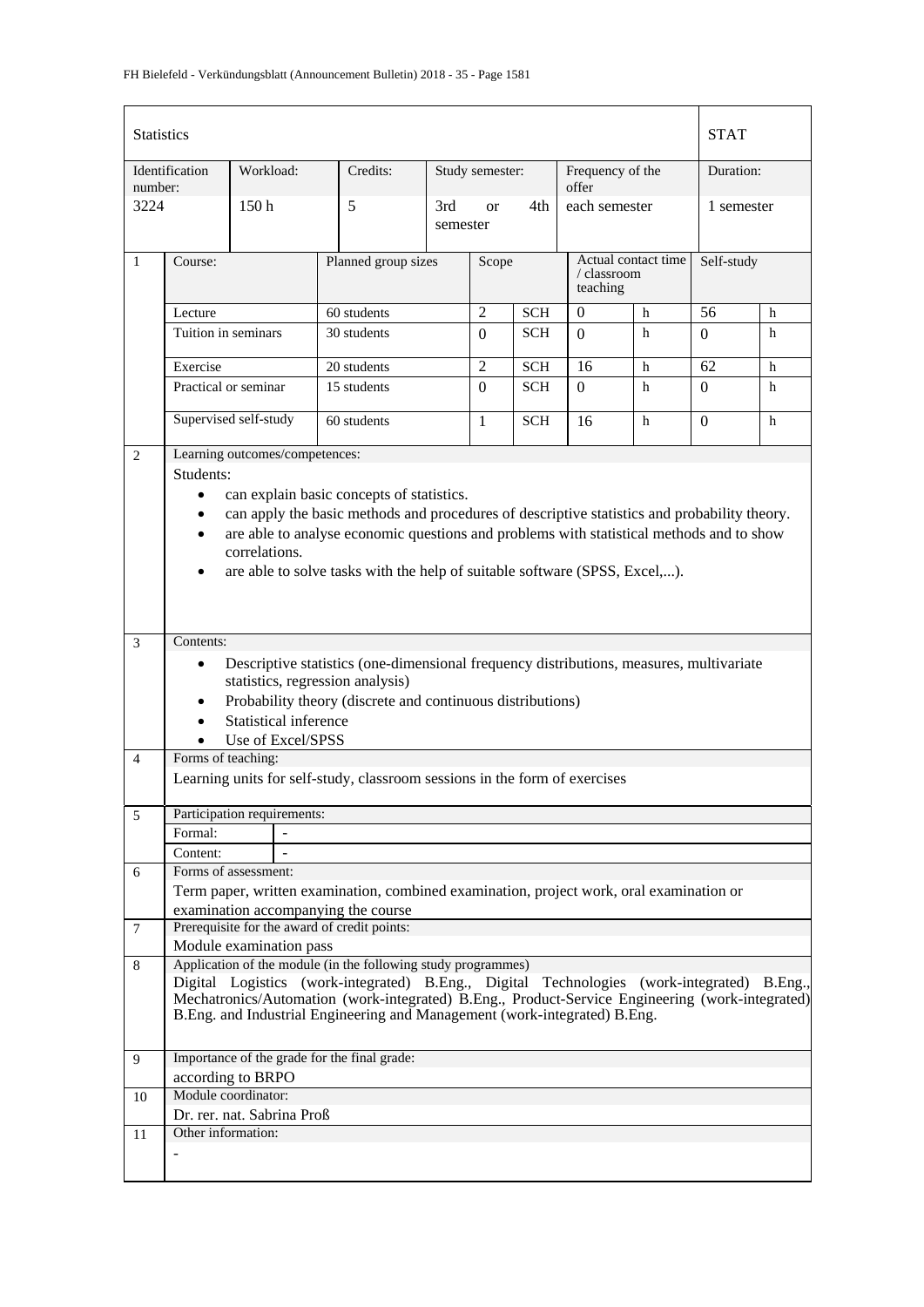## Statistics — STAT

| Identification number: | Workload: | Credits: | Study semester: | Frequency of the offer | Duration: |
|---|---|---|---|---|---|
| 3224 | 150 h | 5 | 3rd or 4th semester | each semester | 1 semester |

**1**

| Course: | Planned group sizes | Scope | | Actual contact time / classroom teaching | | Self-study | |
|---|---|---|---|---|---|---|---|
| Lecture | 60 students | 2 | SCH | 0 | h | 56 | h |
| Tuition in seminars | 30 students | 0 | SCH | 0 | h | 0 | h |
| Exercise | 20 students | 2 | SCH | 16 | h | 62 | h |
| Practical or seminar | 15 students | 0 | SCH | 0 | h | 0 | h |
| Supervised self-study | 60 students | 1 | SCH | 16 | h | 0 | h |

**2 Learning outcomes/competences:**

Students:

- can explain basic concepts of statistics.
- can apply the basic methods and procedures of descriptive statistics and probability theory.
- are able to analyse economic questions and problems with statistical methods and to show correlations.
- are able to solve tasks with the help of suitable software (SPSS, Excel,...).

**3 Contents:**

- Descriptive statistics (one-dimensional frequency distributions, measures, multivariate statistics, regression analysis)
- Probability theory (discrete and continuous distributions)
- Statistical inference
- Use of Excel/SPSS

**4 Forms of teaching:**

Learning units for self-study, classroom sessions in the form of exercises

**5 Participation requirements:**

Formal: -

Content: -

**6 Forms of assessment:**

Term paper, written examination, combined examination, project work, oral examination or examination accompanying the course

**7 Prerequisite for the award of credit points:**

Module examination pass

**8 Application of the module (in the following study programmes)**

Digital Logistics (work-integrated) B.Eng., Digital Technologies (work-integrated) B.Eng., Mechatronics/Automation (work-integrated) B.Eng., Product-Service Engineering (work-integrated) B.Eng. and Industrial Engineering and Management (work-integrated) B.Eng.

**9 Importance of the grade for the final grade:**

according to BRPO

**10 Module coordinator:**

Dr. rer. nat. Sabrina Proß

**11 Other information:**

-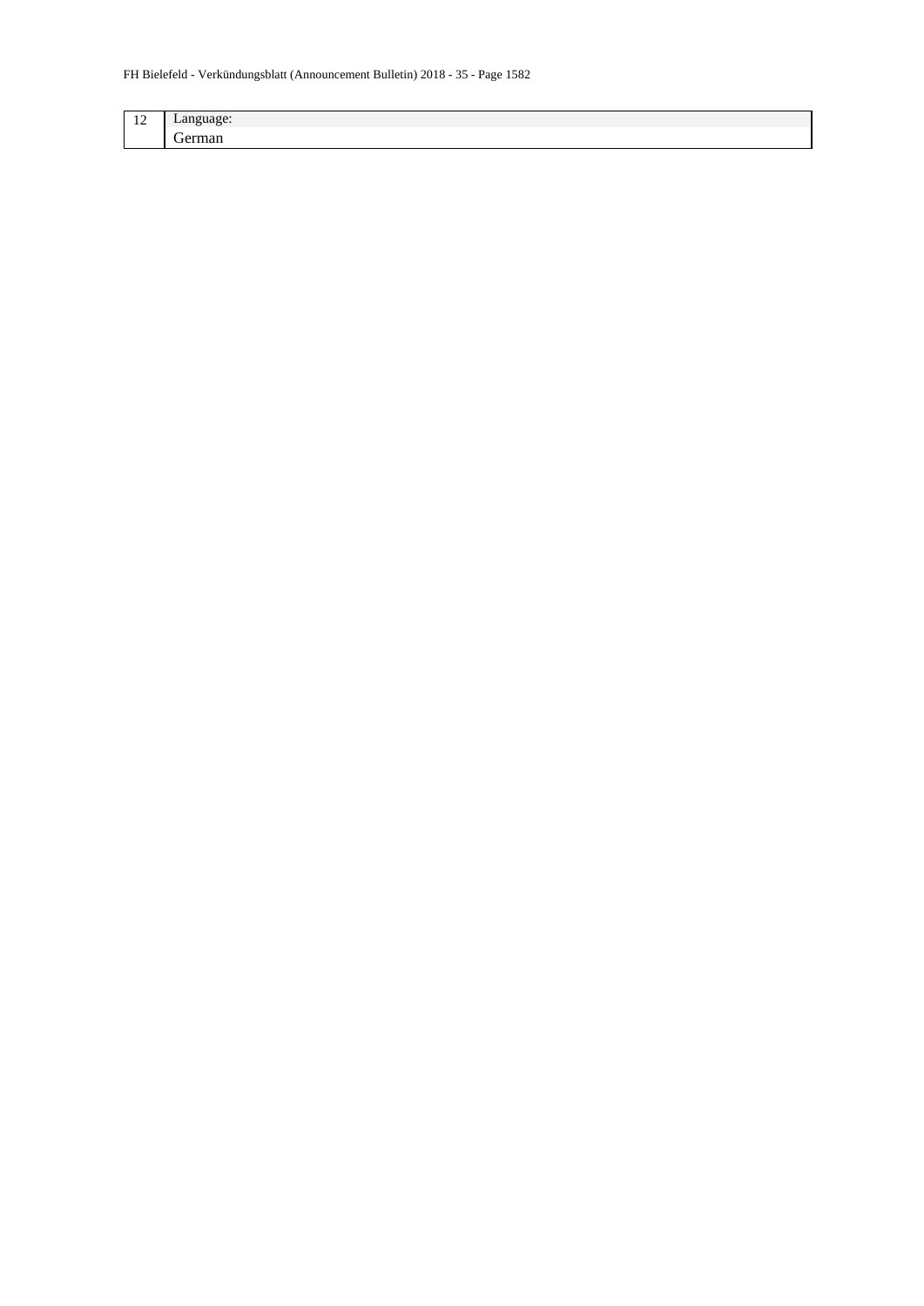| 12 | Language: |
|---|---|
| | German |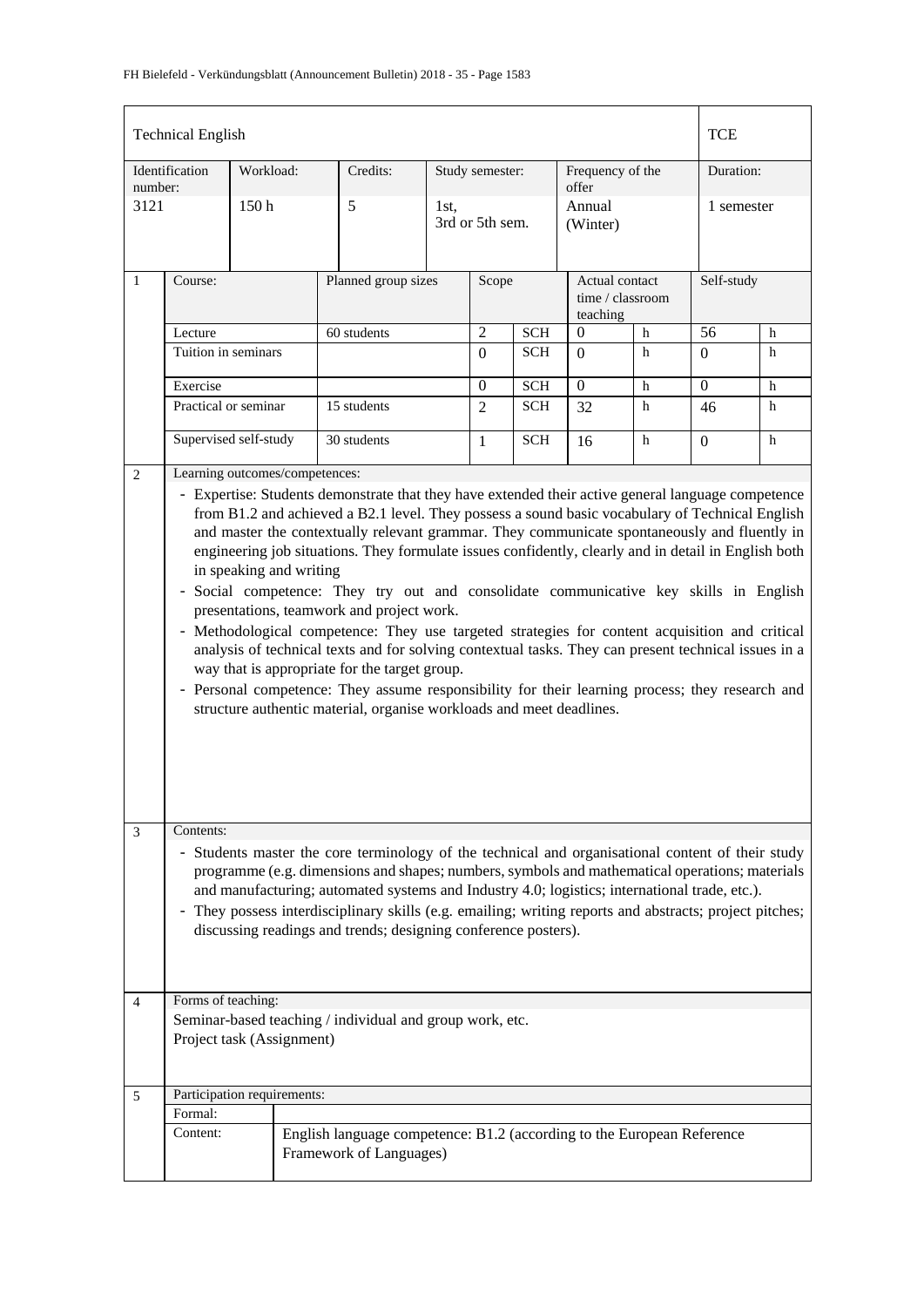| Technical English | | | | | | TCE |
|---|---|---|---|---|---|---|
| Identification number: | Workload: | Credits: | Study semester: | Frequency of the offer | | Duration: |
| 3121 | 150 h | 5 | 1st, 3rd or 5th sem. | Annual (Winter) | | 1 semester |

| 1 | Course: | Planned group sizes | Scope | | Actual contact time / classroom teaching | | Self-study | |
|---|---|---|---|---|---|---|---|---|
| | Lecture | 60 students | 2 | SCH | 0 | h | 56 | h |
| | Tuition in seminars | | 0 | SCH | 0 | h | 0 | h |
| | Exercise | | 0 | SCH | 0 | h | 0 | h |
| | Practical or seminar | 15 students | 2 | SCH | 32 | h | 46 | h |
| | Supervised self-study | 30 students | 1 | SCH | 16 | h | 0 | h |

**2 Learning outcomes/competences:**

- Expertise: Students demonstrate that they have extended their active general language competence from B1.2 and achieved a B2.1 level. They possess a sound basic vocabulary of Technical English and master the contextually relevant grammar. They communicate spontaneously and fluently in engineering job situations. They formulate issues confidently, clearly and in detail in English both in speaking and writing
- Social competence: They try out and consolidate communicative key skills in English presentations, teamwork and project work.
- Methodological competence: They use targeted strategies for content acquisition and critical analysis of technical texts and for solving contextual tasks. They can present technical issues in a way that is appropriate for the target group.
- Personal competence: They assume responsibility for their learning process; they research and structure authentic material, organise workloads and meet deadlines.

**3 Contents:**

- Students master the core terminology of the technical and organisational content of their study programme (e.g. dimensions and shapes; numbers, symbols and mathematical operations; materials and manufacturing; automated systems and Industry 4.0; logistics; international trade, etc.).
- They possess interdisciplinary skills (e.g. emailing; writing reports and abstracts; project pitches; discussing readings and trends; designing conference posters).

**4 Forms of teaching:**

Seminar-based teaching / individual and group work, etc.
Project task (Assignment)

**5 Participation requirements:**

| | |
|---|---|
| Formal: | |
| Content: | English language competence: B1.2 (according to the European Reference Framework of Languages) |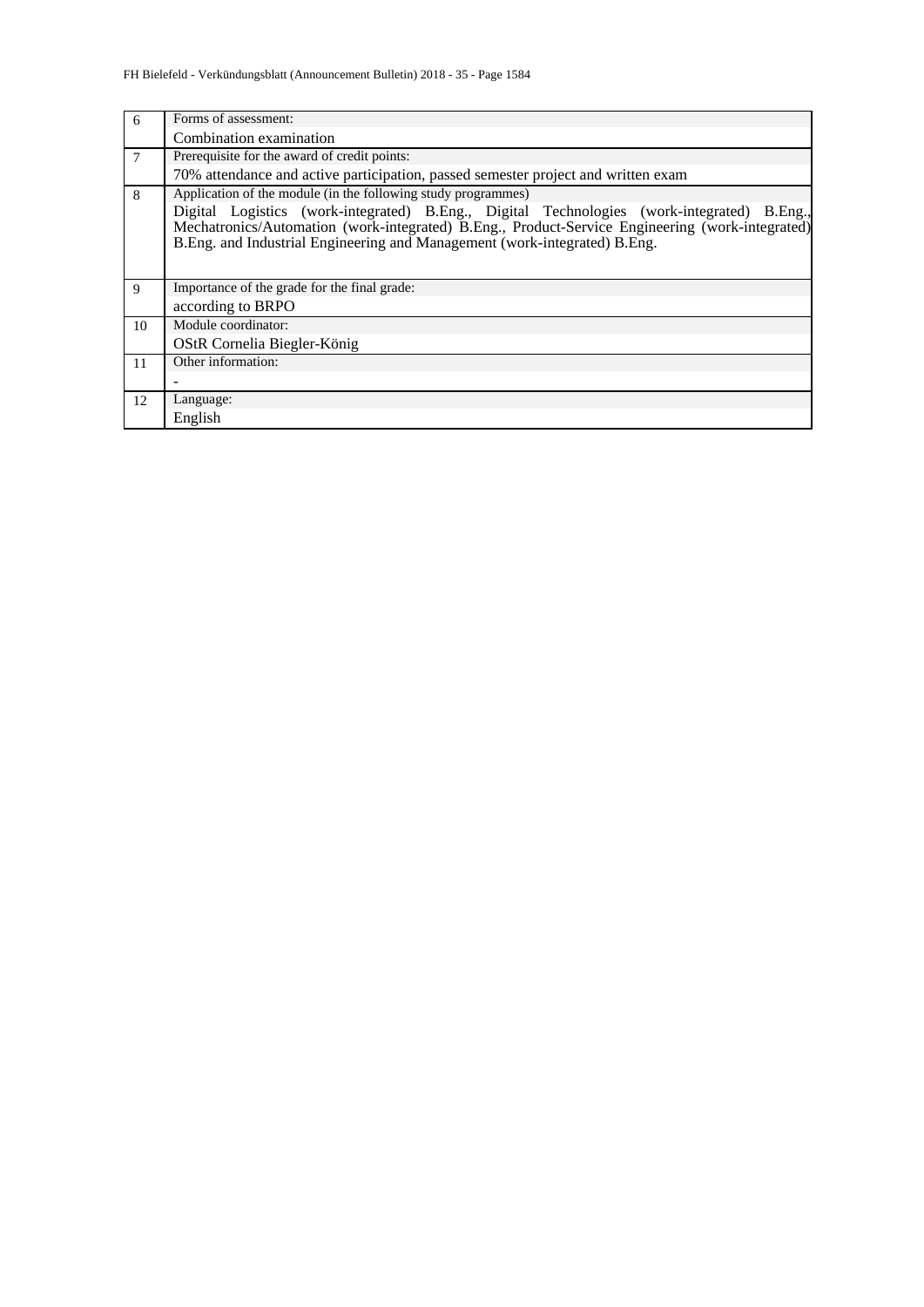| | |
|---|---|
| 6 | Forms of assessment:<br>Combination examination |
| 7 | Prerequisite for the award of credit points:<br>70% attendance and active participation, passed semester project and written exam |
| 8 | Application of the module (in the following study programmes)<br>Digital Logistics (work-integrated) B.Eng., Digital Technologies (work-integrated) B.Eng., Mechatronics/Automation (work-integrated) B.Eng., Product-Service Engineering (work-integrated) B.Eng. and Industrial Engineering and Management (work-integrated) B.Eng. |
| 9 | Importance of the grade for the final grade:<br>according to BRPO |
| 10 | Module coordinator:<br>OStR Cornelia Biegler-König |
| 11 | Other information:<br>- |
| 12 | Language:<br>English |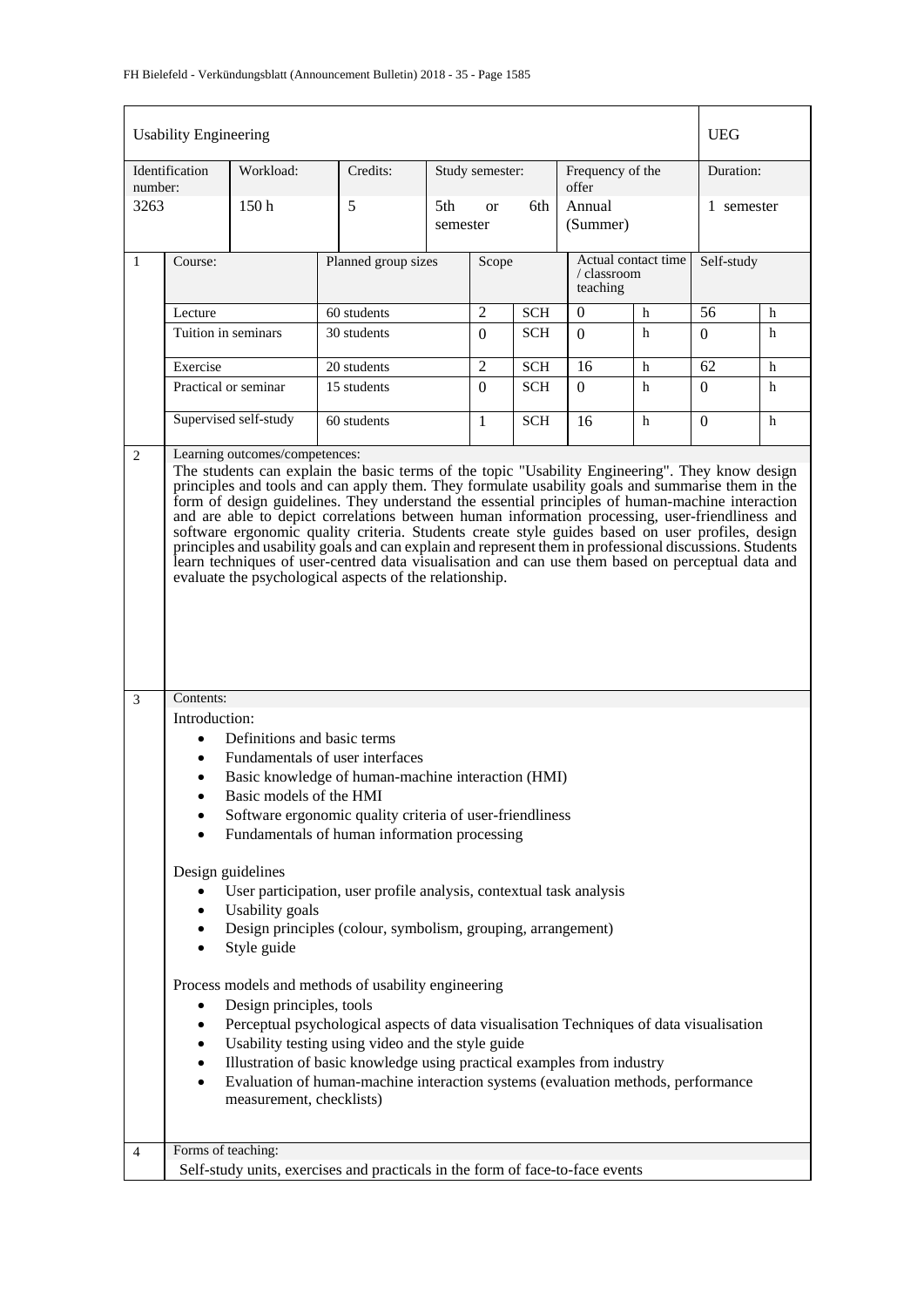| Usability Engineering | | | | | | UEG |
|---|---|---|---|---|---|---|
| Identification number: | Workload: | Credits: | Study semester: | Frequency of the offer | | Duration: |
| 3263 | 150 h | 5 | 5th or 6th semester | Annual (Summer) | | 1 semester |

| | Course: | Planned group sizes | Scope | | Actual contact time / classroom teaching | | Self-study | |
|---|---|---|---|---|---|---|---|---|
| 1 | Lecture | 60 students | 2 | SCH | 0 | h | 56 | h |
| | Tuition in seminars | 30 students | 0 | SCH | 0 | h | 0 | h |
| | Exercise | 20 students | 2 | SCH | 16 | h | 62 | h |
| | Practical or seminar | 15 students | 0 | SCH | 0 | h | 0 | h |
| | Supervised self-study | 60 students | 1 | SCH | 16 | h | 0 | h |

**2 Learning outcomes/competences:**

The students can explain the basic terms of the topic "Usability Engineering". They know design principles and tools and can apply them. They formulate usability goals and summarise them in the form of design guidelines. They understand the essential principles of human-machine interaction and are able to depict correlations between human information processing, user-friendliness and software ergonomic quality criteria. Students create style guides based on user profiles, design principles and usability goals and can explain and represent them in professional discussions. Students learn techniques of user-centred data visualisation and can use them based on perceptual data and evaluate the psychological aspects of the relationship.

**3 Contents:**

Introduction:

- Definitions and basic terms
- Fundamentals of user interfaces
- Basic knowledge of human-machine interaction (HMI)
- Basic models of the HMI
- Software ergonomic quality criteria of user-friendliness
- Fundamentals of human information processing

Design guidelines

- User participation, user profile analysis, contextual task analysis
- Usability goals
- Design principles (colour, symbolism, grouping, arrangement)
- Style guide

Process models and methods of usability engineering

- Design principles, tools
- Perceptual psychological aspects of data visualisation Techniques of data visualisation
- Usability testing using video and the style guide
- Illustration of basic knowledge using practical examples from industry
- Evaluation of human-machine interaction systems (evaluation methods, performance measurement, checklists)

**4 Forms of teaching:**

Self-study units, exercises and practicals in the form of face-to-face events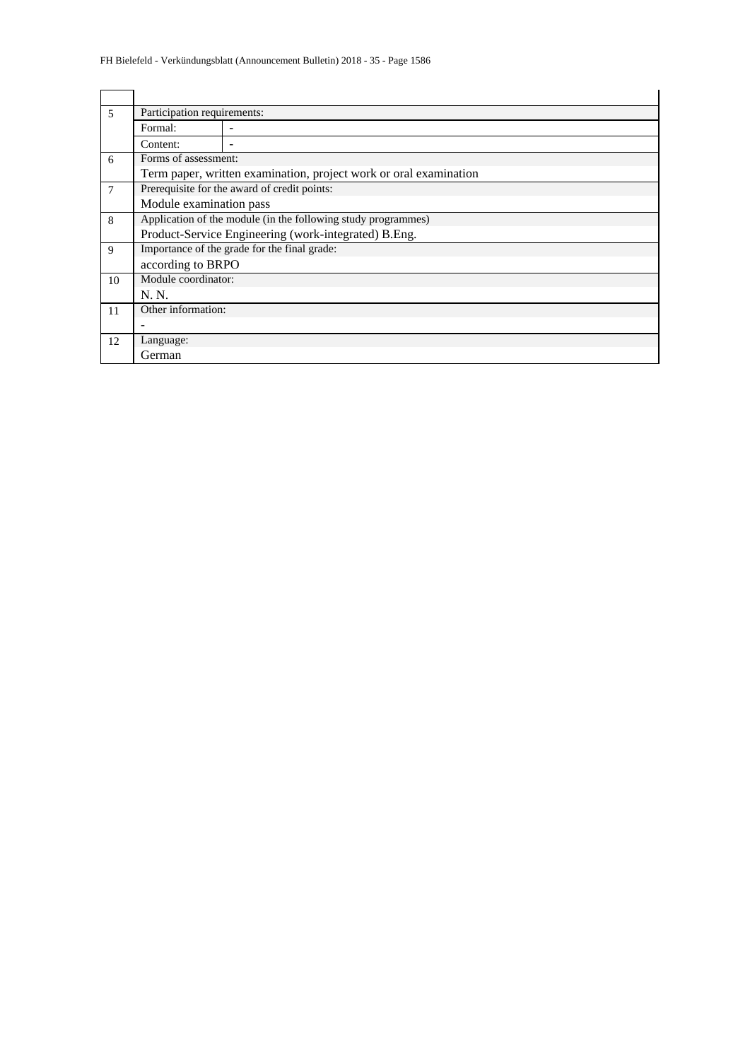| | | |
|---|---|---|
| 5 | Participation requirements: | |
| | Formal: | - |
| | Content: | - |
| 6 | Forms of assessment: | |
| | Term paper, written examination, project work or oral examination | |
| 7 | Prerequisite for the award of credit points: | |
| | Module examination pass | |
| 8 | Application of the module (in the following study programmes) | |
| | Product-Service Engineering (work-integrated) B.Eng. | |
| 9 | Importance of the grade for the final grade: | |
| | according to BRPO | |
| 10 | Module coordinator: | |
| | N. N. | |
| 11 | Other information: | |
| | - | |
| 12 | Language: | |
| | German | |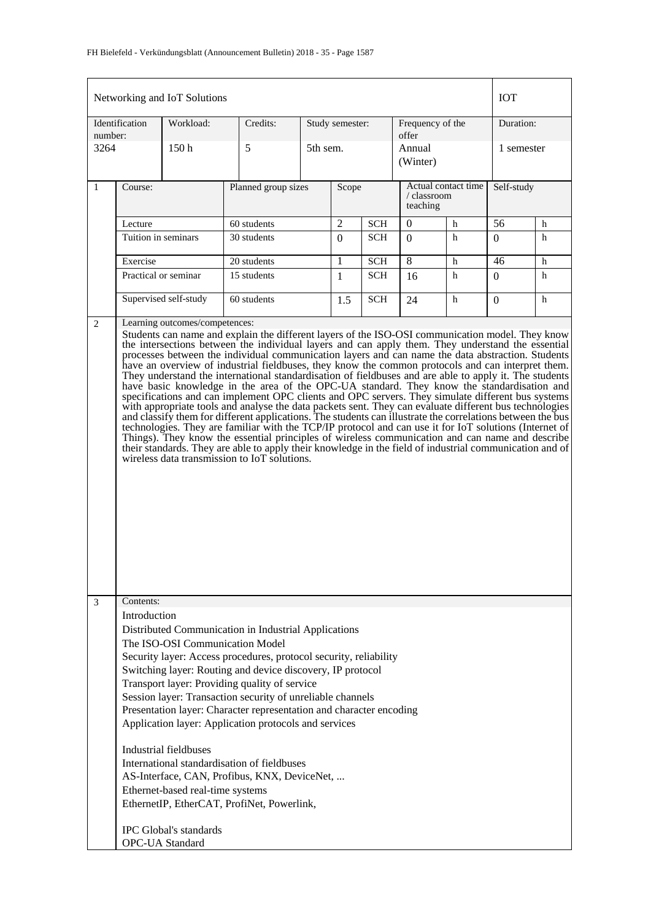| Networking and IoT Solutions | | | | | | | | | | | IOT | |
|---|---|---|---|---|---|---|---|---|---|---|---|---|
| Identification number: | | Workload: | Credits: | | Study semester: | | | Frequency of the offer | | | Duration: | |
| 3264 | | 150 h | 5 | | 5th sem. | | | Annual (Winter) | | | 1 semester | |
| 1 | Course: | | Planned group sizes | | | Scope | | Actual contact time / classroom teaching | | | Self-study | |
| | Lecture | | 60 students | | | 2 | SCH | 0 | h | | 56 | h |
| | Tuition in seminars | | 30 students | | | 0 | SCH | 0 | h | | 0 | h |
| | Exercise | | 20 students | | | 1 | SCH | 8 | h | | 46 | h |
| | Practical or seminar | | 15 students | | | 1 | SCH | 16 | h | | 0 | h |
| | Supervised self-study | | 60 students | | | 1.5 | SCH | 24 | h | | 0 | h |

**2 Learning outcomes/competences:**

Students can name and explain the different layers of the ISO-OSI communication model. They know the intersections between the individual layers and can apply them. They understand the essential processes between the individual communication layers and can name the data abstraction. Students have an overview of industrial fieldbuses, they know the common protocols and can interpret them. They understand the international standardisation of fieldbuses and are able to apply it. The students have basic knowledge in the area of the OPC-UA standard. They know the standardisation and specifications and can implement OPC clients and OPC servers. They simulate different bus systems with appropriate tools and analyse the data packets sent. They can evaluate different bus technologies and classify them for different applications. The students can illustrate the correlations between the bus technologies. They are familiar with the TCP/IP protocol and can use it for IoT solutions (Internet of Things). They know the essential principles of wireless communication and can name and describe their standards. They are able to apply their knowledge in the field of industrial communication and of wireless data transmission to IoT solutions.

**3 Contents:**

Introduction
Distributed Communication in Industrial Applications
The ISO-OSI Communication Model
Security layer: Access procedures, protocol security, reliability
Switching layer: Routing and device discovery, IP protocol
Transport layer: Providing quality of service
Session layer: Transaction security of unreliable channels
Presentation layer: Character representation and character encoding
Application layer: Application protocols and services

Industrial fieldbuses
International standardisation of fieldbuses
AS-Interface, CAN, Profibus, KNX, DeviceNet, ...
Ethernet-based real-time systems
EthernetIP, EtherCAT, ProfiNet, Powerlink,

IPC Global's standards
OPC-UA Standard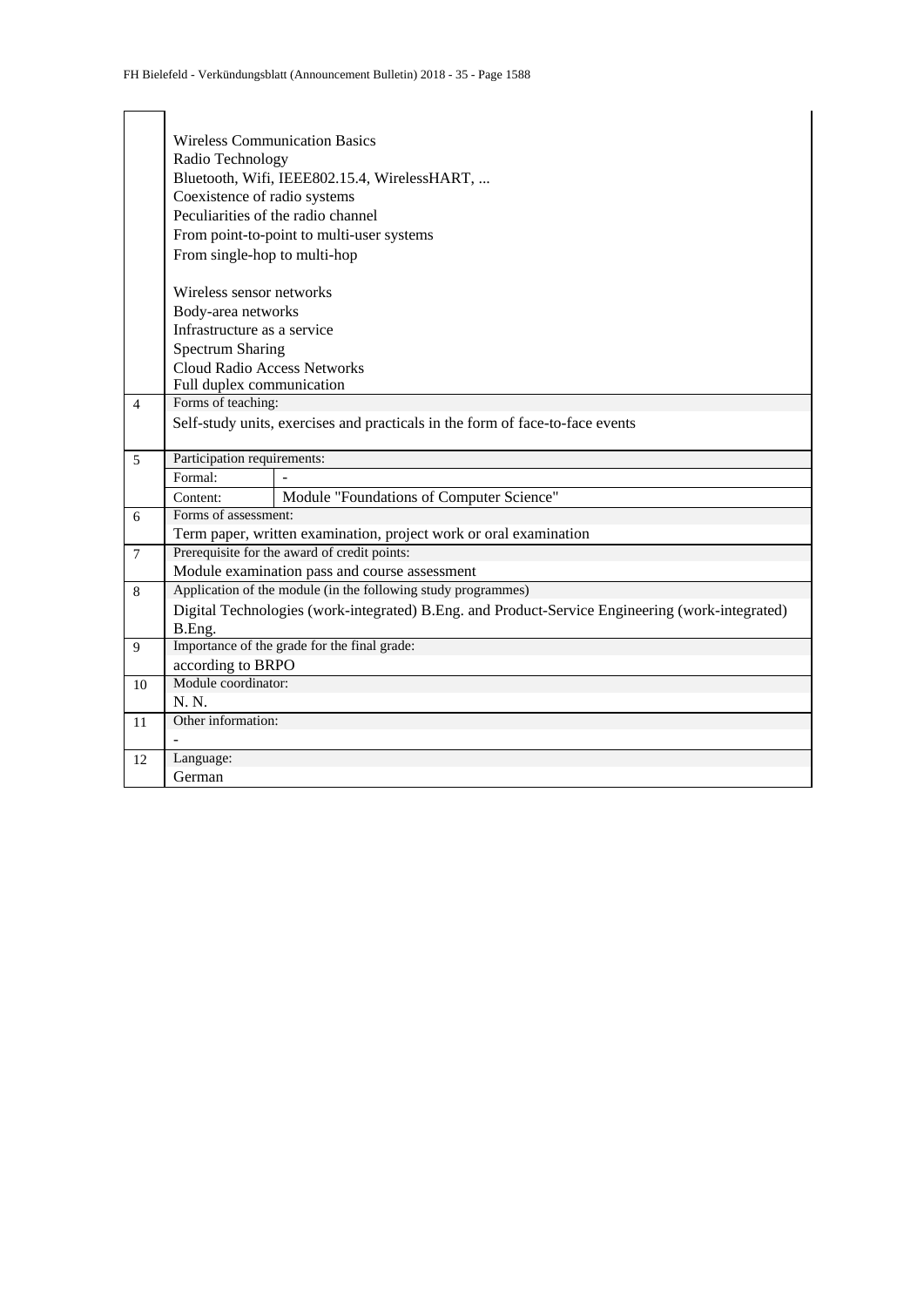| | | |
|---|---|---|
| | Wireless Communication Basics<br>Radio Technology<br>Bluetooth, Wifi, IEEE802.15.4, WirelessHART, ...<br>Coexistence of radio systems<br>Peculiarities of the radio channel<br>From point-to-point to multi-user systems<br>From single-hop to multi-hop<br><br>Wireless sensor networks<br>Body-area networks<br>Infrastructure as a service<br>Spectrum Sharing<br>Cloud Radio Access Networks<br>Full duplex communication | |
| 4 | Forms of teaching: | |
| | Self-study units, exercises and practicals in the form of face-to-face events | |
| 5 | Participation requirements: | |
| | Formal: | - |
| | Content: | Module "Foundations of Computer Science" |
| 6 | Forms of assessment: | |
| | Term paper, written examination, project work or oral examination | |
| 7 | Prerequisite for the award of credit points: | |
| | Module examination pass and course assessment | |
| 8 | Application of the module (in the following study programmes) | |
| | Digital Technologies (work-integrated) B.Eng. and Product-Service Engineering (work-integrated) B.Eng. | |
| 9 | Importance of the grade for the final grade: | |
| | according to BRPO | |
| 10 | Module coordinator: | |
| | N. N. | |
| 11 | Other information: | |
| | - | |
| 12 | Language: | |
| | German | |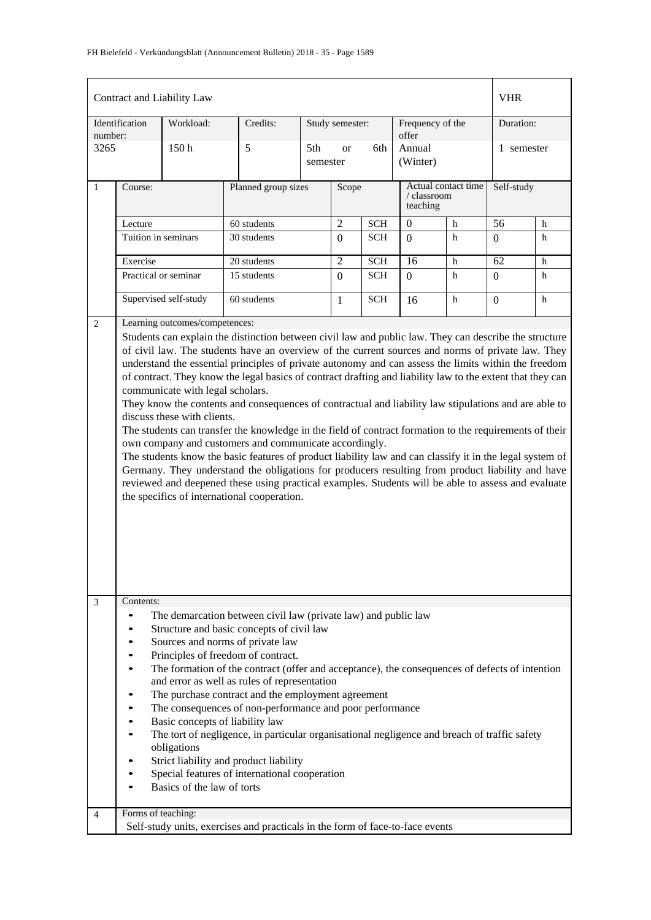| Contract and Liability Law | | | | | | | | VHR | |
|---|---|---|---|---|---|---|---|---|---|
| Identification number: | Workload: | | Credits: | Study semester: | | | Frequency of the offer | Duration: | |
| 3265 | 150 h | | 5 | 5th or 6th semester | | | Annual (Winter) | 1 semester | |

| 1 | Course: | Planned group sizes | Scope | | Actual contact time / classroom teaching | | Self-study | |
|---|---|---|---|---|---|---|---|---|
| | Lecture | 60 students | 2 | SCH | 0 | h | 56 | h |
| | Tuition in seminars | 30 students | 0 | SCH | 0 | h | 0 | h |
| | Exercise | 20 students | 2 | SCH | 16 | h | 62 | h |
| | Practical or seminar | 15 students | 0 | SCH | 0 | h | 0 | h |
| | Supervised self-study | 60 students | 1 | SCH | 16 | h | 0 | h |

**2 Learning outcomes/competences:**

Students can explain the distinction between civil law and public law. They can describe the structure of civil law. The students have an overview of the current sources and norms of private law. They understand the essential principles of private autonomy and can assess the limits within the freedom of contract. They know the legal basics of contract drafting and liability law to the extent that they can communicate with legal scholars.

They know the contents and consequences of contractual and liability law stipulations and are able to discuss these with clients.

The students can transfer the knowledge in the field of contract formation to the requirements of their own company and customers and communicate accordingly.

The students know the basic features of product liability law and can classify it in the legal system of Germany. They understand the obligations for producers resulting from product liability and have reviewed and deepened these using practical examples. Students will be able to assess and evaluate the specifics of international cooperation.

**3 Contents:**

- The demarcation between civil law (private law) and public law
- Structure and basic concepts of civil law
- Sources and norms of private law
- Principles of freedom of contract.
- The formation of the contract (offer and acceptance), the consequences of defects of intention and error as well as rules of representation
- The purchase contract and the employment agreement
- The consequences of non-performance and poor performance
- Basic concepts of liability law
- The tort of negligence, in particular organisational negligence and breach of traffic safety obligations
- Strict liability and product liability
- Special features of international cooperation
- Basics of the law of torts

**4 Forms of teaching:**

Self-study units, exercises and practicals in the form of face-to-face events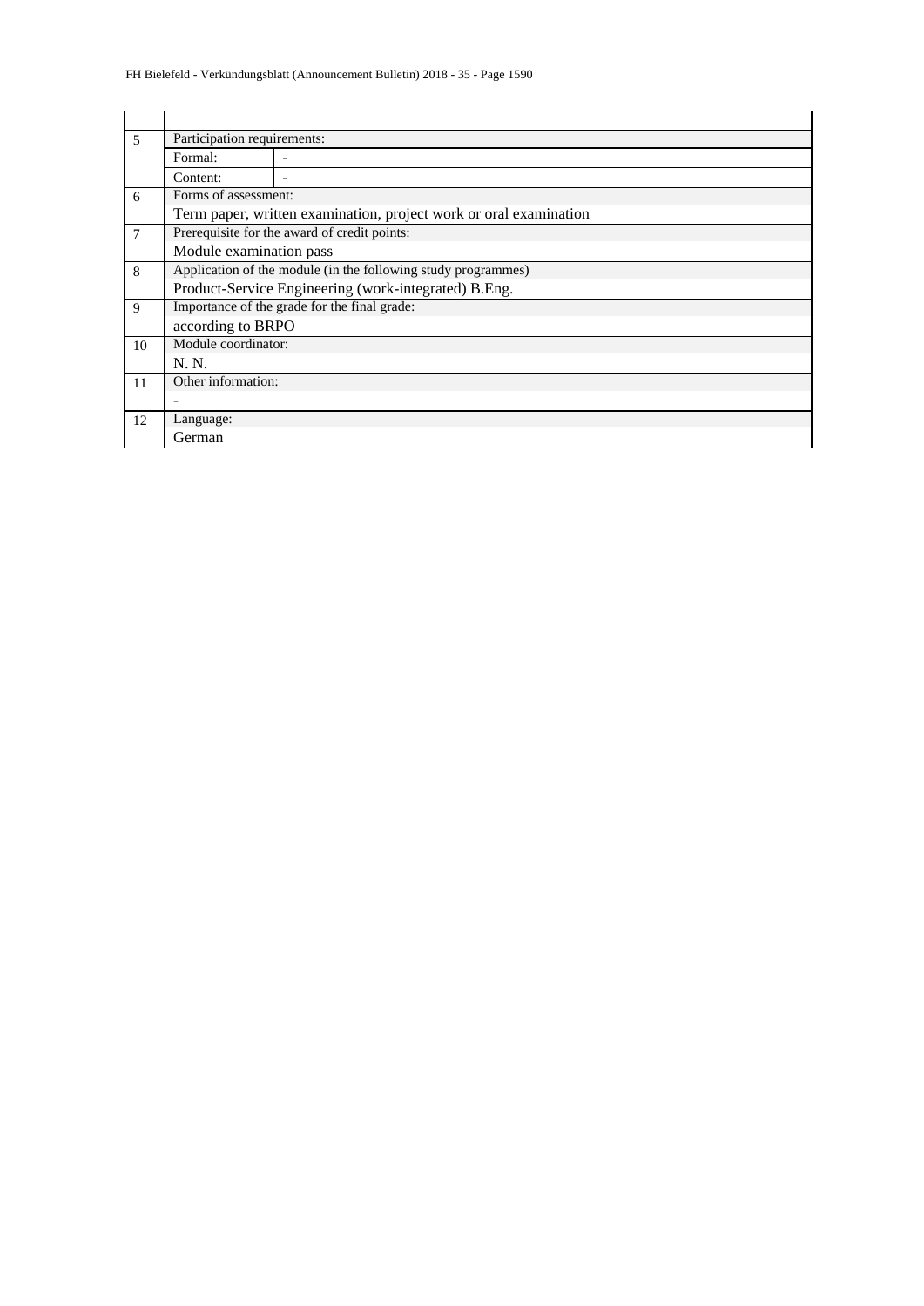| | | |
|---|---|---|
| 5 | Participation requirements: | |
| | Formal: | - |
| | Content: | - |
| 6 | Forms of assessment: | |
| | Term paper, written examination, project work or oral examination | |
| 7 | Prerequisite for the award of credit points: | |
| | Module examination pass | |
| 8 | Application of the module (in the following study programmes) | |
| | Product-Service Engineering (work-integrated) B.Eng. | |
| 9 | Importance of the grade for the final grade: | |
| | according to BRPO | |
| 10 | Module coordinator: | |
| | N. N. | |
| 11 | Other information: | |
| | - | |
| 12 | Language: | |
| | German | |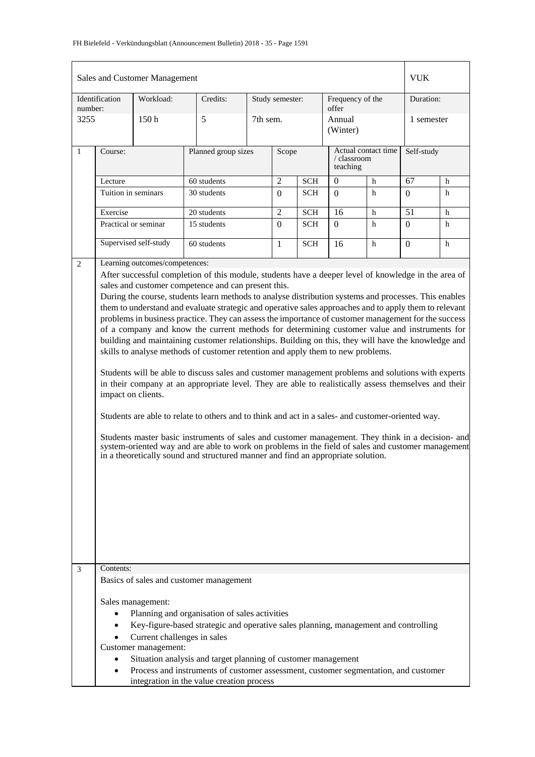| Sales and Customer Management | | | | | | VUK |
|---|---|---|---|---|---|---|
| Identification number: | Workload: | Credits: | Study semester: | Frequency of the offer | | Duration: |
| 3255 | 150 h | 5 | 7th sem. | Annual (Winter) | | 1 semester |

| 1 | Course: | Planned group sizes | Scope | | Actual contact time / classroom teaching | | Self-study | |
|---|---|---|---|---|---|---|---|---|
| | Lecture | 60 students | 2 | SCH | 0 | h | 67 | h |
| | Tuition in seminars | 30 students | 0 | SCH | 0 | h | 0 | h |
| | Exercise | 20 students | 2 | SCH | 16 | h | 51 | h |
| | Practical or seminar | 15 students | 0 | SCH | 0 | h | 0 | h |
| | Supervised self-study | 60 students | 1 | SCH | 16 | h | 0 | h |

**2 Learning outcomes/competences:**

After successful completion of this module, students have a deeper level of knowledge in the area of sales and customer competence and can present this.

During the course, students learn methods to analyse distribution systems and processes. This enables them to understand and evaluate strategic and operative sales approaches and to apply them to relevant problems in business practice. They can assess the importance of customer management for the success of a company and know the current methods for determining customer value and instruments for building and maintaining customer relationships. Building on this, they will have the knowledge and skills to analyse methods of customer retention and apply them to new problems.

Students will be able to discuss sales and customer management problems and solutions with experts in their company at an appropriate level. They are able to realistically assess themselves and their impact on clients.

Students are able to relate to others and to think and act in a sales- and customer-oriented way.

Students master basic instruments of sales and customer management. They think in a decision- and system-oriented way and are able to work on problems in the field of sales and customer management in a theoretically sound and structured manner and find an appropriate solution.

**3 Contents:**

Basics of sales and customer management

Sales management:

- Planning and organisation of sales activities
- Key-figure-based strategic and operative sales planning, management and controlling
- Current challenges in sales

Customer management:

- Situation analysis and target planning of customer management
- Process and instruments of customer assessment, customer segmentation, and customer integration in the value creation process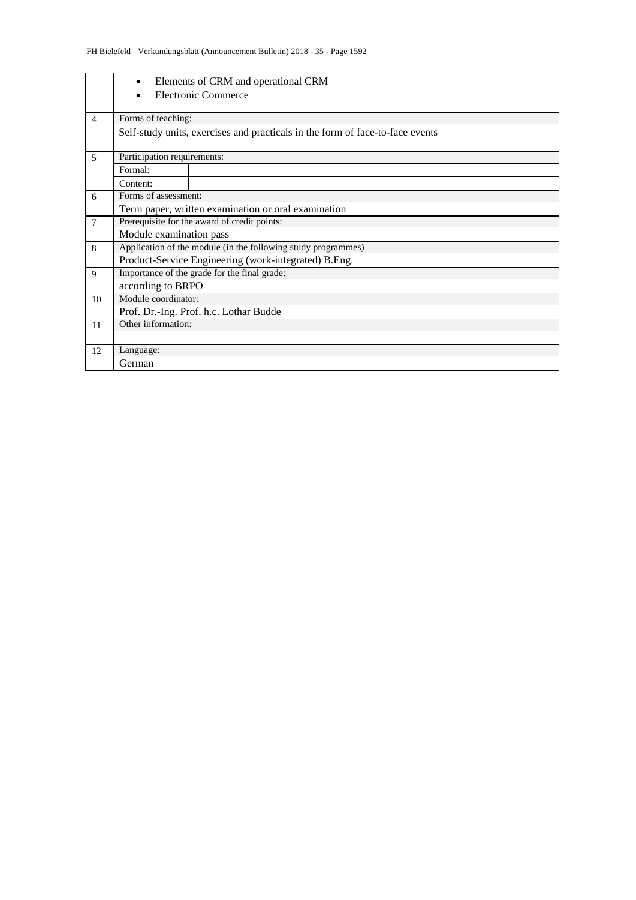| | |
|---|---|
| | • Elements of CRM and operational CRM<br>• Electronic Commerce |
| 4 | Forms of teaching:<br>Self-study units, exercises and practicals in the form of face-to-face events |
| 5 | Participation requirements:<br>Formal:<br>Content: |
| 6 | Forms of assessment:<br>Term paper, written examination or oral examination |
| 7 | Prerequisite for the award of credit points:<br>Module examination pass |
| 8 | Application of the module (in the following study programmes)<br>Product-Service Engineering (work-integrated) B.Eng. |
| 9 | Importance of the grade for the final grade:<br>according to BRPO |
| 10 | Module coordinator:<br>Prof. Dr.-Ing. Prof. h.c. Lothar Budde |
| 11 | Other information: |
| 12 | Language:<br>German |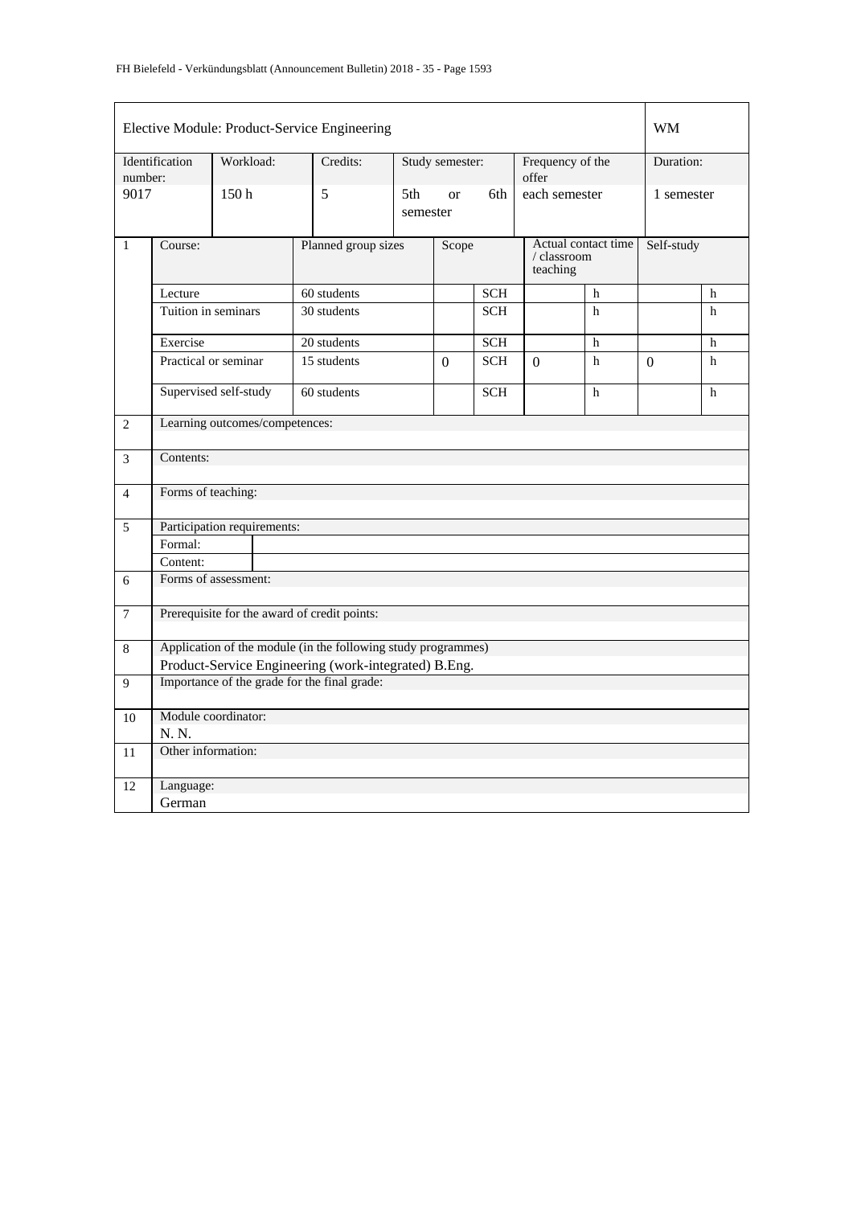| Elective Module: Product-Service Engineering | | | | | | | | WM |
|---|---|---|---|---|---|---|---|---|
| Identification number: | Workload: | Credits: | Study semester: | | Frequency of the offer | | | Duration: |
| 9017 | 150 h | 5 | 5th or 6th semester | | each semester | | | 1 semester |

| | Course: | Planned group sizes | Scope | | Actual contact time / classroom teaching | | Self-study | |
|---|---|---|---|---|---|---|---|---|
| 1 | Lecture | 60 students | | SCH | | h | | h |
| | Tuition in seminars | 30 students | | SCH | | h | | h |
| | Exercise | 20 students | | SCH | | h | | h |
| | Practical or seminar | 15 students | 0 | SCH | 0 | h | 0 | h |
| | Supervised self-study | 60 students | | SCH | | h | | h |

| | |
|---|---|
| 2 | Learning outcomes/competences: |
| 3 | Contents: |
| 4 | Forms of teaching: |
| 5 | Participation requirements:<br>Formal:<br>Content: |
| 6 | Forms of assessment: |
| 7 | Prerequisite for the award of credit points: |
| 8 | Application of the module (in the following study programmes)<br>Product-Service Engineering (work-integrated) B.Eng. |
| 9 | Importance of the grade for the final grade: |
| 10 | Module coordinator:<br>N. N. |
| 11 | Other information: |
| 12 | Language:<br>German |